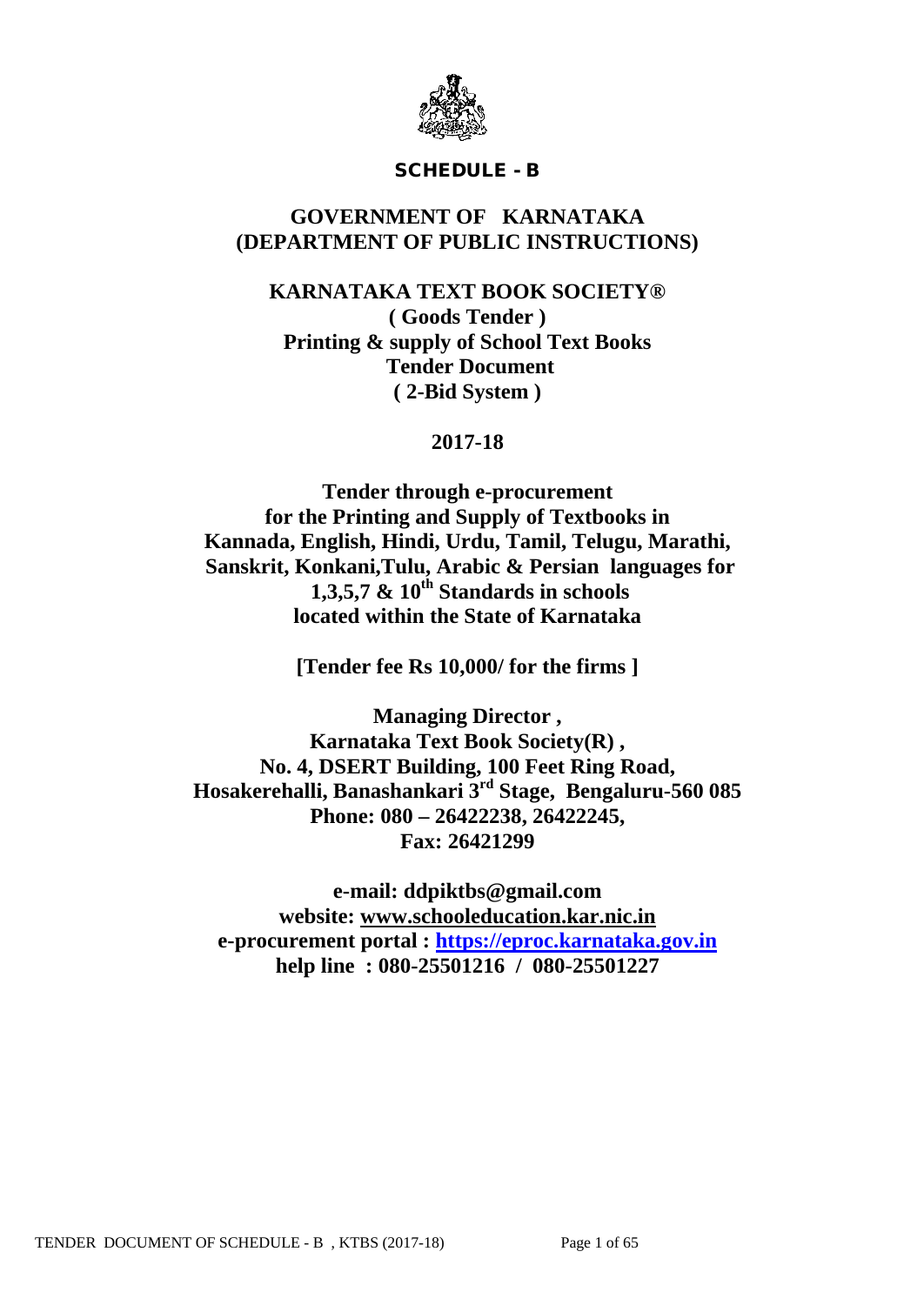**SCHEDULE - B**

# GOVERNMENT OF KARNATAKA
# (DEPARTMENT OF PUBLIC INSTRUCTIONS)

## KARNATAKA TEXT BOOK SOCIETY®

**( Goods Tender )**
**Printing & supply of School Text Books**
**Tender Document**
**( 2-Bid System )**

**2017-18**

**Tender through e-procurement for the Printing and Supply of Textbooks in Kannada, English, Hindi, Urdu, Tamil, Telugu, Marathi, Sanskrit, Konkani,Tulu, Arabic & Persian languages for 1,3,5,7 & 10th Standards in schools located within the State of Karnataka**

**[Tender fee Rs 10,000/ for the firms ]**

**Managing Director ,**
**Karnataka Text Book Society(R) ,**
**No. 4, DSERT Building, 100 Feet Ring Road,**
**Hosakerehalli, Banashankari 3rd Stage, Bengaluru-560 085**
**Phone: 080 – 26422238, 26422245,**
**Fax: 26421299**

**e-mail: ddpiktbs@gmail.com**
**website: www.schooleducation.kar.nic.in**
**e-procurement portal : https://eproc.karnataka.gov.in**
**help line : 080-25501216 / 080-25501227**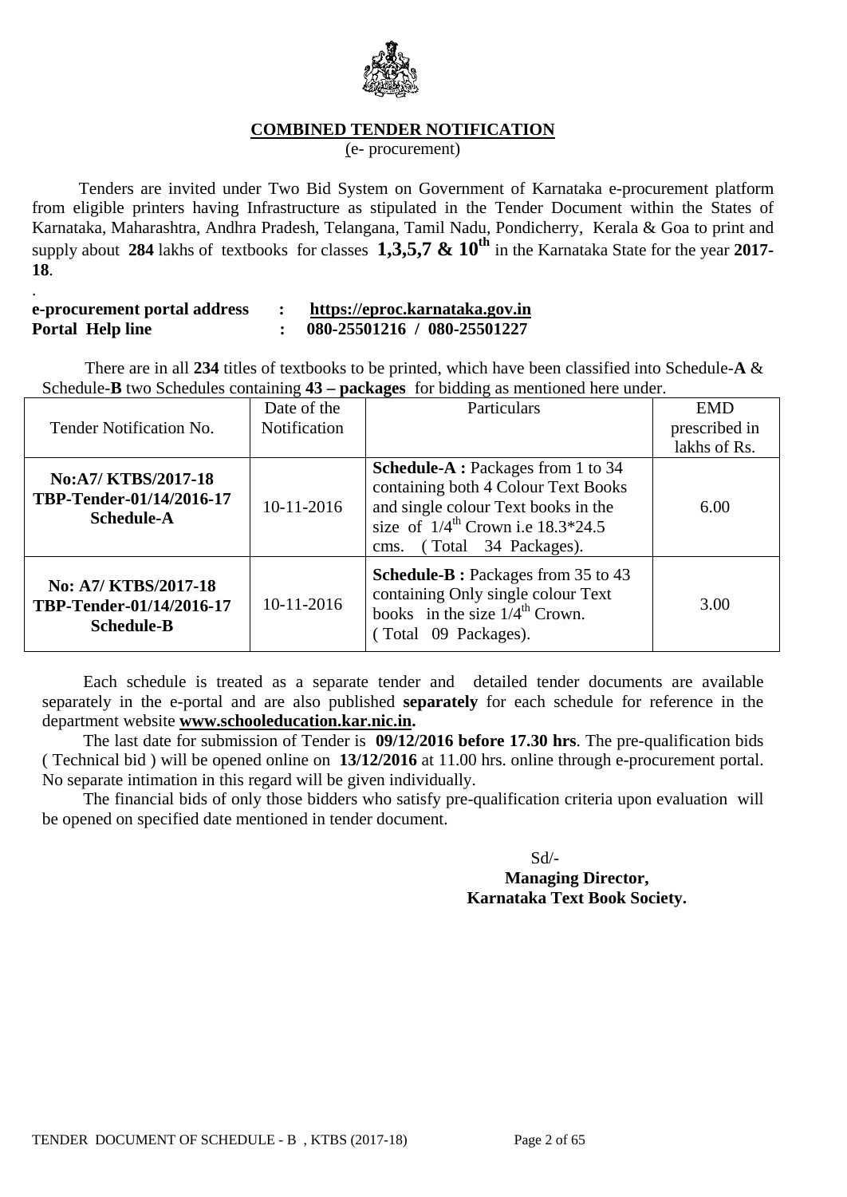## COMBINED TENDER NOTIFICATION

(e- procurement)

Tenders are invited under Two Bid System on Government of Karnataka e-procurement platform from eligible printers having Infrastructure as stipulated in the Tender Document within the States of Karnataka, Maharashtra, Andhra Pradesh, Telangana, Tamil Nadu, Pondicherry, Kerala & Goa to print and supply about **284** lakhs of textbooks for classes **1,3,5,7 & 10th** in the Karnataka State for the year **2017-18**.

.

**e-procurement portal address : https://eproc.karnataka.gov.in**
**Portal Help line : 080-25501216 / 080-25501227**

There are in all **234** titles of textbooks to be printed, which have been classified into Schedule-**A** & Schedule-**B** two Schedules containing **43 – packages** for bidding as mentioned here under.

| Tender Notification No. | Date of the Notification | Particulars | EMD prescribed in lakhs of Rs. |
|---|---|---|---|
| **No:A7/ KTBS/2017-18 TBP-Tender-01/14/2016-17 Schedule-A** | 10-11-2016 | **Schedule-A :** Packages from 1 to 34 containing both 4 Colour Text Books and single colour Text books in the size of 1/4th Crown i.e 18.3*24.5 cms. ( Total 34 Packages). | 6.00 |
| **No: A7/ KTBS/2017-18 TBP-Tender-01/14/2016-17 Schedule-B** | 10-11-2016 | **Schedule-B :** Packages from 35 to 43 containing Only single colour Text books in the size 1/4th Crown. ( Total 09 Packages). | 3.00 |

Each schedule is treated as a separate tender and detailed tender documents are available separately in the e-portal and are also published **separately** for each schedule for reference in the department website **www.schooleducation.kar.nic.in.**

The last date for submission of Tender is **09/12/2016 before 17.30 hrs**. The pre-qualification bids ( Technical bid ) will be opened online on **13/12/2016** at 11.00 hrs. online through e-procurement portal. No separate intimation in this regard will be given individually.

The financial bids of only those bidders who satisfy pre-qualification criteria upon evaluation will be opened on specified date mentioned in tender document.

Sd/-

**Managing Director,**
**Karnataka Text Book Society.**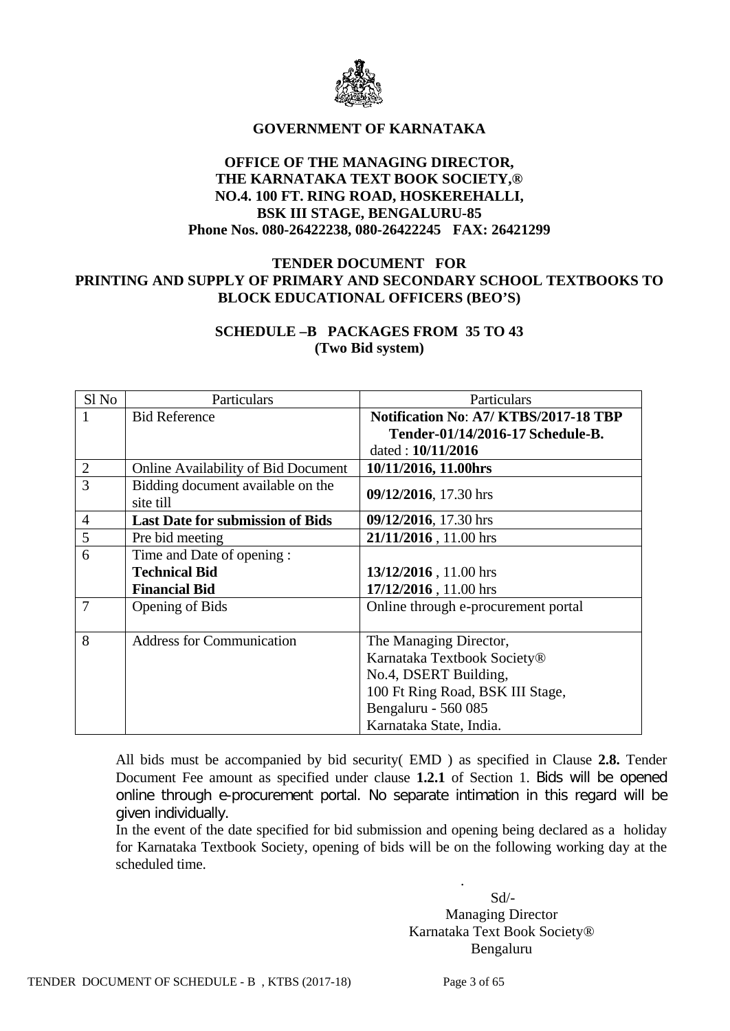**GOVERNMENT OF KARNATAKA**

**OFFICE OF THE MANAGING DIRECTOR,**
**THE KARNATAKA TEXT BOOK SOCIETY,®**
**NO.4. 100 FT. RING ROAD, HOSKEREHALLI,**
**BSK III STAGE, BENGALURU-85**
**Phone Nos. 080-26422238, 080-26422245 FAX: 26421299**

**TENDER DOCUMENT FOR**
**PRINTING AND SUPPLY OF PRIMARY AND SECONDARY SCHOOL TEXTBOOKS TO BLOCK EDUCATIONAL OFFICERS (BEO'S)**

**SCHEDULE –B PACKAGES FROM 35 TO 43**
**(Two Bid system)**

| Sl No | Particulars | Particulars |
|---|---|---|
| 1 | Bid Reference | **Notification No**: **A7/ KTBS/2017-18 TBP Tender-01/14/2016-17 Schedule-B.** dated : **10/11/2016** |
| 2 | Online Availability of Bid Document | **10/11/2016, 11.00hrs** |
| 3 | Bidding document available on the site till | **09/12/2016**, 17.30 hrs |
| 4 | **Last Date for submission of Bids** | **09/12/2016**, 17.30 hrs |
| 5 | Pre bid meeting | **21/11/2016** , 11.00 hrs |
| 6 | Time and Date of opening :<br>**Technical Bid**<br>**Financial Bid** | <br>**13/12/2016** , 11.00 hrs<br>**17/12/2016** , 11.00 hrs |
| 7 | Opening of Bids | Online through e-procurement portal |
| 8 | Address for Communication | The Managing Director,<br>Karnataka Textbook Society®<br>No.4, DSERT Building,<br>100 Ft Ring Road, BSK III Stage,<br>Bengaluru - 560 085<br>Karnataka State, India. |

All bids must be accompanied by bid security( EMD ) as specified in Clause **2.8.** Tender Document Fee amount as specified under clause **1.2.1** of Section 1. Bids will be opened online through e-procurement portal. No separate intimation in this regard will be given individually.

In the event of the date specified for bid submission and opening being declared as a holiday for Karnataka Textbook Society, opening of bids will be on the following working day at the scheduled time.

Sd/-
Managing Director
Karnataka Text Book Society®
Bengaluru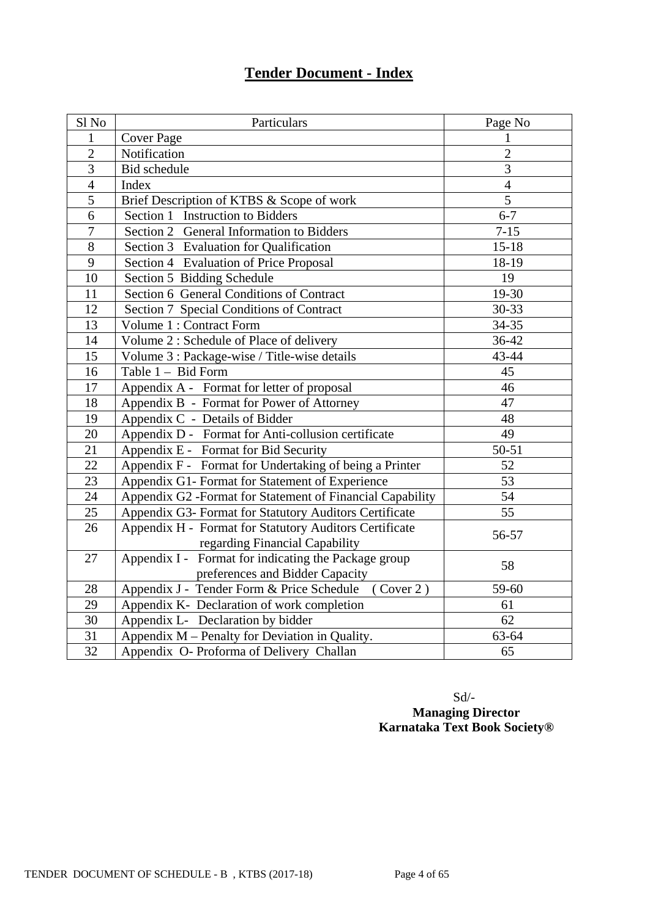# Tender Document - Index

| Sl No | Particulars | Page No |
|---|---|---|
| 1 | Cover Page | 1 |
| 2 | Notification | 2 |
| 3 | Bid schedule | 3 |
| 4 | Index | 4 |
| 5 | Brief Description of KTBS & Scope of work | 5 |
| 6 | Section 1 Instruction to Bidders | 6-7 |
| 7 | Section 2 General Information to Bidders | 7-15 |
| 8 | Section 3 Evaluation for Qualification | 15-18 |
| 9 | Section 4 Evaluation of Price Proposal | 18-19 |
| 10 | Section 5 Bidding Schedule | 19 |
| 11 | Section 6 General Conditions of Contract | 19-30 |
| 12 | Section 7 Special Conditions of Contract | 30-33 |
| 13 | Volume 1 : Contract Form | 34-35 |
| 14 | Volume 2 : Schedule of Place of delivery | 36-42 |
| 15 | Volume 3 : Package-wise / Title-wise details | 43-44 |
| 16 | Table 1 – Bid Form | 45 |
| 17 | Appendix A - Format for letter of proposal | 46 |
| 18 | Appendix B - Format for Power of Attorney | 47 |
| 19 | Appendix C - Details of Bidder | 48 |
| 20 | Appendix D - Format for Anti-collusion certificate | 49 |
| 21 | Appendix E - Format for Bid Security | 50-51 |
| 22 | Appendix F - Format for Undertaking of being a Printer | 52 |
| 23 | Appendix G1- Format for Statement of Experience | 53 |
| 24 | Appendix G2 -Format for Statement of Financial Capability | 54 |
| 25 | Appendix G3- Format for Statutory Auditors Certificate | 55 |
| 26 | Appendix H - Format for Statutory Auditors Certificate regarding Financial Capability | 56-57 |
| 27 | Appendix I - Format for indicating the Package group preferences and Bidder Capacity | 58 |
| 28 | Appendix J - Tender Form & Price Schedule (Cover 2 ) | 59-60 |
| 29 | Appendix K- Declaration of work completion | 61 |
| 30 | Appendix L- Declaration by bidder | 62 |
| 31 | Appendix M – Penalty for Deviation in Quality. | 63-64 |
| 32 | Appendix O- Proforma of Delivery Challan | 65 |

Sd/-
**Managing Director**
**Karnataka Text Book Society®**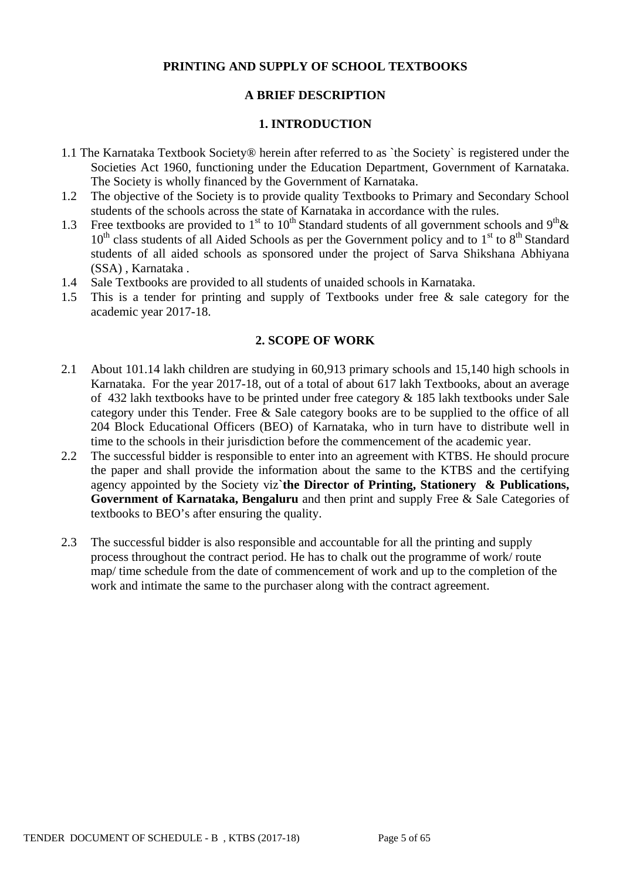**PRINTING AND SUPPLY OF SCHOOL TEXTBOOKS**

**A BRIEF DESCRIPTION**

## 1. INTRODUCTION

1.1 The Karnataka Textbook Society® herein after referred to as `the Society` is registered under the Societies Act 1960, functioning under the Education Department, Government of Karnataka. The Society is wholly financed by the Government of Karnataka.

1.2 The objective of the Society is to provide quality Textbooks to Primary and Secondary School students of the schools across the state of Karnataka in accordance with the rules.

1.3 Free textbooks are provided to 1st to 10th Standard students of all government schools and 9th & 10th class students of all Aided Schools as per the Government policy and to 1st to 8th Standard students of all aided schools as sponsored under the project of Sarva Shikshana Abhiyana (SSA) , Karnataka .

1.4 Sale Textbooks are provided to all students of unaided schools in Karnataka.

1.5 This is a tender for printing and supply of Textbooks under free & sale category for the academic year 2017-18.

## 2. SCOPE OF WORK

2.1 About 101.14 lakh children are studying in 60,913 primary schools and 15,140 high schools in Karnataka. For the year 2017-18, out of a total of about 617 lakh Textbooks, about an average of 432 lakh textbooks have to be printed under free category & 185 lakh textbooks under Sale category under this Tender. Free & Sale category books are to be supplied to the office of all 204 Block Educational Officers (BEO) of Karnataka, who in turn have to distribute well in time to the schools in their jurisdiction before the commencement of the academic year.

2.2 The successful bidder is responsible to enter into an agreement with KTBS. He should procure the paper and shall provide the information about the same to the KTBS and the certifying agency appointed by the Society viz`**the Director of Printing, Stationery & Publications, Government of Karnataka, Bengaluru** and then print and supply Free & Sale Categories of textbooks to BEO's after ensuring the quality.

2.3 The successful bidder is also responsible and accountable for all the printing and supply process throughout the contract period. He has to chalk out the programme of work/ route map/ time schedule from the date of commencement of work and up to the completion of the work and intimate the same to the purchaser along with the contract agreement.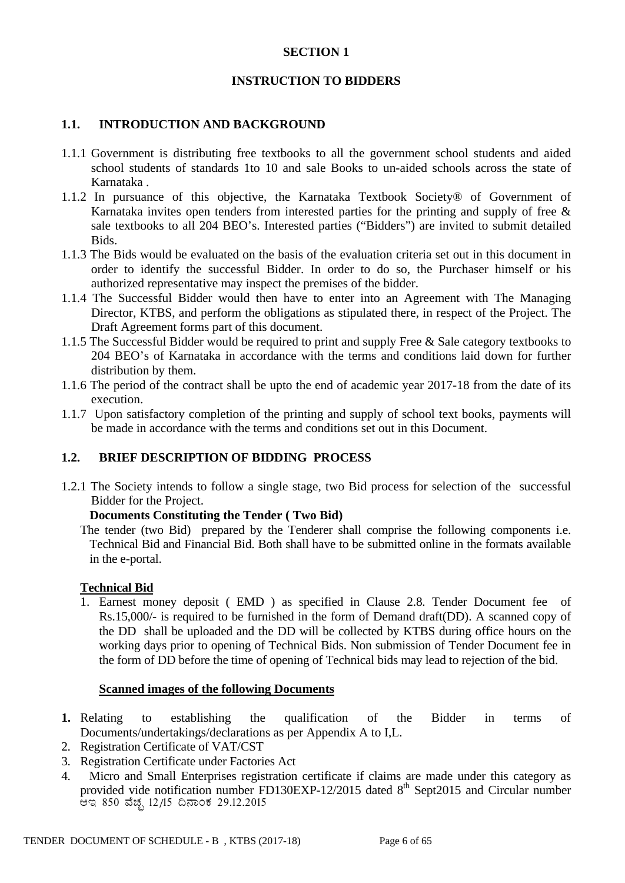# SECTION 1

## INSTRUCTION TO BIDDERS

### 1.1. INTRODUCTION AND BACKGROUND

1.1.1 Government is distributing free textbooks to all the government school students and aided school students of standards 1to 10 and sale Books to un-aided schools across the state of Karnataka .

1.1.2 In pursuance of this objective, the Karnataka Textbook Society® of Government of Karnataka invites open tenders from interested parties for the printing and supply of free & sale textbooks to all 204 BEO's. Interested parties ("Bidders") are invited to submit detailed Bids.

1.1.3 The Bids would be evaluated on the basis of the evaluation criteria set out in this document in order to identify the successful Bidder. In order to do so, the Purchaser himself or his authorized representative may inspect the premises of the bidder.

1.1.4 The Successful Bidder would then have to enter into an Agreement with The Managing Director, KTBS, and perform the obligations as stipulated there, in respect of the Project. The Draft Agreement forms part of this document.

1.1.5 The Successful Bidder would be required to print and supply Free & Sale category textbooks to 204 BEO's of Karnataka in accordance with the terms and conditions laid down for further distribution by them.

1.1.6 The period of the contract shall be upto the end of academic year 2017-18 from the date of its execution.

1.1.7 Upon satisfactory completion of the printing and supply of school text books, payments will be made in accordance with the terms and conditions set out in this Document.

### 1.2. BRIEF DESCRIPTION OF BIDDING PROCESS

1.2.1 The Society intends to follow a single stage, two Bid process for selection of the successful Bidder for the Project.

**Documents Constituting the Tender ( Two Bid)**

The tender (two Bid) prepared by the Tenderer shall comprise the following components i.e. Technical Bid and Financial Bid. Both shall have to be submitted online in the formats available in the e-portal.

**<u>Technical Bid</u>**

1. Earnest money deposit ( EMD ) as specified in Clause 2.8. Tender Document fee of Rs.15,000/- is required to be furnished in the form of Demand draft(DD). A scanned copy of the DD shall be uploaded and the DD will be collected by KTBS during office hours on the working days prior to opening of Technical Bids. Non submission of Tender Document fee in the form of DD before the time of opening of Technical bids may lead to rejection of the bid.

**<u>Scanned images of the following Documents</u>**

1. Relating to establishing the qualification of the Bidder in terms of Documents/undertakings/declarations as per Appendix A to I,L.
2. Registration Certificate of VAT/CST
3. Registration Certificate under Factories Act
4. Micro and Small Enterprises registration certificate if claims are made under this category as provided vide notification number FD130EXP-12/2015 dated 8th Sept2015 and Circular number ಆಇ 850 ವೆಚ್ಚ 12/15 ದಿನಾಂಕ 29.12.2015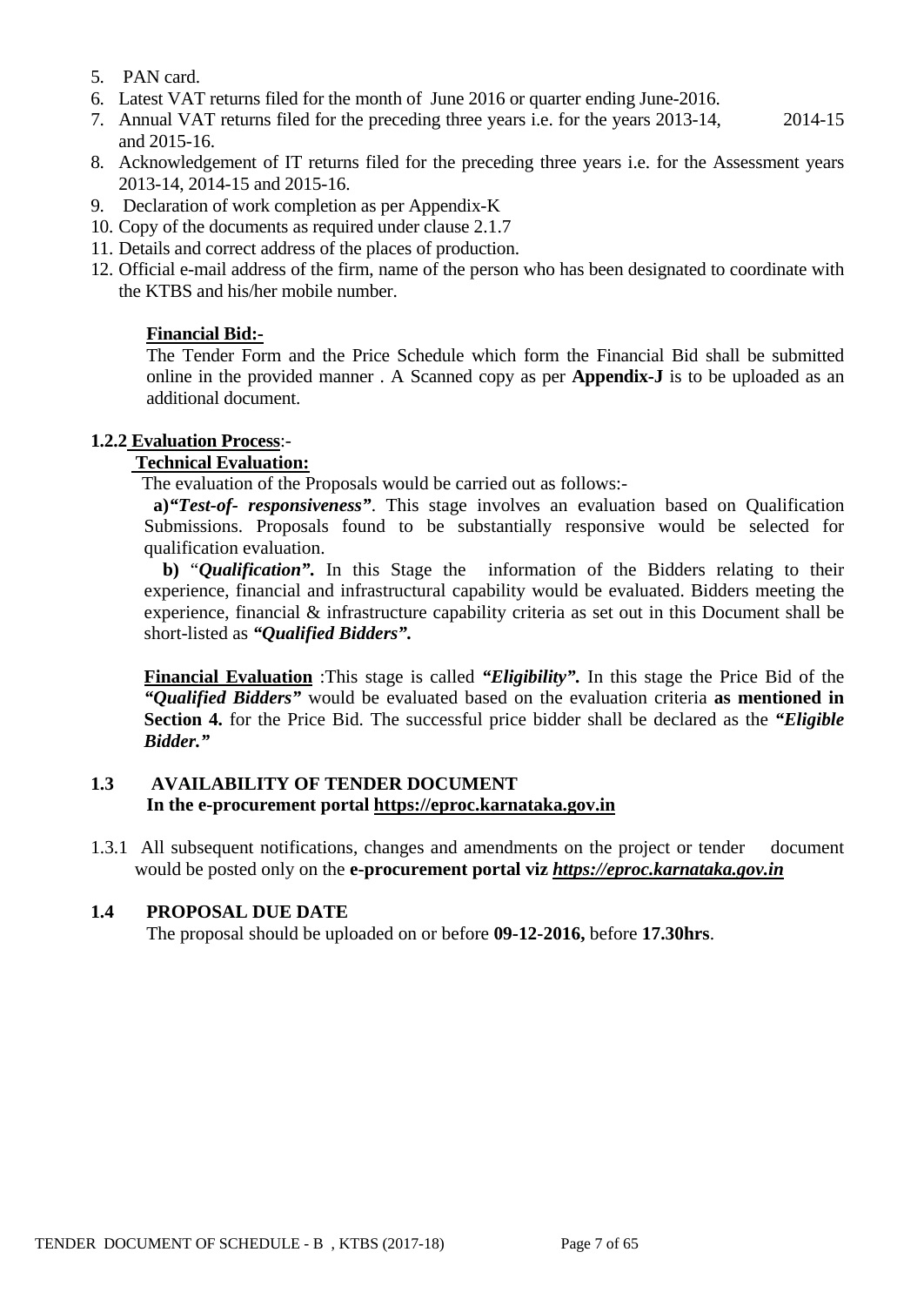5. PAN card.
6. Latest VAT returns filed for the month of June 2016 or quarter ending June-2016.
7. Annual VAT returns filed for the preceding three years i.e. for the years 2013-14, 2014-15 and 2015-16.
8. Acknowledgement of IT returns filed for the preceding three years i.e. for the Assessment years 2013-14, 2014-15 and 2015-16.
9. Declaration of work completion as per Appendix-K
10. Copy of the documents as required under clause 2.1.7
11. Details and correct address of the places of production.
12. Official e-mail address of the firm, name of the person who has been designated to coordinate with the KTBS and his/her mobile number.

**Financial Bid:-**

The Tender Form and the Price Schedule which form the Financial Bid shall be submitted online in the provided manner . A Scanned copy as per **Appendix-J** is to be uploaded as an additional document.

**1.2.2 Evaluation Process**:-

**Technical Evaluation:**

The evaluation of the Proposals would be carried out as follows:-

**a)*"Test-of- responsiveness"***. This stage involves an evaluation based on Qualification Submissions. Proposals found to be substantially responsive would be selected for qualification evaluation.

**b)** "***Qualification".*** In this Stage the information of the Bidders relating to their experience, financial and infrastructural capability would be evaluated. Bidders meeting the experience, financial & infrastructure capability criteria as set out in this Document shall be short-listed as ***"Qualified Bidders".***

**Financial Evaluation** :This stage is called ***"Eligibility".*** In this stage the Price Bid of the ***"Qualified Bidders"*** would be evaluated based on the evaluation criteria **as mentioned in Section 4.** for the Price Bid. The successful price bidder shall be declared as the ***"Eligible Bidder."***

## 1.3 AVAILABILITY OF TENDER DOCUMENT

**In the e-procurement portal https://eproc.karnataka.gov.in**

1.3.1 All subsequent notifications, changes and amendments on the project or tender document would be posted only on the **e-procurement portal viz *https://eproc.karnataka.gov.in***

## 1.4 PROPOSAL DUE DATE

The proposal should be uploaded on or before **09-12-2016,** before **17.30hrs**.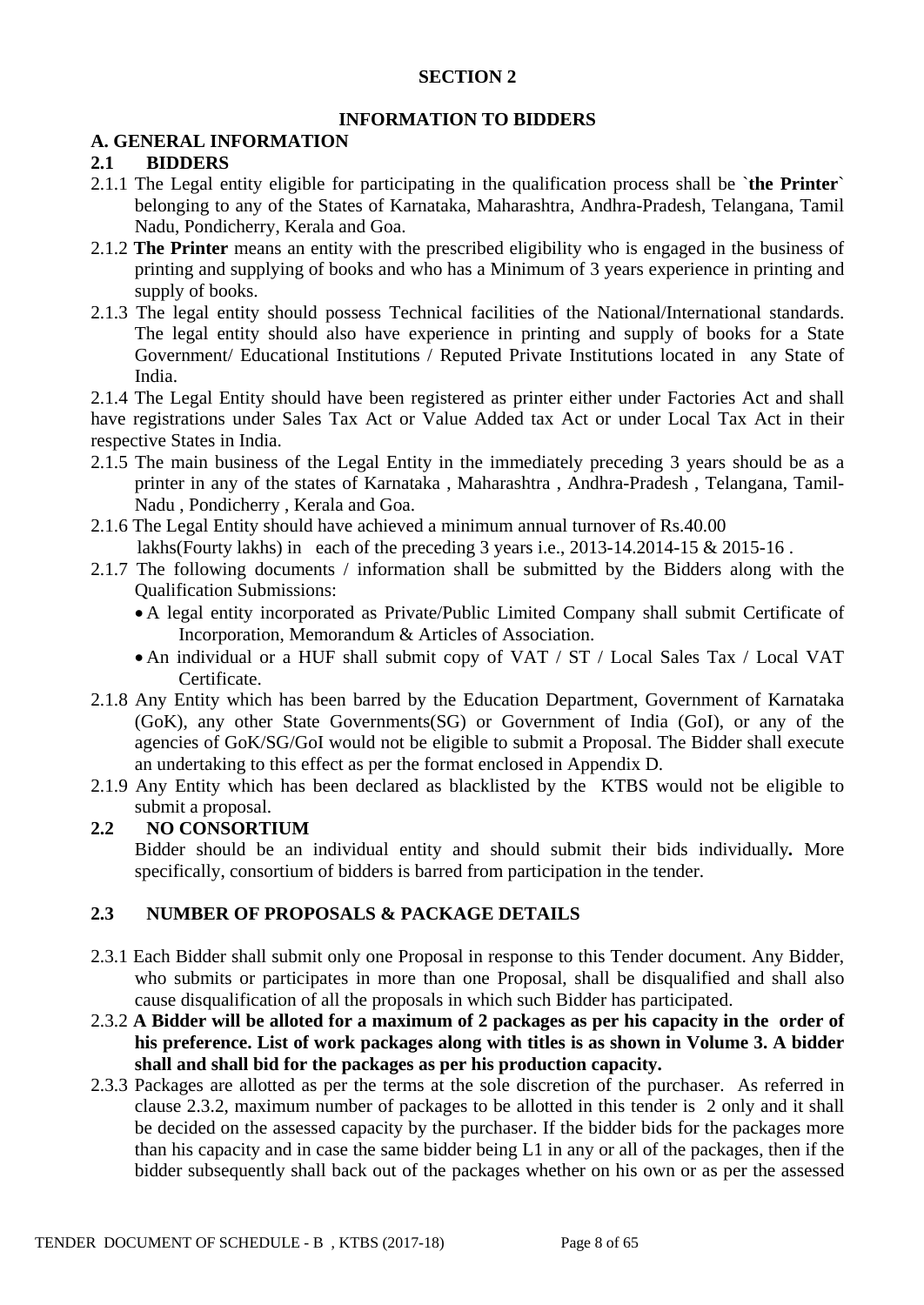**SECTION 2**

**INFORMATION TO BIDDERS**

## A. GENERAL INFORMATION

### 2.1 BIDDERS

2.1.1 The Legal entity eligible for participating in the qualification process shall be **`the Printer`** belonging to any of the States of Karnataka, Maharashtra, Andhra-Pradesh, Telangana, Tamil Nadu, Pondicherry, Kerala and Goa.

2.1.2 **The Printer** means an entity with the prescribed eligibility who is engaged in the business of printing and supplying of books and who has a Minimum of 3 years experience in printing and supply of books.

2.1.3 The legal entity should possess Technical facilities of the National/International standards. The legal entity should also have experience in printing and supply of books for a State Government/ Educational Institutions / Reputed Private Institutions located in any State of India.

2.1.4 The Legal Entity should have been registered as printer either under Factories Act and shall have registrations under Sales Tax Act or Value Added tax Act or under Local Tax Act in their respective States in India.

2.1.5 The main business of the Legal Entity in the immediately preceding 3 years should be as a printer in any of the states of Karnataka , Maharashtra , Andhra-Pradesh , Telangana, Tamil-Nadu , Pondicherry , Kerala and Goa.

2.1.6 The Legal Entity should have achieved a minimum annual turnover of Rs.40.00 lakhs(Fourty lakhs) in each of the preceding 3 years i.e., 2013-14.2014-15 & 2015-16 .

2.1.7 The following documents / information shall be submitted by the Bidders along with the Qualification Submissions:

- A legal entity incorporated as Private/Public Limited Company shall submit Certificate of Incorporation, Memorandum & Articles of Association.
- An individual or a HUF shall submit copy of VAT / ST / Local Sales Tax / Local VAT Certificate.

2.1.8 Any Entity which has been barred by the Education Department, Government of Karnataka (GoK), any other State Governments(SG) or Government of India (GoI), or any of the agencies of GoK/SG/GoI would not be eligible to submit a Proposal. The Bidder shall execute an undertaking to this effect as per the format enclosed in Appendix D.

2.1.9 Any Entity which has been declared as blacklisted by the KTBS would not be eligible to submit a proposal.

### 2.2 NO CONSORTIUM

Bidder should be an individual entity and should submit their bids individually**.** More specifically, consortium of bidders is barred from participation in the tender.

### 2.3 NUMBER OF PROPOSALS & PACKAGE DETAILS

2.3.1 Each Bidder shall submit only one Proposal in response to this Tender document. Any Bidder, who submits or participates in more than one Proposal, shall be disqualified and shall also cause disqualification of all the proposals in which such Bidder has participated.

2.3.2 **A Bidder will be alloted for a maximum of 2 packages as per his capacity in the order of his preference. List of work packages along with titles is as shown in Volume 3. A bidder shall and shall bid for the packages as per his production capacity.**

2.3.3 Packages are allotted as per the terms at the sole discretion of the purchaser. As referred in clause 2.3.2, maximum number of packages to be allotted in this tender is 2 only and it shall be decided on the assessed capacity by the purchaser. If the bidder bids for the packages more than his capacity and in case the same bidder being L1 in any or all of the packages, then if the bidder subsequently shall back out of the packages whether on his own or as per the assessed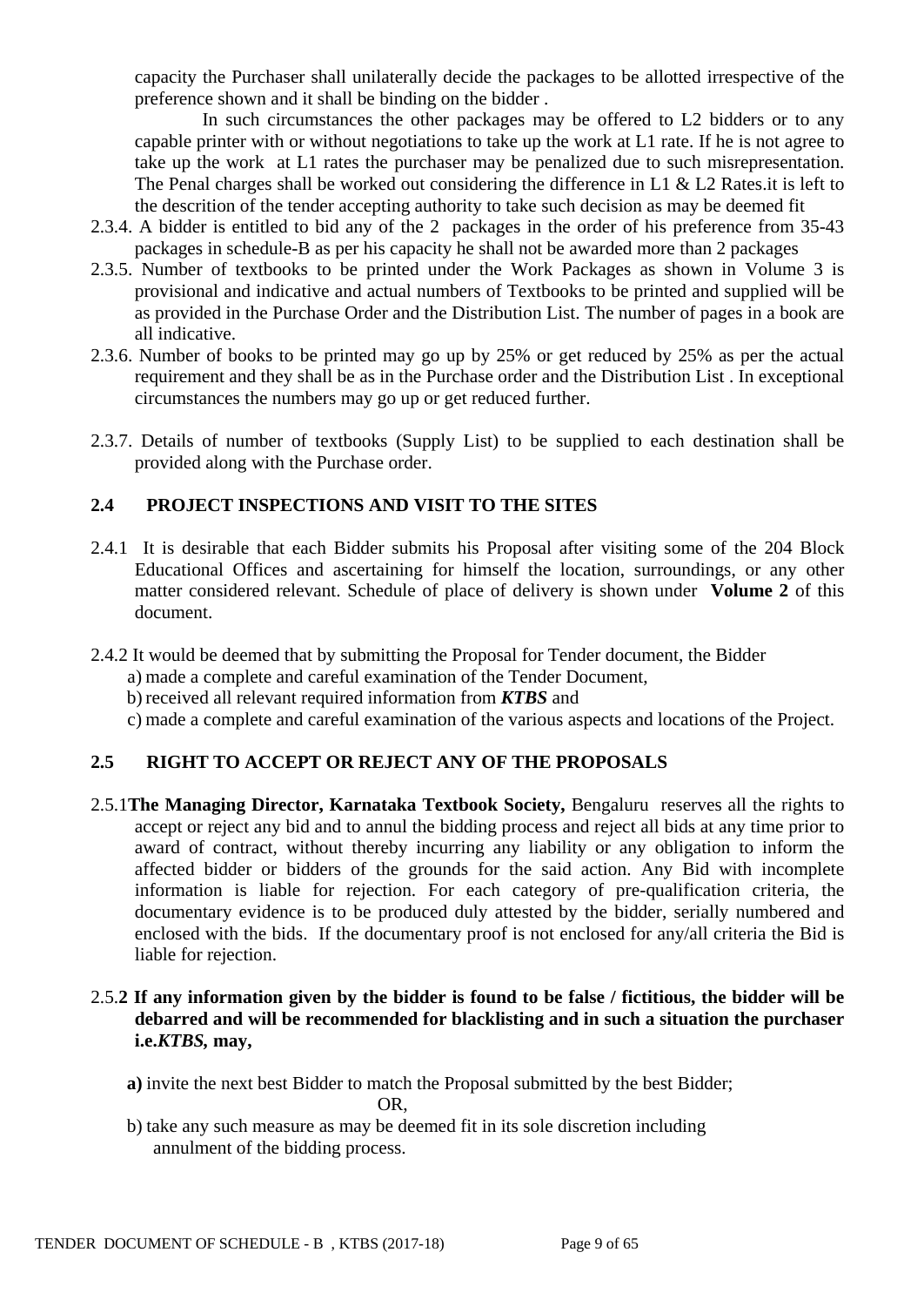capacity the Purchaser shall unilaterally decide the packages to be allotted irrespective of the preference shown and it shall be binding on the bidder .

In such circumstances the other packages may be offered to L2 bidders or to any capable printer with or without negotiations to take up the work at L1 rate. If he is not agree to take up the work at L1 rates the purchaser may be penalized due to such misrepresentation. The Penal charges shall be worked out considering the difference in L1 & L2 Rates.it is left to the descrition of the tender accepting authority to take such decision as may be deemed fit

2.3.4. A bidder is entitled to bid any of the 2 packages in the order of his preference from 35-43 packages in schedule-B as per his capacity he shall not be awarded more than 2 packages

2.3.5. Number of textbooks to be printed under the Work Packages as shown in Volume 3 is provisional and indicative and actual numbers of Textbooks to be printed and supplied will be as provided in the Purchase Order and the Distribution List. The number of pages in a book are all indicative.

2.3.6. Number of books to be printed may go up by 25% or get reduced by 25% as per the actual requirement and they shall be as in the Purchase order and the Distribution List . In exceptional circumstances the numbers may go up or get reduced further.

2.3.7. Details of number of textbooks (Supply List) to be supplied to each destination shall be provided along with the Purchase order.

## 2.4 PROJECT INSPECTIONS AND VISIT TO THE SITES

2.4.1 It is desirable that each Bidder submits his Proposal after visiting some of the 204 Block Educational Offices and ascertaining for himself the location, surroundings, or any other matter considered relevant. Schedule of place of delivery is shown under **Volume 2** of this document.

2.4.2 It would be deemed that by submitting the Proposal for Tender document, the Bidder

a) made a complete and careful examination of the Tender Document,

b) received all relevant required information from ***KTBS*** and

c) made a complete and careful examination of the various aspects and locations of the Project.

## 2.5 RIGHT TO ACCEPT OR REJECT ANY OF THE PROPOSALS

2.5.1**The Managing Director, Karnataka Textbook Society,** Bengaluru reserves all the rights to accept or reject any bid and to annul the bidding process and reject all bids at any time prior to award of contract, without thereby incurring any liability or any obligation to inform the affected bidder or bidders of the grounds for the said action. Any Bid with incomplete information is liable for rejection. For each category of pre-qualification criteria, the documentary evidence is to be produced duly attested by the bidder, serially numbered and enclosed with the bids. If the documentary proof is not enclosed for any/all criteria the Bid is liable for rejection.

2.5.**2 If any information given by the bidder is found to be false / fictitious, the bidder will be debarred and will be recommended for blacklisting and in such a situation the purchaser i.e.*KTBS*, may,**

**a)** invite the next best Bidder to match the Proposal submitted by the best Bidder;

OR,

b) take any such measure as may be deemed fit in its sole discretion including annulment of the bidding process.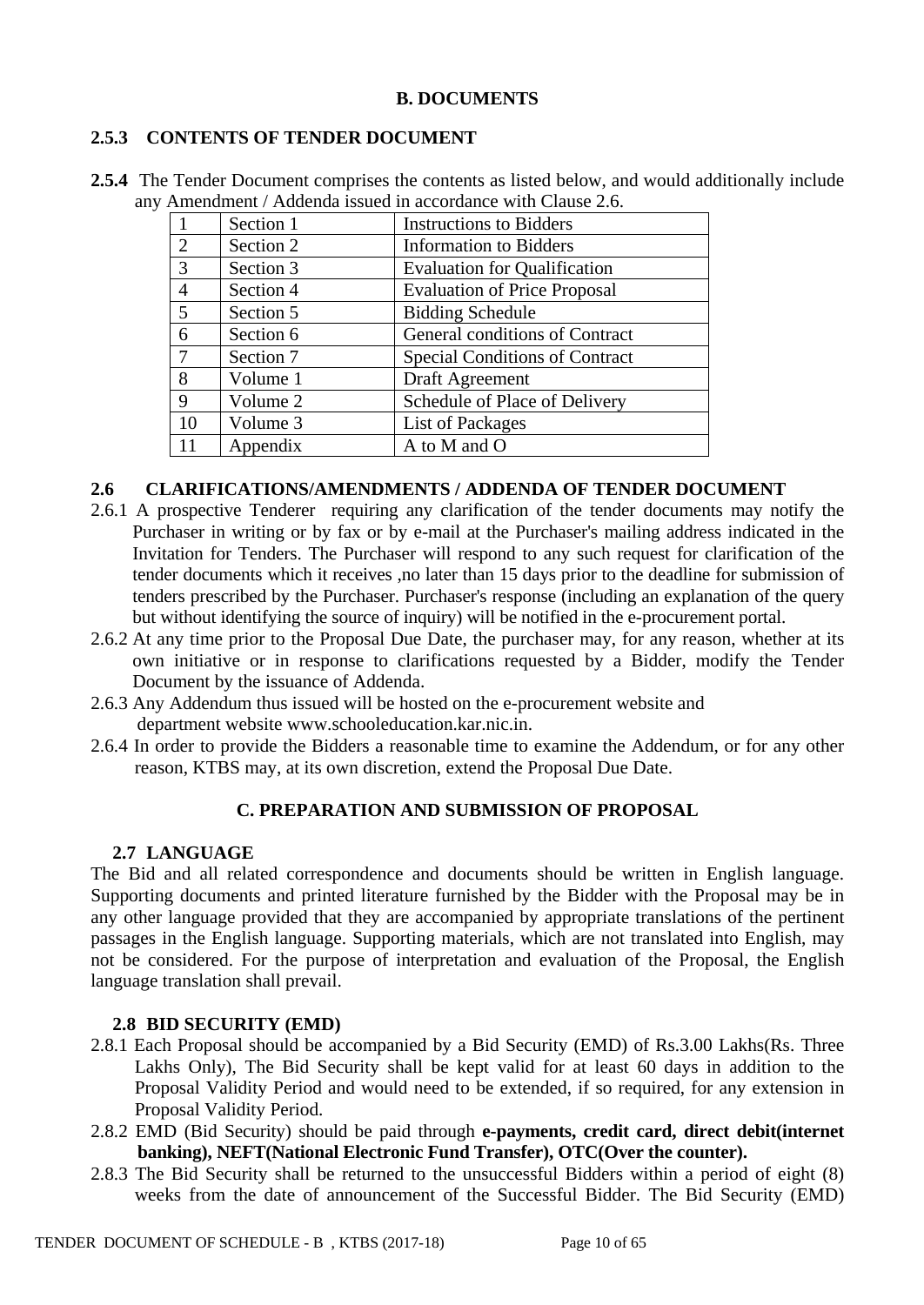**B. DOCUMENTS**

**2.5.3 CONTENTS OF TENDER DOCUMENT**

**2.5.4** The Tender Document comprises the contents as listed below, and would additionally include any Amendment / Addenda issued in accordance with Clause 2.6.

| | | |
|---|---|---|
| 1 | Section 1 | Instructions to Bidders |
| 2 | Section 2 | Information to Bidders |
| 3 | Section 3 | Evaluation for Qualification |
| 4 | Section 4 | Evaluation of Price Proposal |
| 5 | Section 5 | Bidding Schedule |
| 6 | Section 6 | General conditions of Contract |
| 7 | Section 7 | Special Conditions of Contract |
| 8 | Volume 1 | Draft Agreement |
| 9 | Volume 2 | Schedule of Place of Delivery |
| 10 | Volume 3 | List of Packages |
| 11 | Appendix | A to M and O |

**2.6 CLARIFICATIONS/AMENDMENTS / ADDENDA OF TENDER DOCUMENT**

2.6.1 A prospective Tenderer requiring any clarification of the tender documents may notify the Purchaser in writing or by fax or by e-mail at the Purchaser's mailing address indicated in the Invitation for Tenders. The Purchaser will respond to any such request for clarification of the tender documents which it receives ,no later than 15 days prior to the deadline for submission of tenders prescribed by the Purchaser. Purchaser's response (including an explanation of the query but without identifying the source of inquiry) will be notified in the e-procurement portal.

2.6.2 At any time prior to the Proposal Due Date, the purchaser may, for any reason, whether at its own initiative or in response to clarifications requested by a Bidder, modify the Tender Document by the issuance of Addenda.

2.6.3 Any Addendum thus issued will be hosted on the e-procurement website and department website www.schooleducation.kar.nic.in.

2.6.4 In order to provide the Bidders a reasonable time to examine the Addendum, or for any other reason, KTBS may, at its own discretion, extend the Proposal Due Date.

**C. PREPARATION AND SUBMISSION OF PROPOSAL**

**2.7 LANGUAGE**

The Bid and all related correspondence and documents should be written in English language. Supporting documents and printed literature furnished by the Bidder with the Proposal may be in any other language provided that they are accompanied by appropriate translations of the pertinent passages in the English language. Supporting materials, which are not translated into English, may not be considered. For the purpose of interpretation and evaluation of the Proposal, the English language translation shall prevail.

**2.8 BID SECURITY (EMD)**

2.8.1 Each Proposal should be accompanied by a Bid Security (EMD) of Rs.3.00 Lakhs(Rs. Three Lakhs Only), The Bid Security shall be kept valid for at least 60 days in addition to the Proposal Validity Period and would need to be extended, if so required, for any extension in Proposal Validity Period.

2.8.2 EMD (Bid Security) should be paid through **e-payments, credit card, direct debit(internet banking), NEFT(National Electronic Fund Transfer), OTC(Over the counter).**

2.8.3 The Bid Security shall be returned to the unsuccessful Bidders within a period of eight (8) weeks from the date of announcement of the Successful Bidder. The Bid Security (EMD)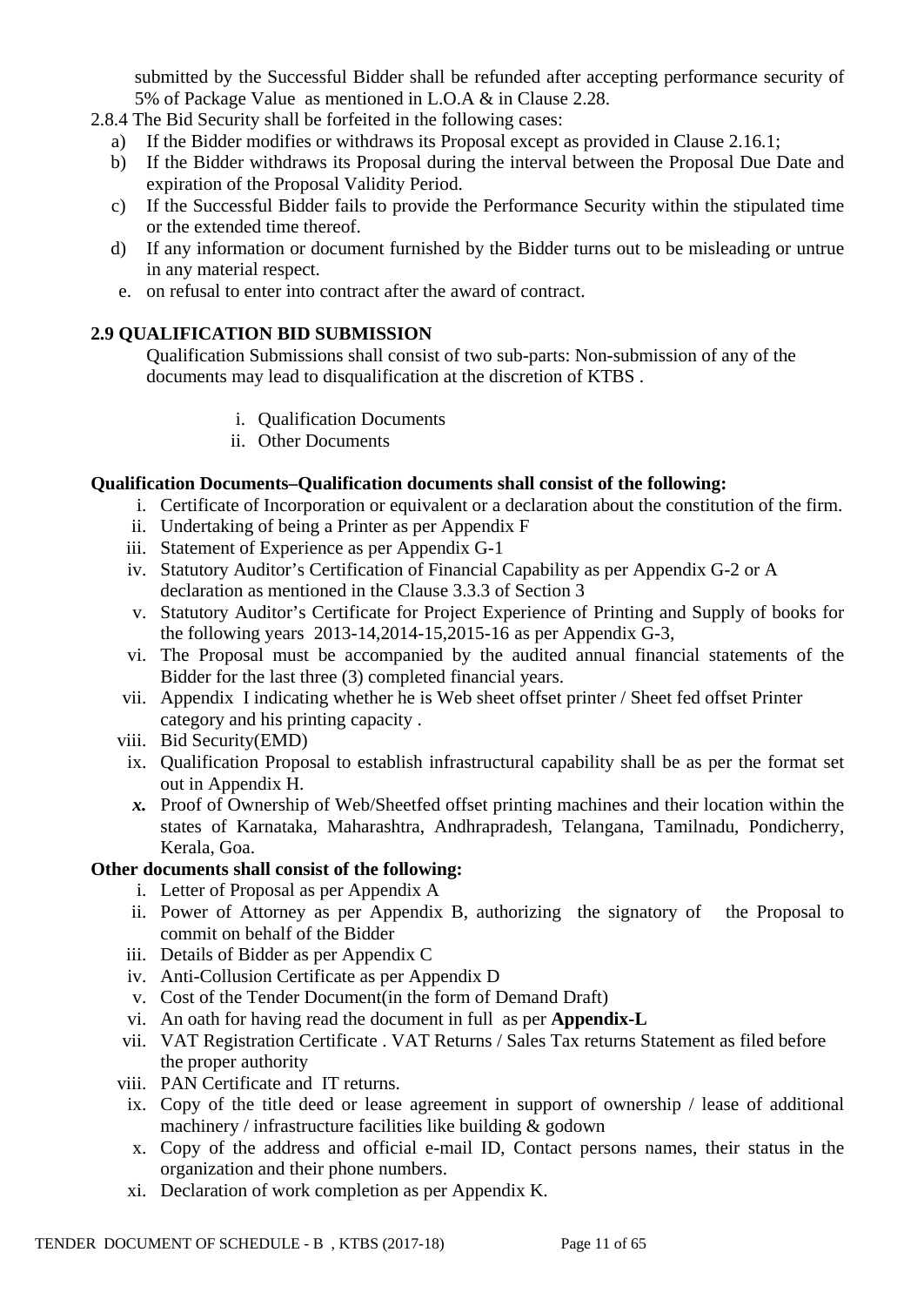submitted by the Successful Bidder shall be refunded after accepting performance security of 5% of Package Value as mentioned in L.O.A & in Clause 2.28.

2.8.4 The Bid Security shall be forfeited in the following cases:

a) If the Bidder modifies or withdraws its Proposal except as provided in Clause 2.16.1;
b) If the Bidder withdraws its Proposal during the interval between the Proposal Due Date and expiration of the Proposal Validity Period.
c) If the Successful Bidder fails to provide the Performance Security within the stipulated time or the extended time thereof.
d) If any information or document furnished by the Bidder turns out to be misleading or untrue in any material respect.
e. on refusal to enter into contract after the award of contract.

**2.9 QUALIFICATION BID SUBMISSION**

Qualification Submissions shall consist of two sub-parts: Non-submission of any of the documents may lead to disqualification at the discretion of KTBS .

i. Qualification Documents
ii. Other Documents

**Qualification Documents–Qualification documents shall consist of the following:**

i. Certificate of Incorporation or equivalent or a declaration about the constitution of the firm.
ii. Undertaking of being a Printer as per Appendix F
iii. Statement of Experience as per Appendix G-1
iv. Statutory Auditor's Certification of Financial Capability as per Appendix G-2 or A declaration as mentioned in the Clause 3.3.3 of Section 3
v. Statutory Auditor's Certificate for Project Experience of Printing and Supply of books for the following years 2013-14,2014-15,2015-16 as per Appendix G-3,
vi. The Proposal must be accompanied by the audited annual financial statements of the Bidder for the last three (3) completed financial years.
vii. Appendix I indicating whether he is Web sheet offset printer / Sheet fed offset Printer category and his printing capacity .
viii. Bid Security(EMD)
ix. Qualification Proposal to establish infrastructural capability shall be as per the format set out in Appendix H.
***x.*** Proof of Ownership of Web/Sheetfed offset printing machines and their location within the states of Karnataka, Maharashtra, Andhrapradesh, Telangana, Tamilnadu, Pondicherry, Kerala, Goa.

**Other documents shall consist of the following:**

i. Letter of Proposal as per Appendix A
ii. Power of Attorney as per Appendix B, authorizing the signatory of the Proposal to commit on behalf of the Bidder
iii. Details of Bidder as per Appendix C
iv. Anti-Collusion Certificate as per Appendix D
v. Cost of the Tender Document(in the form of Demand Draft)
vi. An oath for having read the document in full as per **Appendix-L**
vii. VAT Registration Certificate . VAT Returns / Sales Tax returns Statement as filed before the proper authority
viii. PAN Certificate and IT returns.
ix. Copy of the title deed or lease agreement in support of ownership / lease of additional machinery / infrastructure facilities like building & godown
x. Copy of the address and official e-mail ID, Contact persons names, their status in the organization and their phone numbers.
xi. Declaration of work completion as per Appendix K.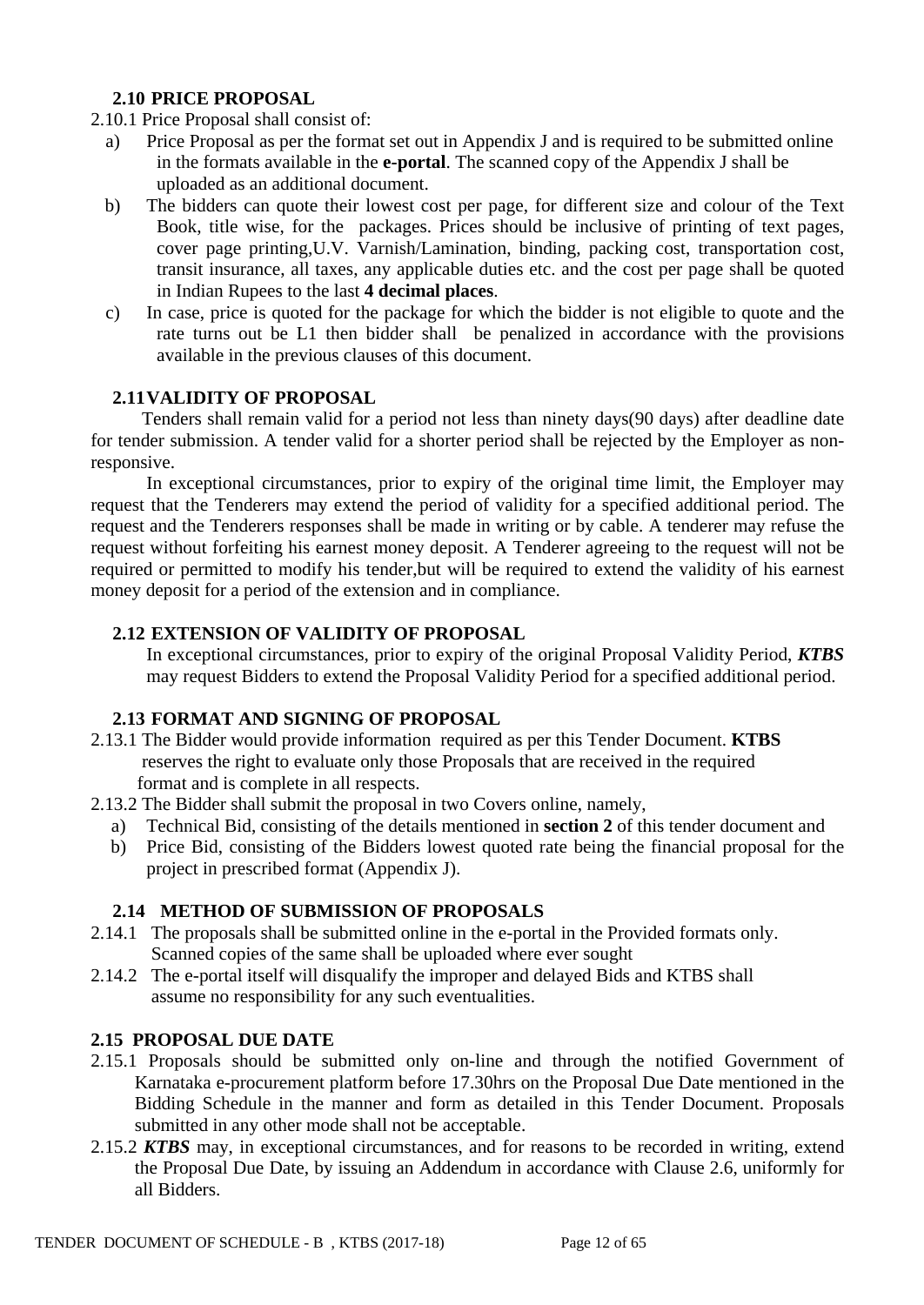### 2.10 PRICE PROPOSAL

2.10.1 Price Proposal shall consist of:

a) Price Proposal as per the format set out in Appendix J and is required to be submitted online in the formats available in the **e-portal**. The scanned copy of the Appendix J shall be uploaded as an additional document.

b) The bidders can quote their lowest cost per page, for different size and colour of the Text Book, title wise, for the packages. Prices should be inclusive of printing of text pages, cover page printing,U.V. Varnish/Lamination, binding, packing cost, transportation cost, transit insurance, all taxes, any applicable duties etc. and the cost per page shall be quoted in Indian Rupees to the last **4 decimal places**.

c) In case, price is quoted for the package for which the bidder is not eligible to quote and the rate turns out be L1 then bidder shall be penalized in accordance with the provisions available in the previous clauses of this document.

### 2.11 VALIDITY OF PROPOSAL

Tenders shall remain valid for a period not less than ninety days(90 days) after deadline date for tender submission. A tender valid for a shorter period shall be rejected by the Employer as non-responsive.

In exceptional circumstances, prior to expiry of the original time limit, the Employer may request that the Tenderers may extend the period of validity for a specified additional period. The request and the Tenderers responses shall be made in writing or by cable. A tenderer may refuse the request without forfeiting his earnest money deposit. A Tenderer agreeing to the request will not be required or permitted to modify his tender,but will be required to extend the validity of his earnest money deposit for a period of the extension and in compliance.

### 2.12 EXTENSION OF VALIDITY OF PROPOSAL

In exceptional circumstances, prior to expiry of the original Proposal Validity Period, ***KTBS*** may request Bidders to extend the Proposal Validity Period for a specified additional period.

### 2.13 FORMAT AND SIGNING OF PROPOSAL

2.13.1 The Bidder would provide information required as per this Tender Document. **KTBS** reserves the right to evaluate only those Proposals that are received in the required format and is complete in all respects.

2.13.2 The Bidder shall submit the proposal in two Covers online, namely,

a) Technical Bid, consisting of the details mentioned in **section 2** of this tender document and

b) Price Bid, consisting of the Bidders lowest quoted rate being the financial proposal for the project in prescribed format (Appendix J).

### 2.14 METHOD OF SUBMISSION OF PROPOSALS

2.14.1 The proposals shall be submitted online in the e-portal in the Provided formats only. Scanned copies of the same shall be uploaded where ever sought

2.14.2 The e-portal itself will disqualify the improper and delayed Bids and KTBS shall assume no responsibility for any such eventualities.

### 2.15 PROPOSAL DUE DATE

2.15.1 Proposals should be submitted only on-line and through the notified Government of Karnataka e-procurement platform before 17.30hrs on the Proposal Due Date mentioned in the Bidding Schedule in the manner and form as detailed in this Tender Document. Proposals submitted in any other mode shall not be acceptable.

2.15.2 ***KTBS*** may, in exceptional circumstances, and for reasons to be recorded in writing, extend the Proposal Due Date, by issuing an Addendum in accordance with Clause 2.6, uniformly for all Bidders.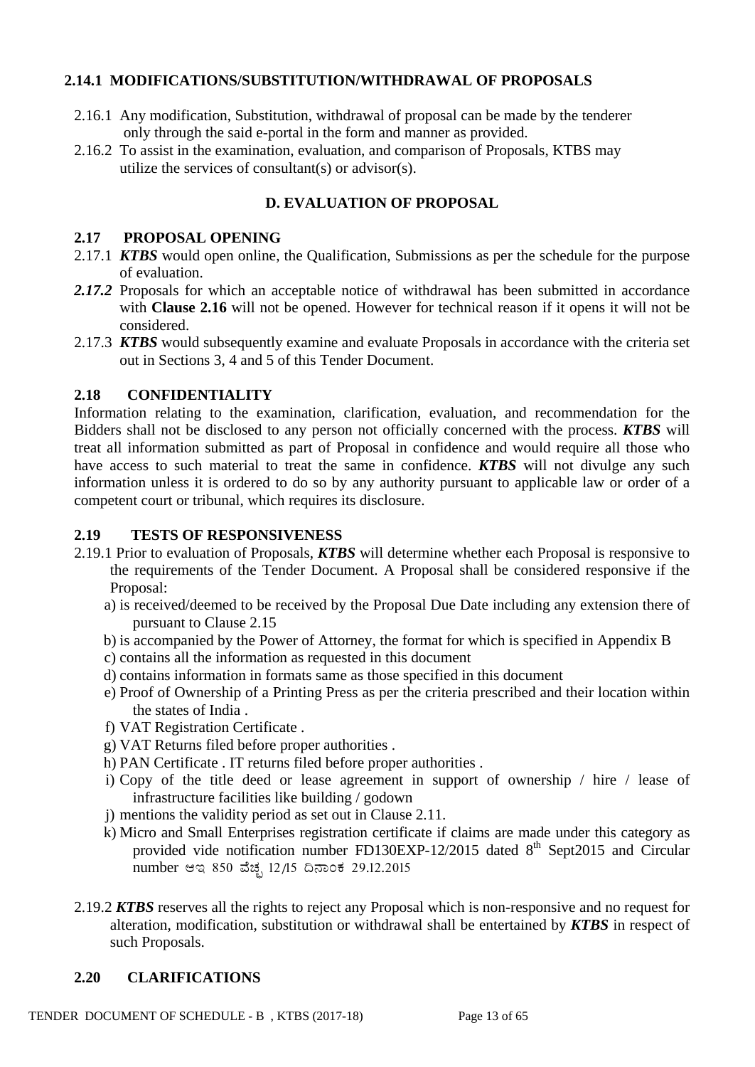### 2.14.1 MODIFICATIONS/SUBSTITUTION/WITHDRAWAL OF PROPOSALS

2.16.1 Any modification, Substitution, withdrawal of proposal can be made by the tenderer only through the said e-portal in the form and manner as provided.

2.16.2 To assist in the examination, evaluation, and comparison of Proposals, KTBS may utilize the services of consultant(s) or advisor(s).

## D. EVALUATION OF PROPOSAL

### 2.17 PROPOSAL OPENING

2.17.1 ***KTBS*** would open online, the Qualification, Submissions as per the schedule for the purpose of evaluation.

***2.17.2*** Proposals for which an acceptable notice of withdrawal has been submitted in accordance with **Clause 2.16** will not be opened. However for technical reason if it opens it will not be considered.

2.17.3 ***KTBS*** would subsequently examine and evaluate Proposals in accordance with the criteria set out in Sections 3, 4 and 5 of this Tender Document.

### 2.18 CONFIDENTIALITY

Information relating to the examination, clarification, evaluation, and recommendation for the Bidders shall not be disclosed to any person not officially concerned with the process. ***KTBS*** will treat all information submitted as part of Proposal in confidence and would require all those who have access to such material to treat the same in confidence. ***KTBS*** will not divulge any such information unless it is ordered to do so by any authority pursuant to applicable law or order of a competent court or tribunal, which requires its disclosure.

### 2.19 TESTS OF RESPONSIVENESS

2.19.1 Prior to evaluation of Proposals, ***KTBS*** will determine whether each Proposal is responsive to the requirements of the Tender Document. A Proposal shall be considered responsive if the Proposal:

a) is received/deemed to be received by the Proposal Due Date including any extension there of pursuant to Clause 2.15
b) is accompanied by the Power of Attorney, the format for which is specified in Appendix B
c) contains all the information as requested in this document
d) contains information in formats same as those specified in this document
e) Proof of Ownership of a Printing Press as per the criteria prescribed and their location within the states of India .
f) VAT Registration Certificate .
g) VAT Returns filed before proper authorities .
h) PAN Certificate . IT returns filed before proper authorities .
i) Copy of the title deed or lease agreement in support of ownership / hire / lease of infrastructure facilities like building / godown
j) mentions the validity period as set out in Clause 2.11.
k) Micro and Small Enterprises registration certificate if claims are made under this category as provided vide notification number FD130EXP-12/2015 dated 8th Sept2015 and Circular number ಆಇ 850 ವೆಚ್ಚ 12/15 ದಿನಾಂಕ 29.12.2015

2.19.2 ***KTBS*** reserves all the rights to reject any Proposal which is non-responsive and no request for alteration, modification, substitution or withdrawal shall be entertained by ***KTBS*** in respect of such Proposals.

### 2.20 CLARIFICATIONS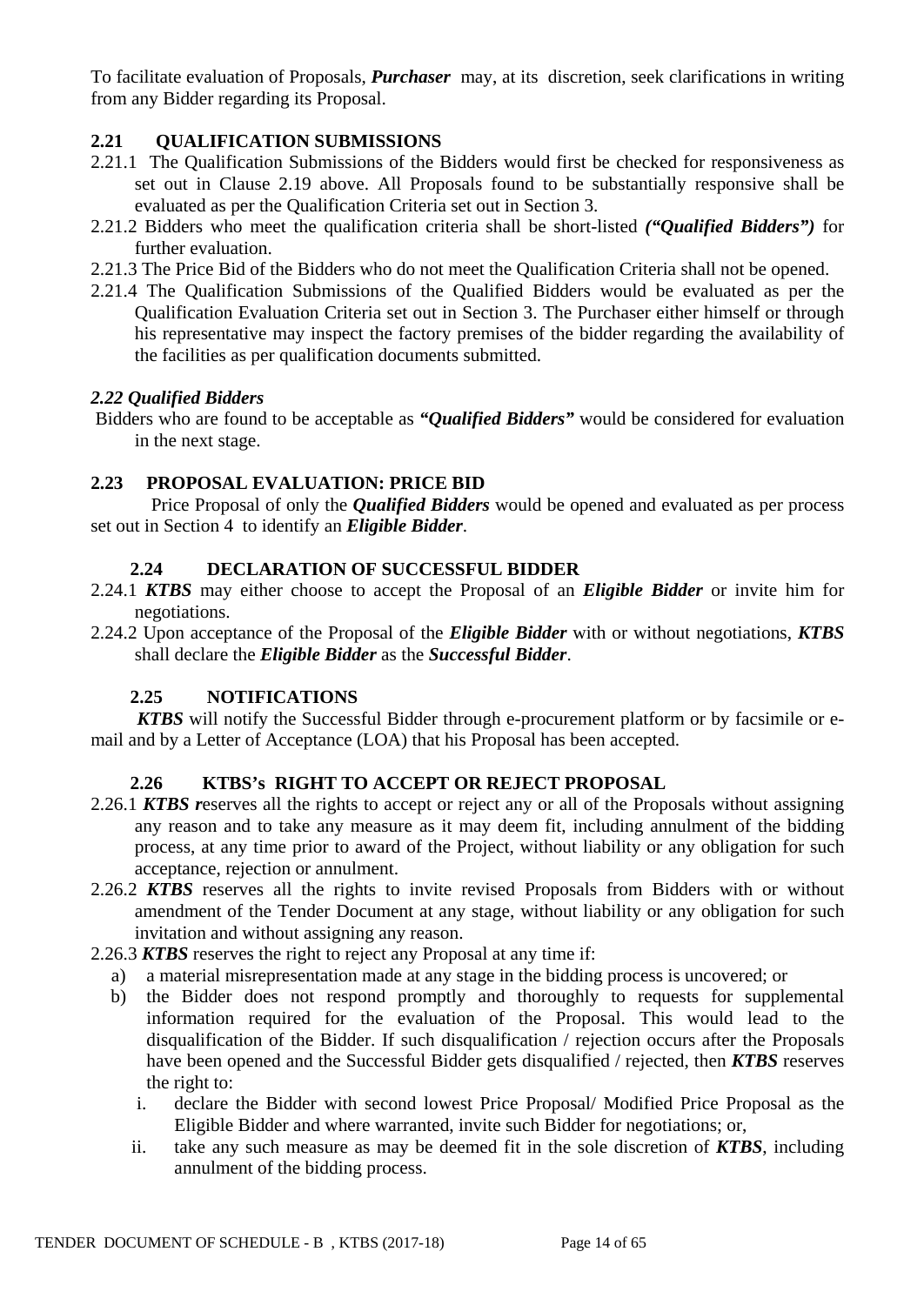To facilitate evaluation of Proposals, ***Purchaser*** may, at its discretion, seek clarifications in writing from any Bidder regarding its Proposal.

### 2.21 QUALIFICATION SUBMISSIONS

2.21.1 The Qualification Submissions of the Bidders would first be checked for responsiveness as set out in Clause 2.19 above. All Proposals found to be substantially responsive shall be evaluated as per the Qualification Criteria set out in Section 3.

2.21.2 Bidders who meet the qualification criteria shall be short-listed ***("Qualified Bidders")*** for further evaluation.

2.21.3 The Price Bid of the Bidders who do not meet the Qualification Criteria shall not be opened.

2.21.4 The Qualification Submissions of the Qualified Bidders would be evaluated as per the Qualification Evaluation Criteria set out in Section 3. The Purchaser either himself or through his representative may inspect the factory premises of the bidder regarding the availability of the facilities as per qualification documents submitted.

### *2.22 Qualified Bidders*

Bidders who are found to be acceptable as ***"Qualified Bidders"*** would be considered for evaluation in the next stage.

### 2.23 PROPOSAL EVALUATION: PRICE BID

Price Proposal of only the ***Qualified Bidders*** would be opened and evaluated as per process set out in Section 4 to identify an ***Eligible Bidder***.

### 2.24 DECLARATION OF SUCCESSFUL BIDDER

2.24.1 ***KTBS*** may either choose to accept the Proposal of an ***Eligible Bidder*** or invite him for negotiations.

2.24.2 Upon acceptance of the Proposal of the ***Eligible Bidder*** with or without negotiations, ***KTBS*** shall declare the ***Eligible Bidder*** as the ***Successful Bidder***.

### 2.25 NOTIFICATIONS

***KTBS*** will notify the Successful Bidder through e-procurement platform or by facsimile or e-mail and by a Letter of Acceptance (LOA) that his Proposal has been accepted.

### 2.26 KTBS's RIGHT TO ACCEPT OR REJECT PROPOSAL

2.26.1 ***KTBS r***eserves all the rights to accept or reject any or all of the Proposals without assigning any reason and to take any measure as it may deem fit, including annulment of the bidding process, at any time prior to award of the Project, without liability or any obligation for such acceptance, rejection or annulment.

2.26.2 ***KTBS*** reserves all the rights to invite revised Proposals from Bidders with or without amendment of the Tender Document at any stage, without liability or any obligation for such invitation and without assigning any reason.

2.26.3 ***KTBS*** reserves the right to reject any Proposal at any time if:

a) a material misrepresentation made at any stage in the bidding process is uncovered; or
b) the Bidder does not respond promptly and thoroughly to requests for supplemental information required for the evaluation of the Proposal. This would lead to the disqualification of the Bidder. If such disqualification / rejection occurs after the Proposals have been opened and the Successful Bidder gets disqualified / rejected, then ***KTBS*** reserves the right to:
   i. declare the Bidder with second lowest Price Proposal/ Modified Price Proposal as the Eligible Bidder and where warranted, invite such Bidder for negotiations; or,
   ii. take any such measure as may be deemed fit in the sole discretion of ***KTBS***, including annulment of the bidding process.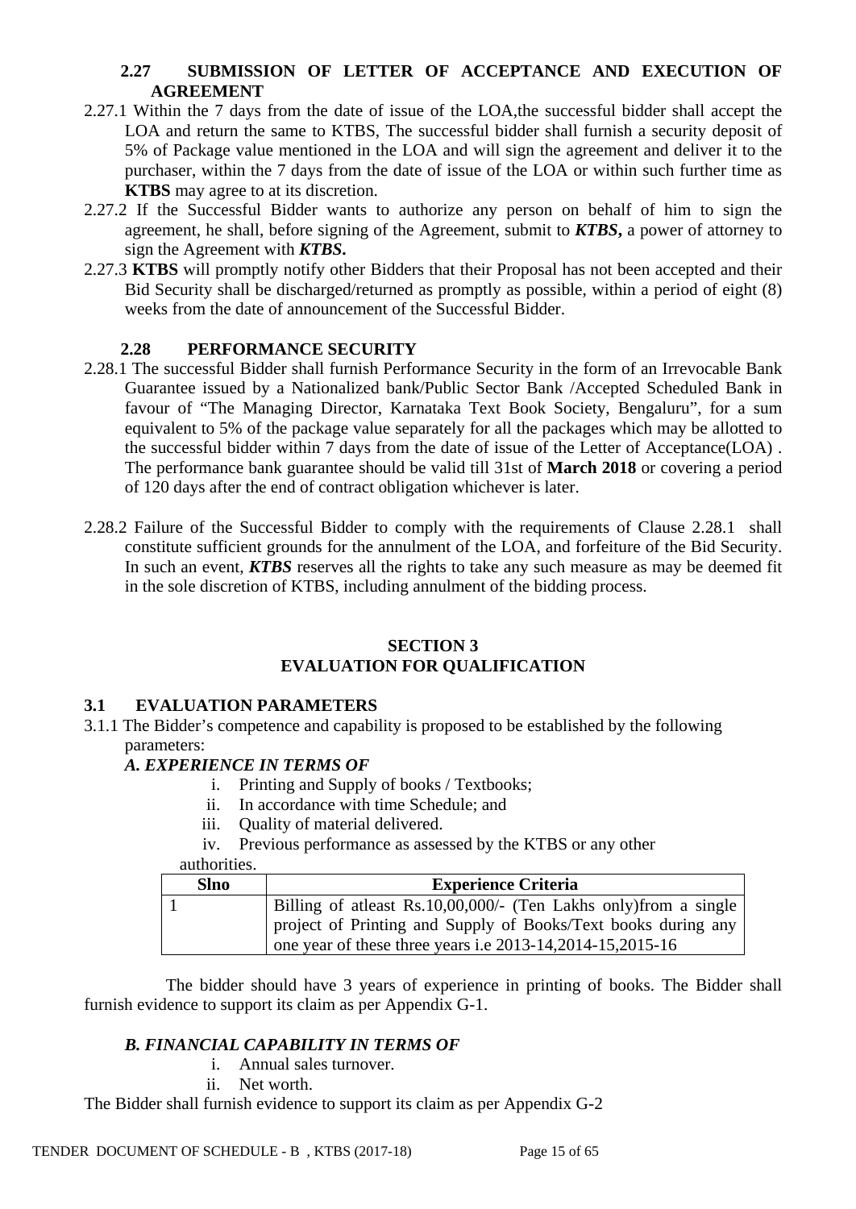### 2.27 SUBMISSION OF LETTER OF ACCEPTANCE AND EXECUTION OF AGREEMENT

2.27.1 Within the 7 days from the date of issue of the LOA,the successful bidder shall accept the LOA and return the same to KTBS, The successful bidder shall furnish a security deposit of 5% of Package value mentioned in the LOA and will sign the agreement and deliver it to the purchaser, within the 7 days from the date of issue of the LOA or within such further time as **KTBS** may agree to at its discretion.

2.27.2 If the Successful Bidder wants to authorize any person on behalf of him to sign the agreement, he shall, before signing of the Agreement, submit to ***KTBS***, a power of attorney to sign the Agreement with ***KTBS***.

2.27.3 **KTBS** will promptly notify other Bidders that their Proposal has not been accepted and their Bid Security shall be discharged/returned as promptly as possible, within a period of eight (8) weeks from the date of announcement of the Successful Bidder.

### 2.28 PERFORMANCE SECURITY

2.28.1 The successful Bidder shall furnish Performance Security in the form of an Irrevocable Bank Guarantee issued by a Nationalized bank/Public Sector Bank /Accepted Scheduled Bank in favour of "The Managing Director, Karnataka Text Book Society, Bengaluru", for a sum equivalent to 5% of the package value separately for all the packages which may be allotted to the successful bidder within 7 days from the date of issue of the Letter of Acceptance(LOA) . The performance bank guarantee should be valid till 31st of **March 2018** or covering a period of 120 days after the end of contract obligation whichever is later.

2.28.2 Failure of the Successful Bidder to comply with the requirements of Clause 2.28.1 shall constitute sufficient grounds for the annulment of the LOA, and forfeiture of the Bid Security. In such an event, ***KTBS*** reserves all the rights to take any such measure as may be deemed fit in the sole discretion of KTBS, including annulment of the bidding process.

## SECTION 3
## EVALUATION FOR QUALIFICATION

### 3.1 EVALUATION PARAMETERS

3.1.1 The Bidder's competence and capability is proposed to be established by the following parameters:

***A. EXPERIENCE IN TERMS OF***

i. Printing and Supply of books / Textbooks;
ii. In accordance with time Schedule; and
iii. Quality of material delivered.
iv. Previous performance as assessed by the KTBS or any other authorities.

| Slno | Experience Criteria |
|---|---|
| 1 | Billing of atleast Rs.10,00,000/- (Ten Lakhs only)from a single project of Printing and Supply of Books/Text books during any one year of these three years i.e 2013-14,2014-15,2015-16 |

The bidder should have 3 years of experience in printing of books. The Bidder shall furnish evidence to support its claim as per Appendix G-1.

***B. FINANCIAL CAPABILITY IN TERMS OF***

i. Annual sales turnover.
ii. Net worth.

The Bidder shall furnish evidence to support its claim as per Appendix G-2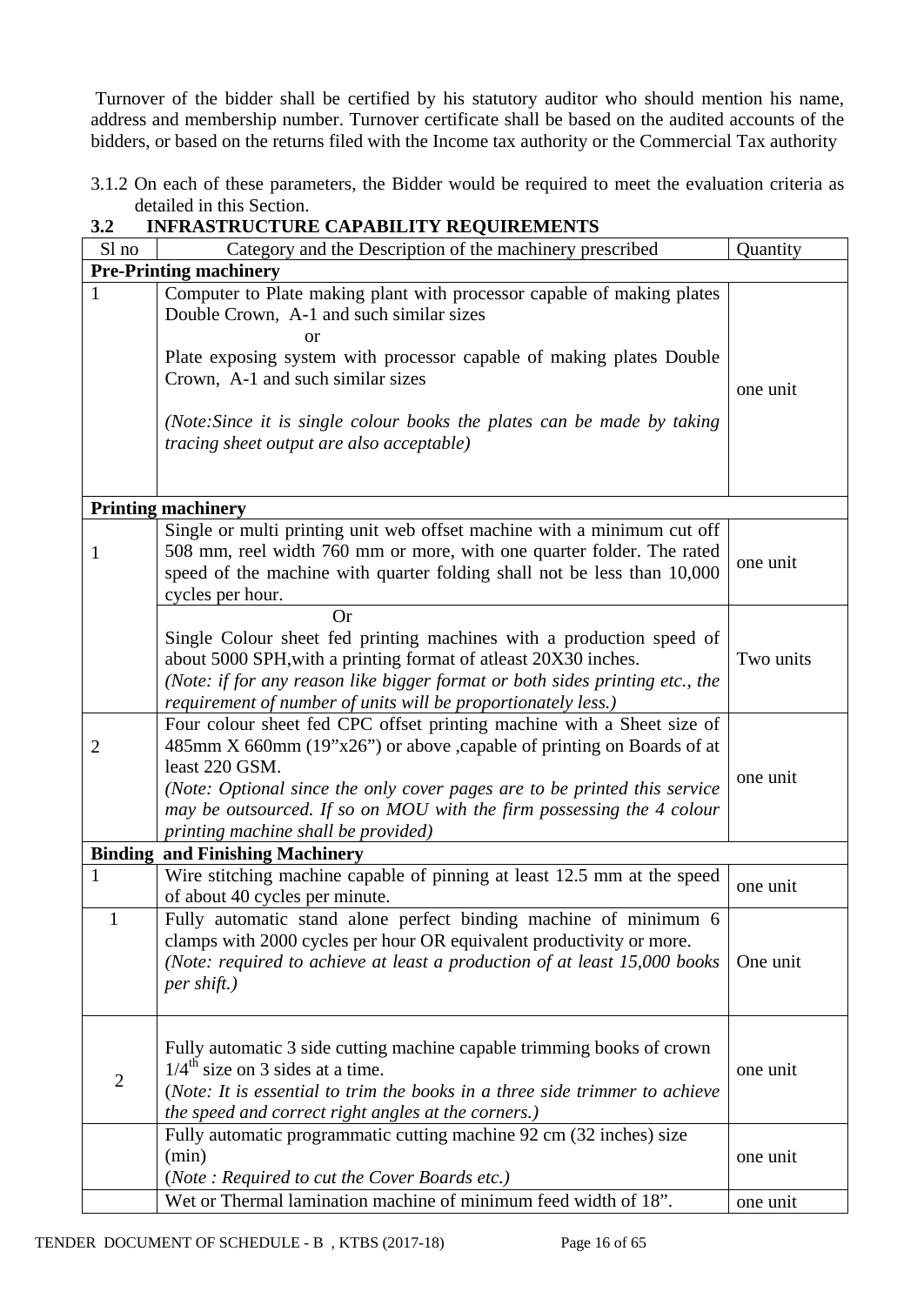Turnover of the bidder shall be certified by his statutory auditor who should mention his name, address and membership number. Turnover certificate shall be based on the audited accounts of the bidders, or based on the returns filed with the Income tax authority or the Commercial Tax authority

3.1.2 On each of these parameters, the Bidder would be required to meet the evaluation criteria as detailed in this Section.

### 3.2 INFRASTRUCTURE CAPABILITY REQUIREMENTS

| Sl no | Category and the Description of the machinery prescribed | Quantity |
|---|---|---|
| **Pre-Printing machinery** | | |
| 1 | Computer to Plate making plant with processor capable of making plates Double Crown, A-1 and such similar sizes<br>or<br>Plate exposing system with processor capable of making plates Double Crown, A-1 and such similar sizes<br><br>*(Note:Since it is single colour books the plates can be made by taking tracing sheet output are also acceptable)* | one unit |
| **Printing machinery** | | |
| 1 | Single or multi printing unit web offset machine with a minimum cut off 508 mm, reel width 760 mm or more, with one quarter folder. The rated speed of the machine with quarter folding shall not be less than 10,000 cycles per hour. | one unit |
| | Or<br>Single Colour sheet fed printing machines with a production speed of about 5000 SPH,with a printing format of atleast 20X30 inches.<br>*(Note: if for any reason like bigger format or both sides printing etc., the requirement of number of units will be proportionately less.)* | Two units |
| 2 | Four colour sheet fed CPC offset printing machine with a Sheet size of 485mm X 660mm (19"x26") or above ,capable of printing on Boards of at least 220 GSM.<br>*(Note: Optional since the only cover pages are to be printed this service may be outsourced. If so on MOU with the firm possessing the 4 colour printing machine shall be provided)* | one unit |
| **Binding and Finishing Machinery** | | |
| 1 | Wire stitching machine capable of pinning at least 12.5 mm at the speed of about 40 cycles per minute. | one unit |
| 1 | Fully automatic stand alone perfect binding machine of minimum 6 clamps with 2000 cycles per hour OR equivalent productivity or more.<br>*(Note: required to achieve at least a production of at least 15,000 books per shift.)* | One unit |
| 2 | Fully automatic 3 side cutting machine capable trimming books of crown 1/4th size on 3 sides at a time.<br>(*Note: It is essential to trim the books in a three side trimmer to achieve the speed and correct right angles at the corners.)* | one unit |
| | Fully automatic programmatic cutting machine 92 cm (32 inches) size (min)<br>(*Note : Required to cut the Cover Boards etc.)* | one unit |
| | Wet or Thermal lamination machine of minimum feed width of 18". | one unit |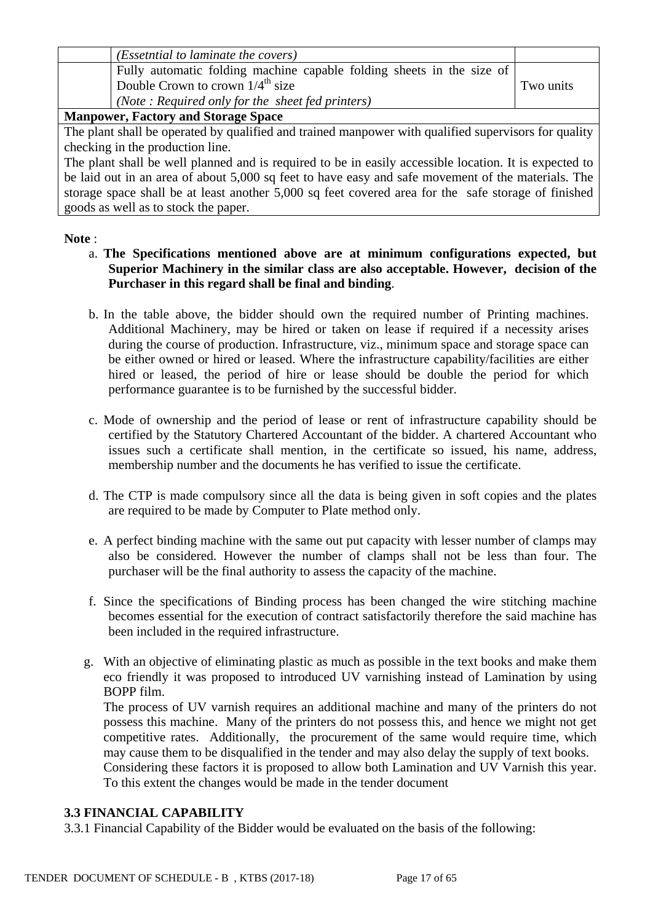| | | |
|---|---|---|
| | *(Essetntial to laminate the covers)* | |
| | Fully automatic folding machine capable folding sheets in the size of Double Crown to crown 1/4th size<br>*(Note : Required only for the sheet fed printers)* | Two units |
| **Manpower, Factory and Storage Space** | | |
| The plant shall be operated by qualified and trained manpower with qualified supervisors for quality checking in the production line.<br>The plant shall be well planned and is required to be in easily accessible location. It is expected to be laid out in an area of about 5,000 sq feet to have easy and safe movement of the materials. The storage space shall be at least another 5,000 sq feet covered area for the safe storage of finished goods as well as to stock the paper. | | |

**Note** :

a. **The Specifications mentioned above are at minimum configurations expected, but Superior Machinery in the similar class are also acceptable. However, decision of the Purchaser in this regard shall be final and binding**.

b. In the table above, the bidder should own the required number of Printing machines. Additional Machinery, may be hired or taken on lease if required if a necessity arises during the course of production. Infrastructure, viz., minimum space and storage space can be either owned or hired or leased. Where the infrastructure capability/facilities are either hired or leased, the period of hire or lease should be double the period for which performance guarantee is to be furnished by the successful bidder.

c. Mode of ownership and the period of lease or rent of infrastructure capability should be certified by the Statutory Chartered Accountant of the bidder. A chartered Accountant who issues such a certificate shall mention, in the certificate so issued, his name, address, membership number and the documents he has verified to issue the certificate.

d. The CTP is made compulsory since all the data is being given in soft copies and the plates are required to be made by Computer to Plate method only.

e. A perfect binding machine with the same out put capacity with lesser number of clamps may also be considered. However the number of clamps shall not be less than four. The purchaser will be the final authority to assess the capacity of the machine.

f. Since the specifications of Binding process has been changed the wire stitching machine becomes essential for the execution of contract satisfactorily therefore the said machine has been included in the required infrastructure.

g. With an objective of eliminating plastic as much as possible in the text books and make them eco friendly it was proposed to introduced UV varnishing instead of Lamination by using BOPP film.
The process of UV varnish requires an additional machine and many of the printers do not possess this machine. Many of the printers do not possess this, and hence we might not get competitive rates. Additionally, the procurement of the same would require time, which may cause them to be disqualified in the tender and may also delay the supply of text books.
Considering these factors it is proposed to allow both Lamination and UV Varnish this year. To this extent the changes would be made in the tender document

### 3.3 FINANCIAL CAPABILITY

3.3.1 Financial Capability of the Bidder would be evaluated on the basis of the following: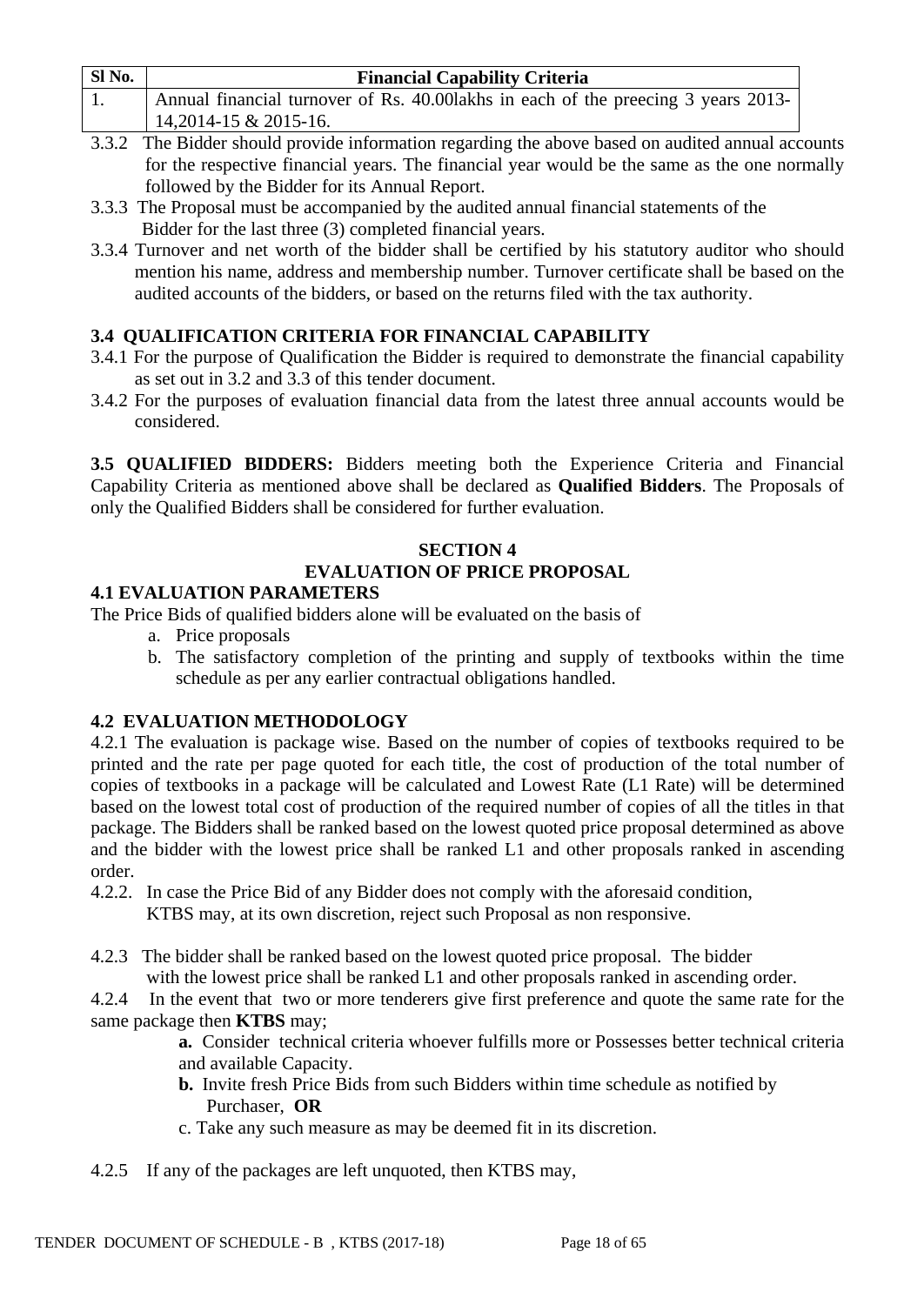| Sl No. | Financial Capability Criteria |
|---|---|
| 1. | Annual financial turnover of Rs. 40.00lakhs in each of the preecing 3 years 2013-14,2014-15 & 2015-16. |

3.3.2 The Bidder should provide information regarding the above based on audited annual accounts for the respective financial years. The financial year would be the same as the one normally followed by the Bidder for its Annual Report.

3.3.3 The Proposal must be accompanied by the audited annual financial statements of the Bidder for the last three (3) completed financial years.

3.3.4 Turnover and net worth of the bidder shall be certified by his statutory auditor who should mention his name, address and membership number. Turnover certificate shall be based on the audited accounts of the bidders, or based on the returns filed with the tax authority.

### 3.4 QUALIFICATION CRITERIA FOR FINANCIAL CAPABILITY

3.4.1 For the purpose of Qualification the Bidder is required to demonstrate the financial capability as set out in 3.2 and 3.3 of this tender document.

3.4.2 For the purposes of evaluation financial data from the latest three annual accounts would be considered.

**3.5 QUALIFIED BIDDERS:** Bidders meeting both the Experience Criteria and Financial Capability Criteria as mentioned above shall be declared as **Qualified Bidders**. The Proposals of only the Qualified Bidders shall be considered for further evaluation.

## SECTION 4
## EVALUATION OF PRICE PROPOSAL

### 4.1 EVALUATION PARAMETERS

The Price Bids of qualified bidders alone will be evaluated on the basis of

a. Price proposals
b. The satisfactory completion of the printing and supply of textbooks within the time schedule as per any earlier contractual obligations handled.

### 4.2 EVALUATION METHODOLOGY

4.2.1 The evaluation is package wise. Based on the number of copies of textbooks required to be printed and the rate per page quoted for each title, the cost of production of the total number of copies of textbooks in a package will be calculated and Lowest Rate (L1 Rate) will be determined based on the lowest total cost of production of the required number of copies of all the titles in that package. The Bidders shall be ranked based on the lowest quoted price proposal determined as above and the bidder with the lowest price shall be ranked L1 and other proposals ranked in ascending order.

4.2.2. In case the Price Bid of any Bidder does not comply with the aforesaid condition, KTBS may, at its own discretion, reject such Proposal as non responsive.

4.2.3 The bidder shall be ranked based on the lowest quoted price proposal. The bidder with the lowest price shall be ranked L1 and other proposals ranked in ascending order.

4.2.4 In the event that two or more tenderers give first preference and quote the same rate for the same package then **KTBS** may;

**a.** Consider technical criteria whoever fulfills more or Possesses better technical criteria and available Capacity.

**b.** Invite fresh Price Bids from such Bidders within time schedule as notified by Purchaser, **OR**

c. Take any such measure as may be deemed fit in its discretion.

4.2.5 If any of the packages are left unquoted, then KTBS may,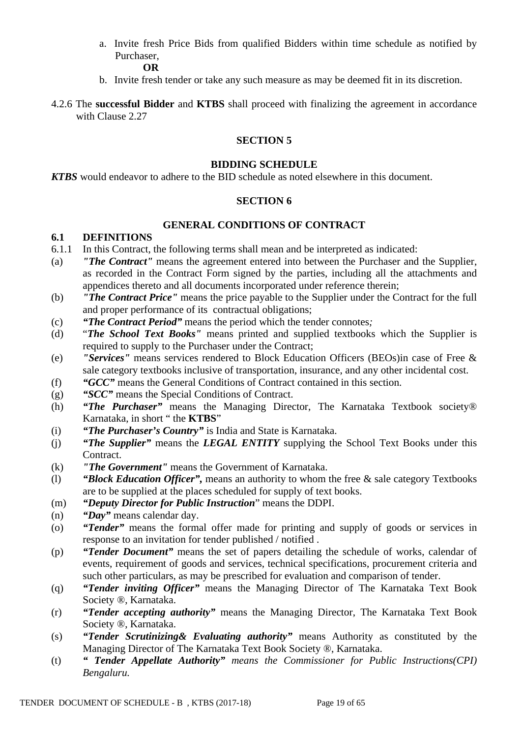a. Invite fresh Price Bids from qualified Bidders within time schedule as notified by Purchaser,

**OR**

b. Invite fresh tender or take any such measure as may be deemed fit in its discretion.

4.2.6 The **successful Bidder** and **KTBS** shall proceed with finalizing the agreement in accordance with Clause 2.27

## SECTION 5

## BIDDING SCHEDULE

***KTBS*** would endeavor to adhere to the BID schedule as noted elsewhere in this document.

## SECTION 6

## GENERAL CONDITIONS OF CONTRACT

### 6.1 DEFINITIONS

6.1.1 In this Contract, the following terms shall mean and be interpreted as indicated:

(a) ***"The Contract"*** means the agreement entered into between the Purchaser and the Supplier, as recorded in the Contract Form signed by the parties, including all the attachments and appendices thereto and all documents incorporated under reference therein;

(b) ***"The Contract Price"*** means the price payable to the Supplier under the Contract for the full and proper performance of its contractual obligations;

(c) ***"The Contract Period"*** means the period which the tender connotes*;*

(d) "***The School Text Books"*** means printed and supplied textbooks which the Supplier is required to supply to the Purchaser under the Contract;

(e) ***"Services"*** means services rendered to Block Education Officers (BEOs)in case of Free & sale category textbooks inclusive of transportation, insurance, and any other incidental cost.

(f) ***"GCC"*** means the General Conditions of Contract contained in this section.

(g) ***"SCC"*** means the Special Conditions of Contract.

(h) ***"The Purchaser"*** means the Managing Director, The Karnataka Textbook society® Karnataka, in short " the **KTBS**"

(i) ***"The Purchaser's Country"*** is India and State is Karnataka.

(j) ***"The Supplier"*** means the ***LEGAL ENTITY*** supplying the School Text Books under this Contract.

(k) ***"The Government"*** means the Government of Karnataka.

(l) ***"Block Education Officer",*** means an authority to whom the free & sale category Textbooks are to be supplied at the places scheduled for supply of text books.

(m) ***"Deputy Director for Public Instruction***" means the DDPI.

(n) ***"Day"*** means calendar day.

(o) ***"Tender"*** means the formal offer made for printing and supply of goods or services in response to an invitation for tender published / notified .

(p) ***"Tender Document"*** means the set of papers detailing the schedule of works, calendar of events, requirement of goods and services, technical specifications, procurement criteria and such other particulars, as may be prescribed for evaluation and comparison of tender.

(q) ***"Tender inviting Officer"*** means the Managing Director of The Karnataka Text Book Society ®, Karnataka.

(r) ***"Tender accepting authority"*** means the Managing Director, The Karnataka Text Book Society ®, Karnataka.

(s) ***"Tender Scrutinizing& Evaluating authority"*** means Authority as constituted by the Managing Director of The Karnataka Text Book Society ®, Karnataka.

(t) ***" Tender Appellate Authority"*** *means the Commissioner for Public Instructions(CPI) Bengaluru.*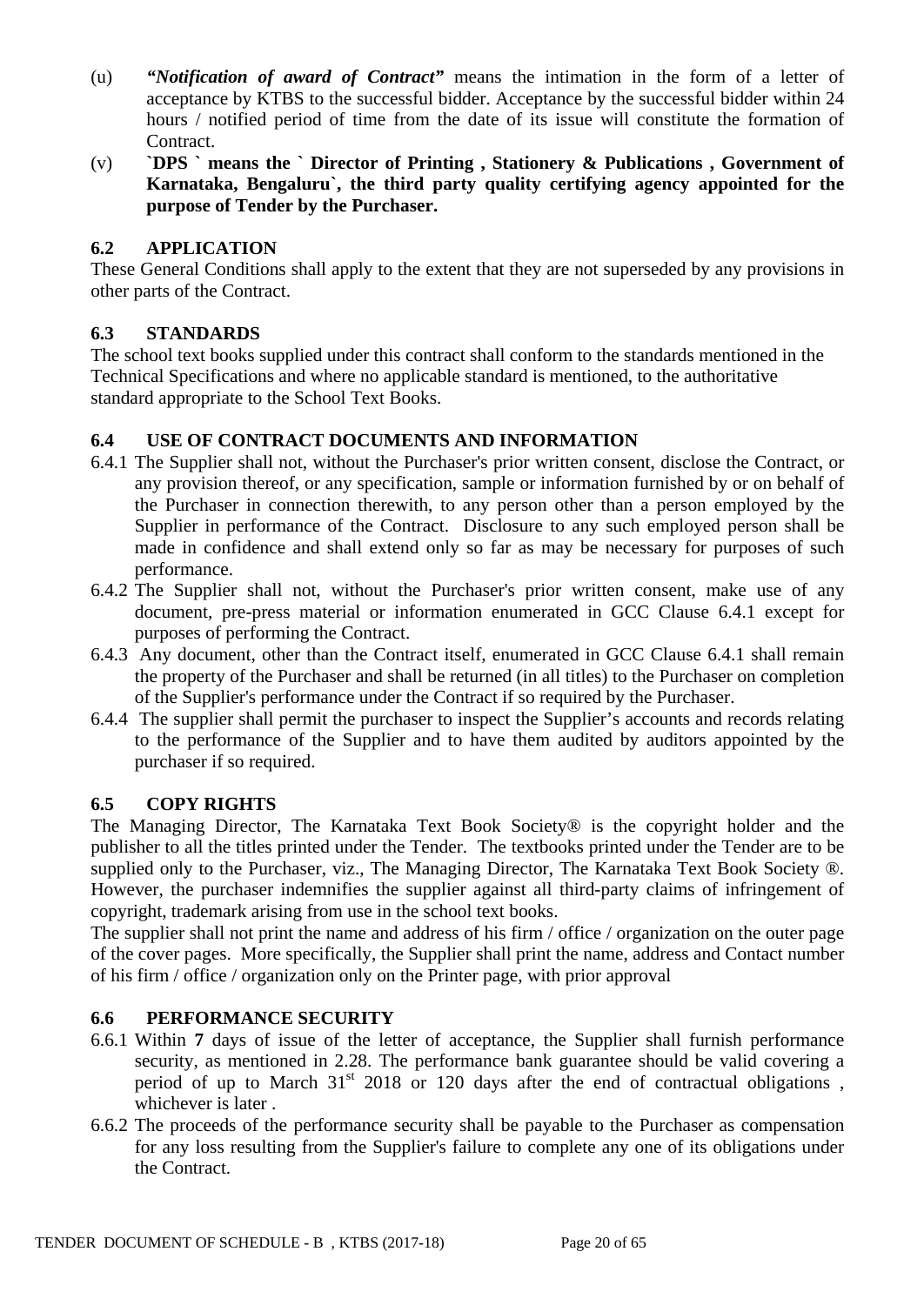(u) ***"Notification of award of Contract"*** means the intimation in the form of a letter of acceptance by KTBS to the successful bidder. Acceptance by the successful bidder within 24 hours / notified period of time from the date of its issue will constitute the formation of Contract.

(v) **`DPS ` means the ` Director of Printing , Stationery & Publications , Government of Karnataka, Bengaluru`, the third party quality certifying agency appointed for the purpose of Tender by the Purchaser.**

### 6.2 APPLICATION

These General Conditions shall apply to the extent that they are not superseded by any provisions in other parts of the Contract.

### 6.3 STANDARDS

The school text books supplied under this contract shall conform to the standards mentioned in the Technical Specifications and where no applicable standard is mentioned, to the authoritative standard appropriate to the School Text Books.

### 6.4 USE OF CONTRACT DOCUMENTS AND INFORMATION

6.4.1 The Supplier shall not, without the Purchaser's prior written consent, disclose the Contract, or any provision thereof, or any specification, sample or information furnished by or on behalf of the Purchaser in connection therewith, to any person other than a person employed by the Supplier in performance of the Contract. Disclosure to any such employed person shall be made in confidence and shall extend only so far as may be necessary for purposes of such performance.

6.4.2 The Supplier shall not, without the Purchaser's prior written consent, make use of any document, pre-press material or information enumerated in GCC Clause 6.4.1 except for purposes of performing the Contract.

6.4.3 Any document, other than the Contract itself, enumerated in GCC Clause 6.4.1 shall remain the property of the Purchaser and shall be returned (in all titles) to the Purchaser on completion of the Supplier's performance under the Contract if so required by the Purchaser.

6.4.4 The supplier shall permit the purchaser to inspect the Supplier's accounts and records relating to the performance of the Supplier and to have them audited by auditors appointed by the purchaser if so required.

### 6.5 COPY RIGHTS

The Managing Director, The Karnataka Text Book Society® is the copyright holder and the publisher to all the titles printed under the Tender. The textbooks printed under the Tender are to be supplied only to the Purchaser, viz., The Managing Director, The Karnataka Text Book Society ®. However, the purchaser indemnifies the supplier against all third-party claims of infringement of copyright, trademark arising from use in the school text books.

The supplier shall not print the name and address of his firm / office / organization on the outer page of the cover pages. More specifically, the Supplier shall print the name, address and Contact number of his firm / office / organization only on the Printer page, with prior approval

### 6.6 PERFORMANCE SECURITY

6.6.1 Within **7** days of issue of the letter of acceptance, the Supplier shall furnish performance security, as mentioned in 2.28. The performance bank guarantee should be valid covering a period of up to March 31st 2018 or 120 days after the end of contractual obligations , whichever is later .

6.6.2 The proceeds of the performance security shall be payable to the Purchaser as compensation for any loss resulting from the Supplier's failure to complete any one of its obligations under the Contract.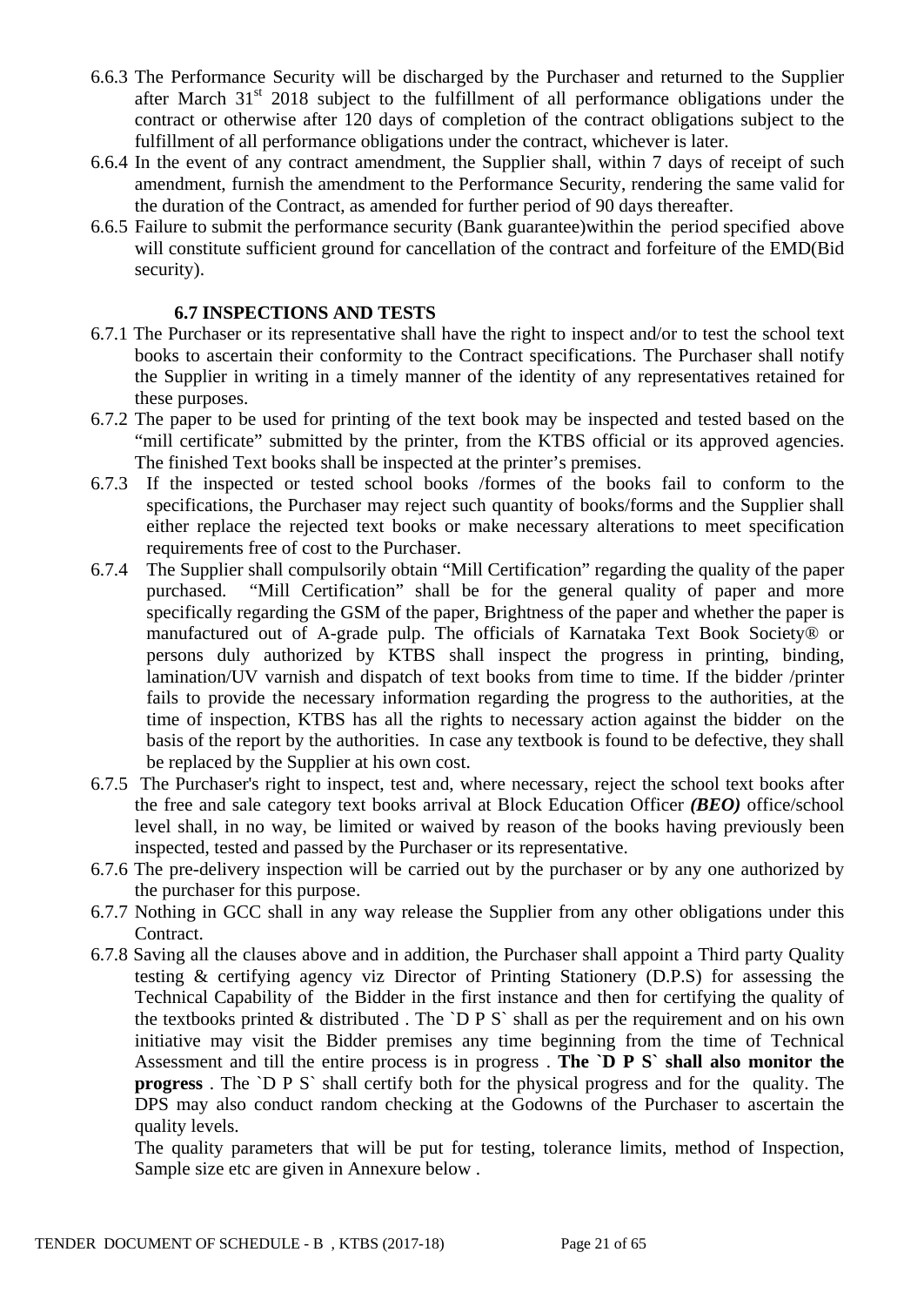6.6.3 The Performance Security will be discharged by the Purchaser and returned to the Supplier after March 31st 2018 subject to the fulfillment of all performance obligations under the contract or otherwise after 120 days of completion of the contract obligations subject to the fulfillment of all performance obligations under the contract, whichever is later.

6.6.4 In the event of any contract amendment, the Supplier shall, within 7 days of receipt of such amendment, furnish the amendment to the Performance Security, rendering the same valid for the duration of the Contract, as amended for further period of 90 days thereafter.

6.6.5 Failure to submit the performance security (Bank guarantee)within the period specified above will constitute sufficient ground for cancellation of the contract and forfeiture of the EMD(Bid security).

### 6.7 INSPECTIONS AND TESTS

6.7.1 The Purchaser or its representative shall have the right to inspect and/or to test the school text books to ascertain their conformity to the Contract specifications. The Purchaser shall notify the Supplier in writing in a timely manner of the identity of any representatives retained for these purposes.

6.7.2 The paper to be used for printing of the text book may be inspected and tested based on the "mill certificate" submitted by the printer, from the KTBS official or its approved agencies. The finished Text books shall be inspected at the printer's premises.

6.7.3 If the inspected or tested school books /formes of the books fail to conform to the specifications, the Purchaser may reject such quantity of books/forms and the Supplier shall either replace the rejected text books or make necessary alterations to meet specification requirements free of cost to the Purchaser.

6.7.4 The Supplier shall compulsorily obtain "Mill Certification" regarding the quality of the paper purchased. "Mill Certification" shall be for the general quality of paper and more specifically regarding the GSM of the paper, Brightness of the paper and whether the paper is manufactured out of A-grade pulp. The officials of Karnataka Text Book Society® or persons duly authorized by KTBS shall inspect the progress in printing, binding, lamination/UV varnish and dispatch of text books from time to time. If the bidder /printer fails to provide the necessary information regarding the progress to the authorities, at the time of inspection, KTBS has all the rights to necessary action against the bidder on the basis of the report by the authorities. In case any textbook is found to be defective, they shall be replaced by the Supplier at his own cost.

6.7.5 The Purchaser's right to inspect, test and, where necessary, reject the school text books after the free and sale category text books arrival at Block Education Officer ***(BEO)*** office/school level shall, in no way, be limited or waived by reason of the books having previously been inspected, tested and passed by the Purchaser or its representative.

6.7.6 The pre-delivery inspection will be carried out by the purchaser or by any one authorized by the purchaser for this purpose.

6.7.7 Nothing in GCC shall in any way release the Supplier from any other obligations under this Contract.

6.7.8 Saving all the clauses above and in addition, the Purchaser shall appoint a Third party Quality testing & certifying agency viz Director of Printing Stationery (D.P.S) for assessing the Technical Capability of the Bidder in the first instance and then for certifying the quality of the textbooks printed & distributed . The `D P S` shall as per the requirement and on his own initiative may visit the Bidder premises any time beginning from the time of Technical Assessment and till the entire process is in progress . **The `D P S` shall also monitor the progress** . The `D P S` shall certify both for the physical progress and for the quality. The DPS may also conduct random checking at the Godowns of the Purchaser to ascertain the quality levels.

The quality parameters that will be put for testing, tolerance limits, method of Inspection, Sample size etc are given in Annexure below .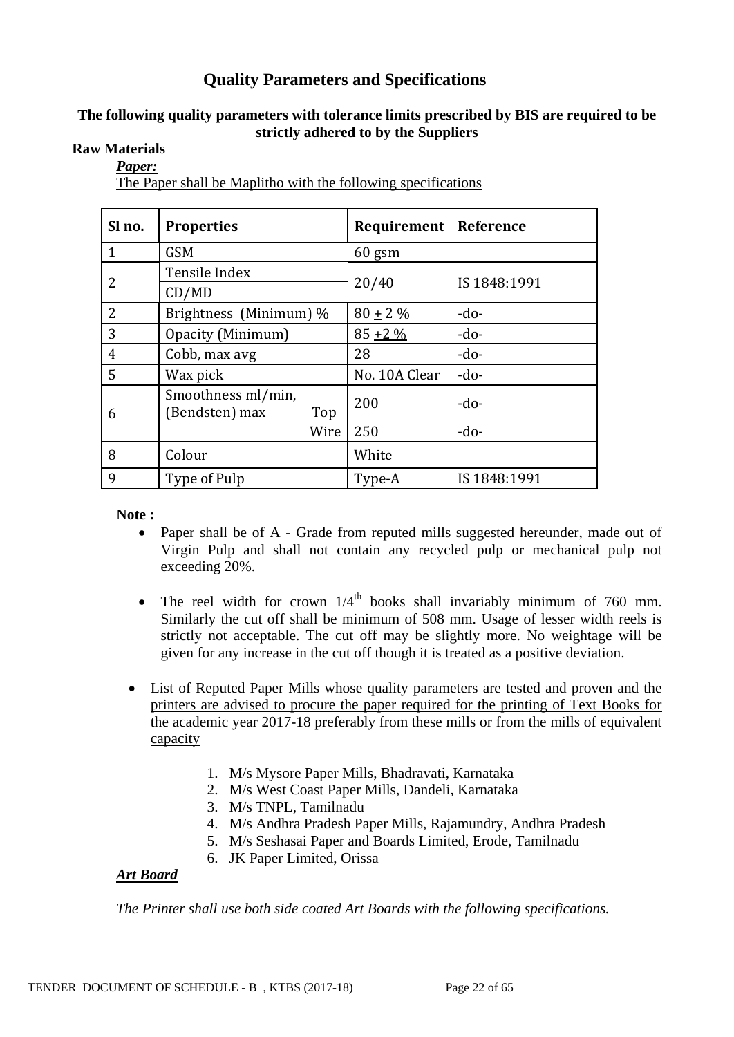# Quality Parameters and Specifications

**The following quality parameters with tolerance limits prescribed by BIS are required to be strictly adhered to by the Suppliers**

**Raw Materials**

***Paper:***

The Paper shall be Maplitho with the following specifications

| Sl no. | Properties | Requirement | Reference |
|---|---|---|---|
| 1 | GSM | 60 gsm | |
| 2 | Tensile Index CD/MD | 20/40 | IS 1848:1991 |
| 2 | Brightness (Minimum) % | 80 ± 2 % | -do- |
| 3 | Opacity (Minimum) | 85 ±2 % | -do- |
| 4 | Cobb, max avg | 28 | -do- |
| 5 | Wax pick | No. 10A Clear | -do- |
| 6 | Smoothness ml/min, (Bendsten) max Top | 200 | -do- |
| | Wire | 250 | -do- |
| 8 | Colour | White | |
| 9 | Type of Pulp | Type-A | IS 1848:1991 |

**Note :**

- Paper shall be of A - Grade from reputed mills suggested hereunder, made out of Virgin Pulp and shall not contain any recycled pulp or mechanical pulp not exceeding 20%.
- The reel width for crown 1/4th books shall invariably minimum of 760 mm. Similarly the cut off shall be minimum of 508 mm. Usage of lesser width reels is strictly not acceptable. The cut off may be slightly more. No weightage will be given for any increase in the cut off though it is treated as a positive deviation.

- List of Reputed Paper Mills whose quality parameters are tested and proven and the printers are advised to procure the paper required for the printing of Text Books for the academic year 2017-18 preferably from these mills or from the mills of equivalent capacity

    1. M/s Mysore Paper Mills, Bhadravati, Karnataka
    2. M/s West Coast Paper Mills, Dandeli, Karnataka
    3. M/s TNPL, Tamilnadu
    4. M/s Andhra Pradesh Paper Mills, Rajamundry, Andhra Pradesh
    5. M/s Seshasai Paper and Boards Limited, Erode, Tamilnadu
    6. JK Paper Limited, Orissa

***Art Board***

*The Printer shall use both side coated Art Boards with the following specifications.*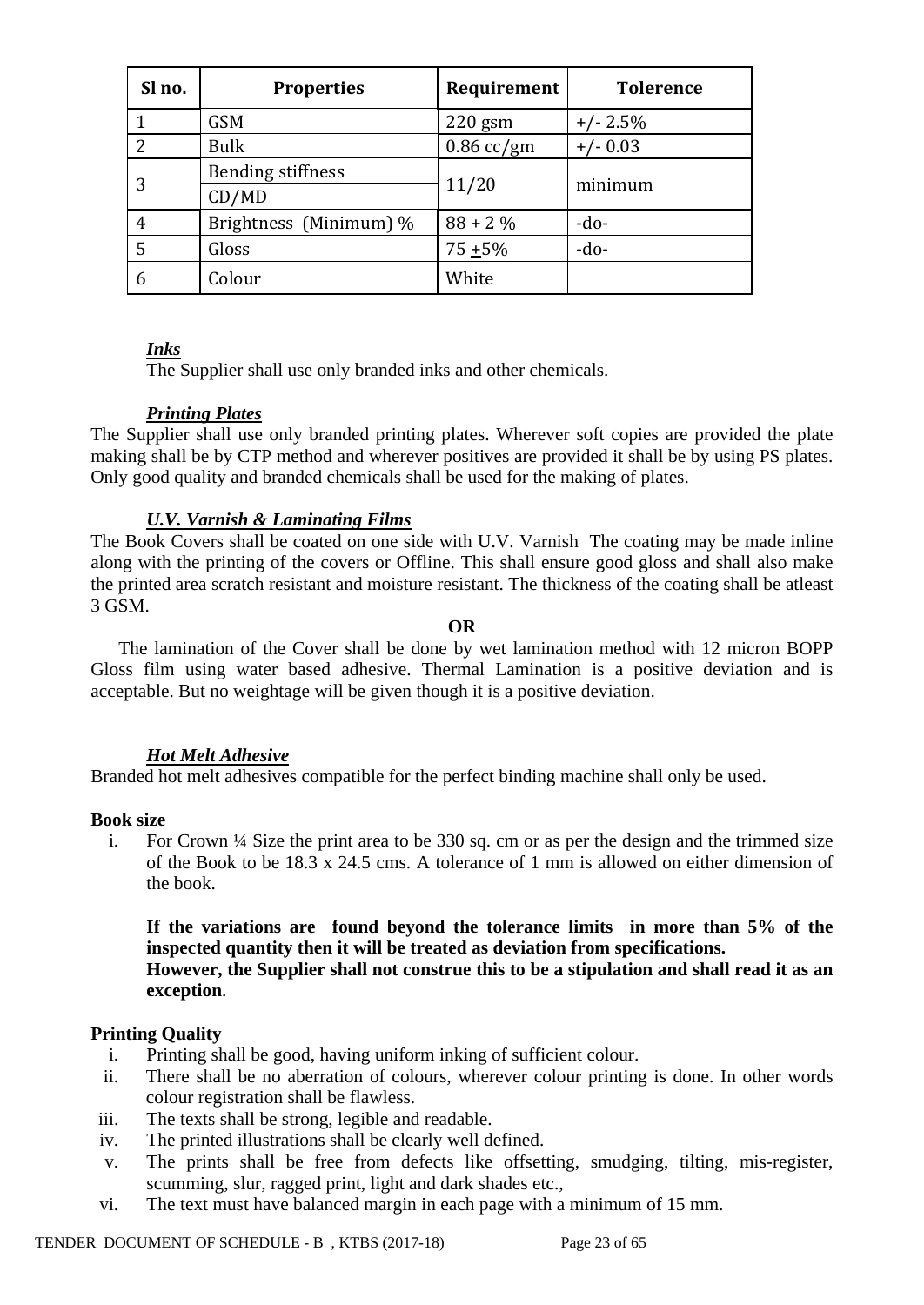| Sl no. | Properties | Requirement | Tolerence |
|---|---|---|---|
| 1 | GSM | 220 gsm | +/- 2.5% |
| 2 | Bulk | 0.86 cc/gm | +/- 0.03 |
| 3 | Bending stiffness CD/MD | 11/20 | minimum |
| 4 | Brightness (Minimum) % | 88 ± 2 % | -do- |
| 5 | Gloss | 75 ±5% | -do- |
| 6 | Colour | White | |

***Inks***

The Supplier shall use only branded inks and other chemicals.

***Printing Plates***

The Supplier shall use only branded printing plates. Wherever soft copies are provided the plate making shall be by CTP method and wherever positives are provided it shall be by using PS plates. Only good quality and branded chemicals shall be used for the making of plates.

***U.V. Varnish & Laminating Films***

The Book Covers shall be coated on one side with U.V. Varnish The coating may be made inline along with the printing of the covers or Offline. This shall ensure good gloss and shall also make the printed area scratch resistant and moisture resistant. The thickness of the coating shall be atleast 3 GSM.

**OR**

The lamination of the Cover shall be done by wet lamination method with 12 micron BOPP Gloss film using water based adhesive. Thermal Lamination is a positive deviation and is acceptable. But no weightage will be given though it is a positive deviation.

***Hot Melt Adhesive***

Branded hot melt adhesives compatible for the perfect binding machine shall only be used.

**Book size**

i. For Crown ¼ Size the print area to be 330 sq. cm or as per the design and the trimmed size of the Book to be 18.3 x 24.5 cms. A tolerance of 1 mm is allowed on either dimension of the book.

**If the variations are found beyond the tolerance limits in more than 5% of the inspected quantity then it will be treated as deviation from specifications.**
**However, the Supplier shall not construe this to be a stipulation and shall read it as an exception**.

**Printing Quality**

i. Printing shall be good, having uniform inking of sufficient colour.
ii. There shall be no aberration of colours, wherever colour printing is done. In other words colour registration shall be flawless.
iii. The texts shall be strong, legible and readable.
iv. The printed illustrations shall be clearly well defined.
v. The prints shall be free from defects like offsetting, smudging, tilting, mis-register, scumming, slur, ragged print, light and dark shades etc.,
vi. The text must have balanced margin in each page with a minimum of 15 mm.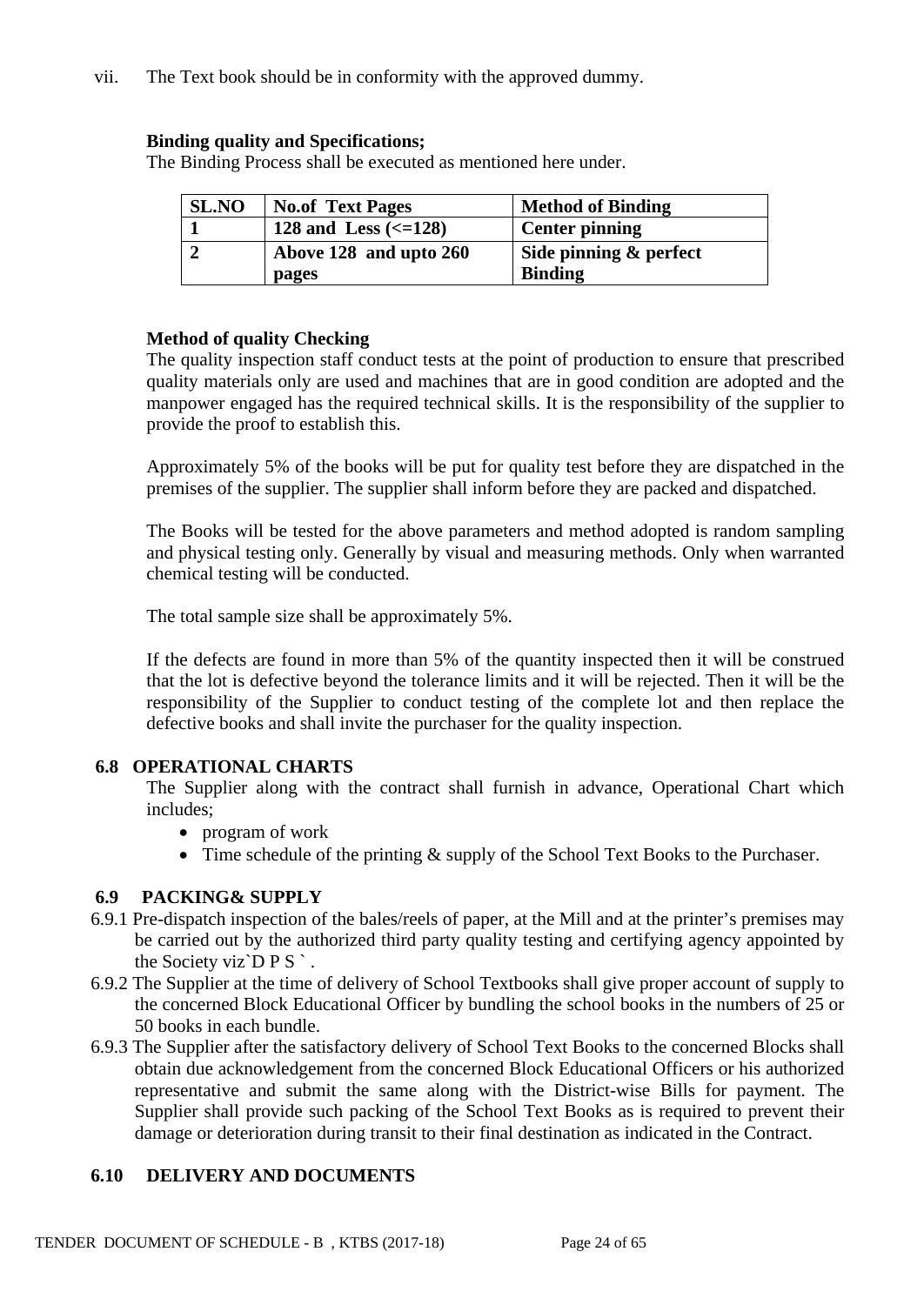vii. The Text book should be in conformity with the approved dummy.

**Binding quality and Specifications;**

The Binding Process shall be executed as mentioned here under.

| SL.NO | No.of Text Pages | Method of Binding |
|---|---|---|
| 1 | 128 and Less (<=128) | Center pinning |
| 2 | Above 128 and upto 260 pages | Side pinning & perfect Binding |

**Method of quality Checking**

The quality inspection staff conduct tests at the point of production to ensure that prescribed quality materials only are used and machines that are in good condition are adopted and the manpower engaged has the required technical skills. It is the responsibility of the supplier to provide the proof to establish this.

Approximately 5% of the books will be put for quality test before they are dispatched in the premises of the supplier. The supplier shall inform before they are packed and dispatched.

The Books will be tested for the above parameters and method adopted is random sampling and physical testing only. Generally by visual and measuring methods. Only when warranted chemical testing will be conducted.

The total sample size shall be approximately 5%.

If the defects are found in more than 5% of the quantity inspected then it will be construed that the lot is defective beyond the tolerance limits and it will be rejected. Then it will be the responsibility of the Supplier to conduct testing of the complete lot and then replace the defective books and shall invite the purchaser for the quality inspection.

## 6.8 OPERATIONAL CHARTS

The Supplier along with the contract shall furnish in advance, Operational Chart which includes;

- program of work
- Time schedule of the printing & supply of the School Text Books to the Purchaser.

## 6.9 PACKING& SUPPLY

6.9.1 Pre-dispatch inspection of the bales/reels of paper, at the Mill and at the printer's premises may be carried out by the authorized third party quality testing and certifying agency appointed by the Society viz`D P S ` .

6.9.2 The Supplier at the time of delivery of School Textbooks shall give proper account of supply to the concerned Block Educational Officer by bundling the school books in the numbers of 25 or 50 books in each bundle.

6.9.3 The Supplier after the satisfactory delivery of School Text Books to the concerned Blocks shall obtain due acknowledgement from the concerned Block Educational Officers or his authorized representative and submit the same along with the District-wise Bills for payment. The Supplier shall provide such packing of the School Text Books as is required to prevent their damage or deterioration during transit to their final destination as indicated in the Contract.

## 6.10 DELIVERY AND DOCUMENTS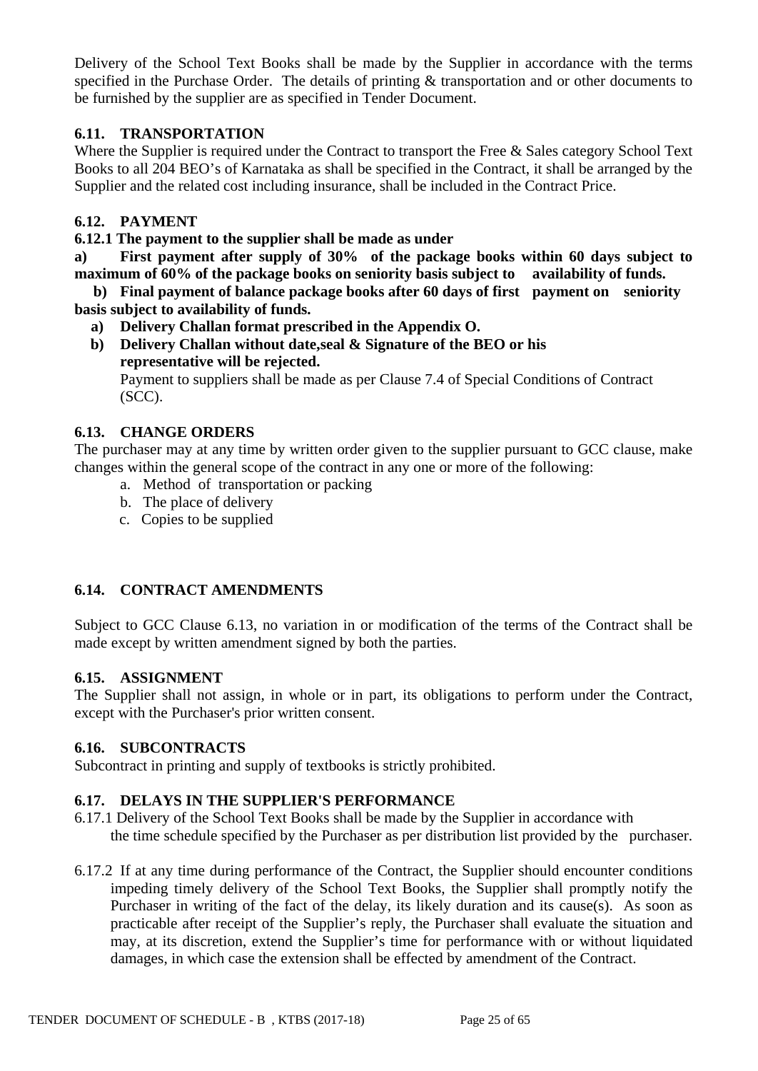Delivery of the School Text Books shall be made by the Supplier in accordance with the terms specified in the Purchase Order. The details of printing & transportation and or other documents to be furnished by the supplier are as specified in Tender Document.

### 6.11. TRANSPORTATION

Where the Supplier is required under the Contract to transport the Free & Sales category School Text Books to all 204 BEO's of Karnataka as shall be specified in the Contract, it shall be arranged by the Supplier and the related cost including insurance, shall be included in the Contract Price.

### 6.12. PAYMENT

**6.12.1 The payment to the supplier shall be made as under**

**a) First payment after supply of 30% of the package books within 60 days subject to maximum of 60% of the package books on seniority basis subject to availability of funds.**

**b) Final payment of balance package books after 60 days of first payment on seniority basis subject to availability of funds.**

**a) Delivery Challan format prescribed in the Appendix O.**

**b) Delivery Challan without date,seal & Signature of the BEO or his representative will be rejected.**

Payment to suppliers shall be made as per Clause 7.4 of Special Conditions of Contract (SCC).

### 6.13. CHANGE ORDERS

The purchaser may at any time by written order given to the supplier pursuant to GCC clause, make changes within the general scope of the contract in any one or more of the following:

a. Method of transportation or packing
b. The place of delivery
c. Copies to be supplied

### 6.14. CONTRACT AMENDMENTS

Subject to GCC Clause 6.13, no variation in or modification of the terms of the Contract shall be made except by written amendment signed by both the parties.

### 6.15. ASSIGNMENT

The Supplier shall not assign, in whole or in part, its obligations to perform under the Contract, except with the Purchaser's prior written consent.

### 6.16. SUBCONTRACTS

Subcontract in printing and supply of textbooks is strictly prohibited.

### 6.17. DELAYS IN THE SUPPLIER'S PERFORMANCE

6.17.1 Delivery of the School Text Books shall be made by the Supplier in accordance with the time schedule specified by the Purchaser as per distribution list provided by the purchaser.

6.17.2 If at any time during performance of the Contract, the Supplier should encounter conditions impeding timely delivery of the School Text Books, the Supplier shall promptly notify the Purchaser in writing of the fact of the delay, its likely duration and its cause(s). As soon as practicable after receipt of the Supplier's reply, the Purchaser shall evaluate the situation and may, at its discretion, extend the Supplier's time for performance with or without liquidated damages, in which case the extension shall be effected by amendment of the Contract.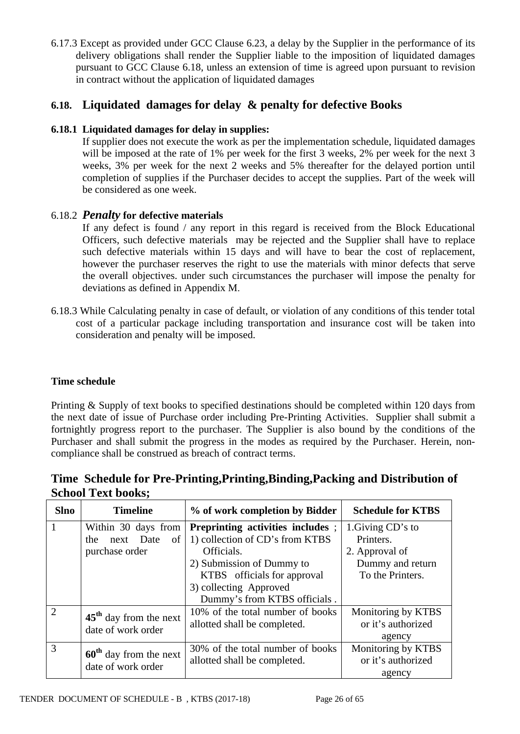6.17.3 Except as provided under GCC Clause 6.23, a delay by the Supplier in the performance of its delivery obligations shall render the Supplier liable to the imposition of liquidated damages pursuant to GCC Clause 6.18, unless an extension of time is agreed upon pursuant to revision in contract without the application of liquidated damages

## 6.18. Liquidated damages for delay & penalty for defective Books

### 6.18.1 Liquidated damages for delay in supplies:

If supplier does not execute the work as per the implementation schedule, liquidated damages will be imposed at the rate of 1% per week for the first 3 weeks, 2% per week for the next 3 weeks, 3% per week for the next 2 weeks and 5% thereafter for the delayed portion until completion of supplies if the Purchaser decides to accept the supplies. Part of the week will be considered as one week.

### 6.18.2 ***Penalty*** for defective materials

If any defect is found / any report in this regard is received from the Block Educational Officers, such defective materials may be rejected and the Supplier shall have to replace such defective materials within 15 days and will have to bear the cost of replacement, however the purchaser reserves the right to use the materials with minor defects that serve the overall objectives. under such circumstances the purchaser will impose the penalty for deviations as defined in Appendix M.

6.18.3 While Calculating penalty in case of default, or violation of any conditions of this tender total cost of a particular package including transportation and insurance cost will be taken into consideration and penalty will be imposed.

**Time schedule**

Printing & Supply of text books to specified destinations should be completed within 120 days from the next date of issue of Purchase order including Pre-Printing Activities. Supplier shall submit a fortnightly progress report to the purchaser. The Supplier is also bound by the conditions of the Purchaser and shall submit the progress in the modes as required by the Purchaser. Herein, non-compliance shall be construed as breach of contract terms.

## Time Schedule for Pre-Printing,Printing,Binding,Packing and Distribution of School Text books;

| Slno | Timeline | % of work completion by Bidder | Schedule for KTBS |
|---|---|---|---|
| 1 | Within 30 days from the next Date of purchase order | **Preprinting activities includes** ; 1) collection of CD's from KTBS Officials. 2) Submission of Dummy to KTBS officials for approval 3) collecting Approved Dummy's from KTBS officials . | 1.Giving CD's to Printers. 2. Approval of Dummy and return To the Printers. |
| 2 | **45th** day from the next date of work order | 10% of the total number of books allotted shall be completed. | Monitoring by KTBS or it's authorized agency |
| 3 | **60th** day from the next date of work order | 30% of the total number of books allotted shall be completed. | Monitoring by KTBS or it's authorized agency |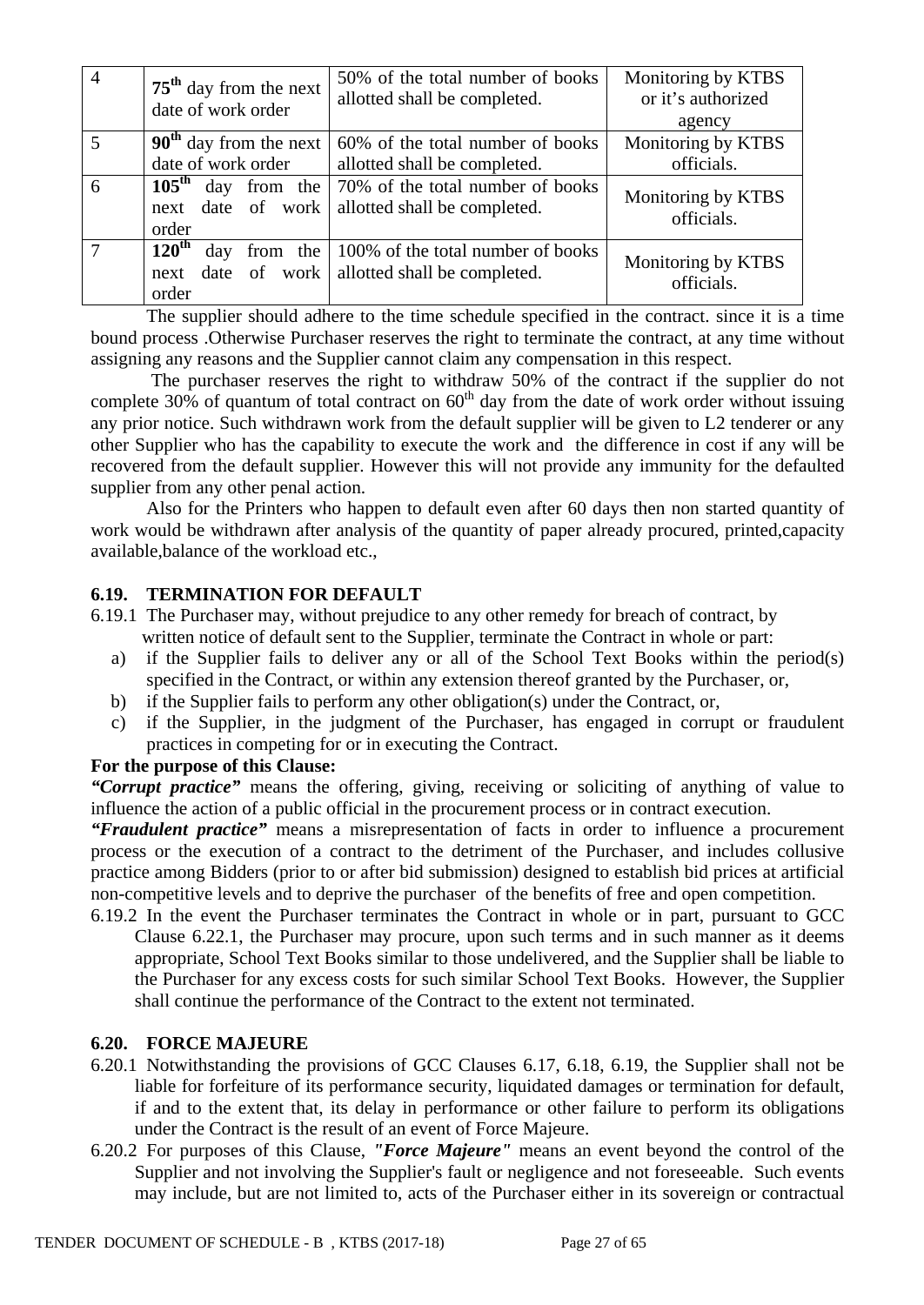| 4 | **75th** day from the next date of work order | 50% of the total number of books allotted shall be completed. | Monitoring by KTBS or it's authorized agency |
|---|---|---|---|
| 5 | **90th** day from the next date of work order | 60% of the total number of books allotted shall be completed. | Monitoring by KTBS officials. |
| 6 | **105th** day from the next date of work order | 70% of the total number of books allotted shall be completed. | Monitoring by KTBS officials. |
| 7 | **120th** day from the next date of work order | 100% of the total number of books allotted shall be completed. | Monitoring by KTBS officials. |

The supplier should adhere to the time schedule specified in the contract. since it is a time bound process .Otherwise Purchaser reserves the right to terminate the contract, at any time without assigning any reasons and the Supplier cannot claim any compensation in this respect.

The purchaser reserves the right to withdraw 50% of the contract if the supplier do not complete 30% of quantum of total contract on 60th day from the date of work order without issuing any prior notice. Such withdrawn work from the default supplier will be given to L2 tenderer or any other Supplier who has the capability to execute the work and the difference in cost if any will be recovered from the default supplier. However this will not provide any immunity for the defaulted supplier from any other penal action.

Also for the Printers who happen to default even after 60 days then non started quantity of work would be withdrawn after analysis of the quantity of paper already procured, printed,capacity available,balance of the workload etc.,

### 6.19. TERMINATION FOR DEFAULT

6.19.1 The Purchaser may, without prejudice to any other remedy for breach of contract, by written notice of default sent to the Supplier, terminate the Contract in whole or part:

a) if the Supplier fails to deliver any or all of the School Text Books within the period(s) specified in the Contract, or within any extension thereof granted by the Purchaser, or,
b) if the Supplier fails to perform any other obligation(s) under the Contract, or,
c) if the Supplier, in the judgment of the Purchaser, has engaged in corrupt or fraudulent practices in competing for or in executing the Contract.

**For the purpose of this Clause:**

***"Corrupt practice"*** means the offering, giving, receiving or soliciting of anything of value to influence the action of a public official in the procurement process or in contract execution.

***"Fraudulent practice"*** means a misrepresentation of facts in order to influence a procurement process or the execution of a contract to the detriment of the Purchaser, and includes collusive practice among Bidders (prior to or after bid submission) designed to establish bid prices at artificial non-competitive levels and to deprive the purchaser of the benefits of free and open competition.

6.19.2 In the event the Purchaser terminates the Contract in whole or in part, pursuant to GCC Clause 6.22.1, the Purchaser may procure, upon such terms and in such manner as it deems appropriate, School Text Books similar to those undelivered, and the Supplier shall be liable to the Purchaser for any excess costs for such similar School Text Books. However, the Supplier shall continue the performance of the Contract to the extent not terminated.

### 6.20. FORCE MAJEURE

6.20.1 Notwithstanding the provisions of GCC Clauses 6.17, 6.18, 6.19, the Supplier shall not be liable for forfeiture of its performance security, liquidated damages or termination for default, if and to the extent that, its delay in performance or other failure to perform its obligations under the Contract is the result of an event of Force Majeure.

6.20.2 For purposes of this Clause, ***"Force Majeure"*** means an event beyond the control of the Supplier and not involving the Supplier's fault or negligence and not foreseeable. Such events may include, but are not limited to, acts of the Purchaser either in its sovereign or contractual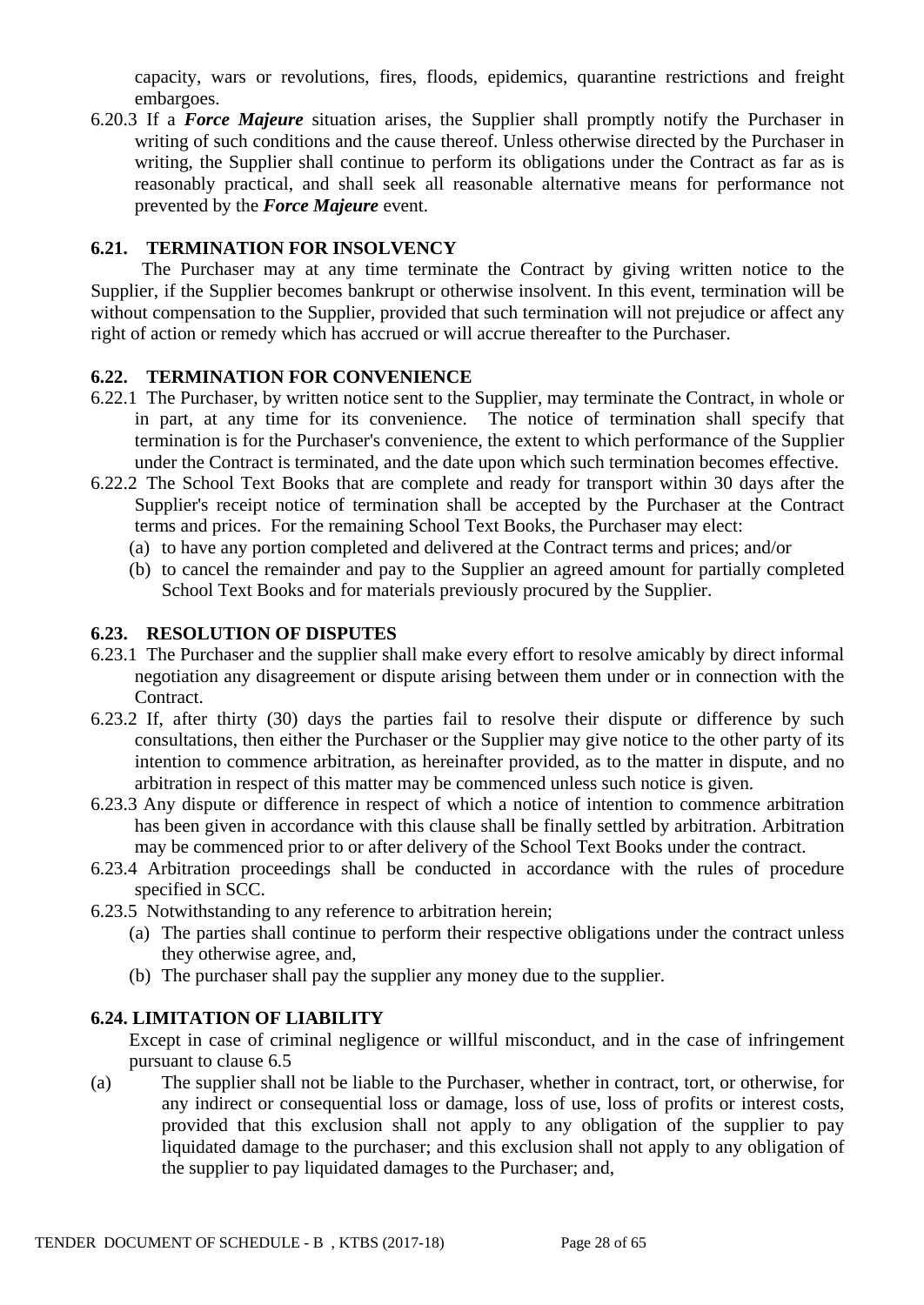capacity, wars or revolutions, fires, floods, epidemics, quarantine restrictions and freight embargoes.

6.20.3 If a ***Force Majeure*** situation arises, the Supplier shall promptly notify the Purchaser in writing of such conditions and the cause thereof. Unless otherwise directed by the Purchaser in writing, the Supplier shall continue to perform its obligations under the Contract as far as is reasonably practical, and shall seek all reasonable alternative means for performance not prevented by the ***Force Majeure*** event.

### 6.21. TERMINATION FOR INSOLVENCY

The Purchaser may at any time terminate the Contract by giving written notice to the Supplier, if the Supplier becomes bankrupt or otherwise insolvent. In this event, termination will be without compensation to the Supplier, provided that such termination will not prejudice or affect any right of action or remedy which has accrued or will accrue thereafter to the Purchaser.

### 6.22. TERMINATION FOR CONVENIENCE

6.22.1 The Purchaser, by written notice sent to the Supplier, may terminate the Contract, in whole or in part, at any time for its convenience. The notice of termination shall specify that termination is for the Purchaser's convenience, the extent to which performance of the Supplier under the Contract is terminated, and the date upon which such termination becomes effective.

6.22.2 The School Text Books that are complete and ready for transport within 30 days after the Supplier's receipt notice of termination shall be accepted by the Purchaser at the Contract terms and prices. For the remaining School Text Books, the Purchaser may elect:

(a) to have any portion completed and delivered at the Contract terms and prices; and/or

(b) to cancel the remainder and pay to the Supplier an agreed amount for partially completed School Text Books and for materials previously procured by the Supplier.

### 6.23. RESOLUTION OF DISPUTES

6.23.1 The Purchaser and the supplier shall make every effort to resolve amicably by direct informal negotiation any disagreement or dispute arising between them under or in connection with the Contract.

6.23.2 If, after thirty (30) days the parties fail to resolve their dispute or difference by such consultations, then either the Purchaser or the Supplier may give notice to the other party of its intention to commence arbitration, as hereinafter provided, as to the matter in dispute, and no arbitration in respect of this matter may be commenced unless such notice is given.

6.23.3 Any dispute or difference in respect of which a notice of intention to commence arbitration has been given in accordance with this clause shall be finally settled by arbitration. Arbitration may be commenced prior to or after delivery of the School Text Books under the contract.

6.23.4 Arbitration proceedings shall be conducted in accordance with the rules of procedure specified in SCC.

6.23.5 Notwithstanding to any reference to arbitration herein;

(a) The parties shall continue to perform their respective obligations under the contract unless they otherwise agree, and,

(b) The purchaser shall pay the supplier any money due to the supplier.

### 6.24. LIMITATION OF LIABILITY

Except in case of criminal negligence or willful misconduct, and in the case of infringement pursuant to clause 6.5

(a) The supplier shall not be liable to the Purchaser, whether in contract, tort, or otherwise, for any indirect or consequential loss or damage, loss of use, loss of profits or interest costs, provided that this exclusion shall not apply to any obligation of the supplier to pay liquidated damage to the purchaser; and this exclusion shall not apply to any obligation of the supplier to pay liquidated damages to the Purchaser; and,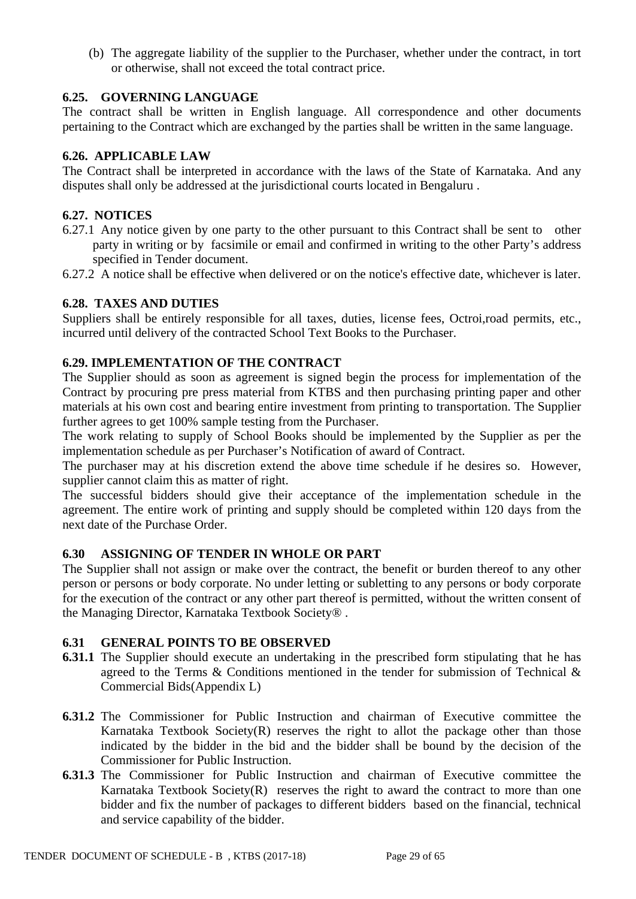(b) The aggregate liability of the supplier to the Purchaser, whether under the contract, in tort or otherwise, shall not exceed the total contract price.

### 6.25. GOVERNING LANGUAGE

The contract shall be written in English language. All correspondence and other documents pertaining to the Contract which are exchanged by the parties shall be written in the same language.

### 6.26. APPLICABLE LAW

The Contract shall be interpreted in accordance with the laws of the State of Karnataka. And any disputes shall only be addressed at the jurisdictional courts located in Bengaluru .

### 6.27. NOTICES

6.27.1 Any notice given by one party to the other pursuant to this Contract shall be sent to other party in writing or by facsimile or email and confirmed in writing to the other Party's address specified in Tender document.

6.27.2 A notice shall be effective when delivered or on the notice's effective date, whichever is later.

### 6.28. TAXES AND DUTIES

Suppliers shall be entirely responsible for all taxes, duties, license fees, Octroi,road permits, etc., incurred until delivery of the contracted School Text Books to the Purchaser.

### 6.29. IMPLEMENTATION OF THE CONTRACT

The Supplier should as soon as agreement is signed begin the process for implementation of the Contract by procuring pre press material from KTBS and then purchasing printing paper and other materials at his own cost and bearing entire investment from printing to transportation. The Supplier further agrees to get 100% sample testing from the Purchaser.

The work relating to supply of School Books should be implemented by the Supplier as per the implementation schedule as per Purchaser's Notification of award of Contract.

The purchaser may at his discretion extend the above time schedule if he desires so. However, supplier cannot claim this as matter of right.

The successful bidders should give their acceptance of the implementation schedule in the agreement. The entire work of printing and supply should be completed within 120 days from the next date of the Purchase Order.

### 6.30 ASSIGNING OF TENDER IN WHOLE OR PART

The Supplier shall not assign or make over the contract, the benefit or burden thereof to any other person or persons or body corporate. No under letting or subletting to any persons or body corporate for the execution of the contract or any other part thereof is permitted, without the written consent of the Managing Director, Karnataka Textbook Society® .

### 6.31 GENERAL POINTS TO BE OBSERVED

**6.31.1** The Supplier should execute an undertaking in the prescribed form stipulating that he has agreed to the Terms & Conditions mentioned in the tender for submission of Technical & Commercial Bids(Appendix L)

**6.31.2** The Commissioner for Public Instruction and chairman of Executive committee the Karnataka Textbook Society(R) reserves the right to allot the package other than those indicated by the bidder in the bid and the bidder shall be bound by the decision of the Commissioner for Public Instruction.

**6.31.3** The Commissioner for Public Instruction and chairman of Executive committee the Karnataka Textbook Society(R) reserves the right to award the contract to more than one bidder and fix the number of packages to different bidders based on the financial, technical and service capability of the bidder.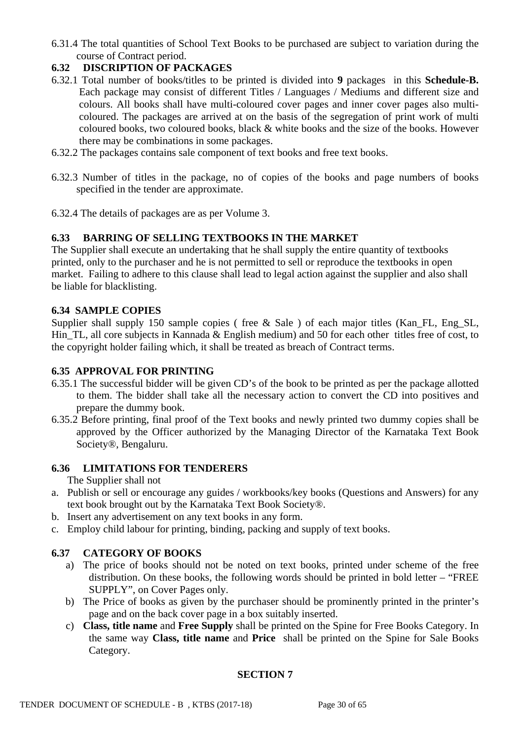6.31.4 The total quantities of School Text Books to be purchased are subject to variation during the course of Contract period.

## 6.32 DISCRIPTION OF PACKAGES

6.32.1 Total number of books/titles to be printed is divided into **9** packages in this **Schedule-B.** Each package may consist of different Titles / Languages / Mediums and different size and colours. All books shall have multi-coloured cover pages and inner cover pages also multi-coloured. The packages are arrived at on the basis of the segregation of print work of multi coloured books, two coloured books, black & white books and the size of the books. However there may be combinations in some packages.

6.32.2 The packages contains sale component of text books and free text books.

6.32.3 Number of titles in the package, no of copies of the books and page numbers of books specified in the tender are approximate.

6.32.4 The details of packages are as per Volume 3.

## 6.33 BARRING OF SELLING TEXTBOOKS IN THE MARKET

The Supplier shall execute an undertaking that he shall supply the entire quantity of textbooks printed, only to the purchaser and he is not permitted to sell or reproduce the textbooks in open market. Failing to adhere to this clause shall lead to legal action against the supplier and also shall be liable for blacklisting.

## 6.34 SAMPLE COPIES

Supplier shall supply 150 sample copies ( free & Sale ) of each major titles (Kan_FL, Eng_SL, Hin_TL, all core subjects in Kannada & English medium) and 50 for each other titles free of cost, to the copyright holder failing which, it shall be treated as breach of Contract terms.

## 6.35 APPROVAL FOR PRINTING

6.35.1 The successful bidder will be given CD's of the book to be printed as per the package allotted to them. The bidder shall take all the necessary action to convert the CD into positives and prepare the dummy book.

6.35.2 Before printing, final proof of the Text books and newly printed two dummy copies shall be approved by the Officer authorized by the Managing Director of the Karnataka Text Book Society®, Bengaluru.

## 6.36 LIMITATIONS FOR TENDERERS

The Supplier shall not

a. Publish or sell or encourage any guides / workbooks/key books (Questions and Answers) for any text book brought out by the Karnataka Text Book Society®.
b. Insert any advertisement on any text books in any form.
c. Employ child labour for printing, binding, packing and supply of text books.

## 6.37 CATEGORY OF BOOKS

a) The price of books should not be noted on text books, printed under scheme of the free distribution. On these books, the following words should be printed in bold letter – "FREE SUPPLY", on Cover Pages only.

b) The Price of books as given by the purchaser should be prominently printed in the printer's page and on the back cover page in a box suitably inserted.

c) **Class, title name** and **Free Supply** shall be printed on the Spine for Free Books Category. In the same way **Class, title name** and **Price** shall be printed on the Spine for Sale Books Category.

# SECTION 7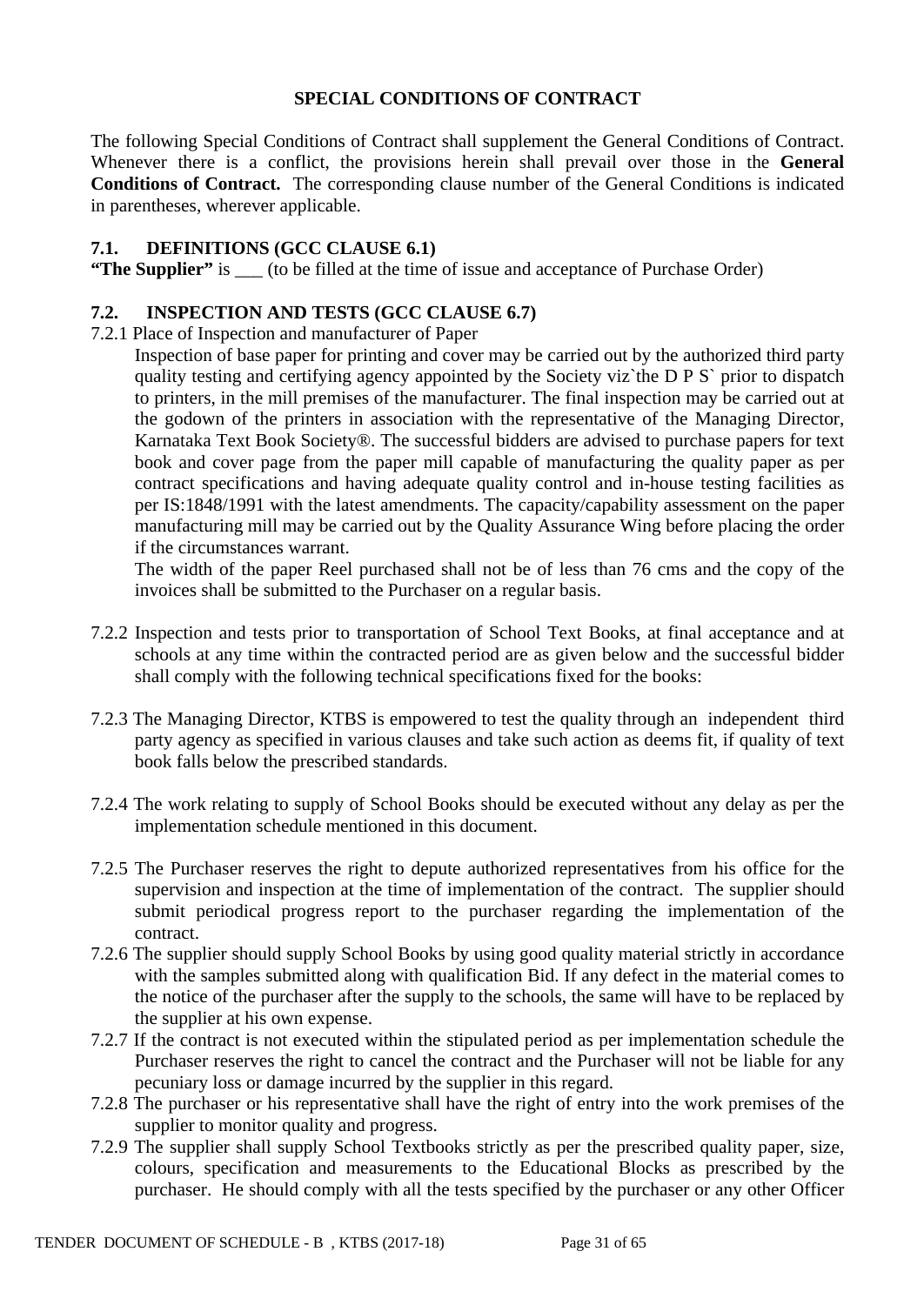## SPECIAL CONDITIONS OF CONTRACT

The following Special Conditions of Contract shall supplement the General Conditions of Contract. Whenever there is a conflict, the provisions herein shall prevail over those in the **General Conditions of Contract.** The corresponding clause number of the General Conditions is indicated in parentheses, wherever applicable.

### 7.1. DEFINITIONS (GCC CLAUSE 6.1)

**"The Supplier"** is ___ (to be filled at the time of issue and acceptance of Purchase Order)

### 7.2. INSPECTION AND TESTS (GCC CLAUSE 6.7)

7.2.1 Place of Inspection and manufacturer of Paper

Inspection of base paper for printing and cover may be carried out by the authorized third party quality testing and certifying agency appointed by the Society viz`the D P S` prior to dispatch to printers, in the mill premises of the manufacturer. The final inspection may be carried out at the godown of the printers in association with the representative of the Managing Director, Karnataka Text Book Society®. The successful bidders are advised to purchase papers for text book and cover page from the paper mill capable of manufacturing the quality paper as per contract specifications and having adequate quality control and in-house testing facilities as per IS:1848/1991 with the latest amendments. The capacity/capability assessment on the paper manufacturing mill may be carried out by the Quality Assurance Wing before placing the order if the circumstances warrant.

The width of the paper Reel purchased shall not be of less than 76 cms and the copy of the invoices shall be submitted to the Purchaser on a regular basis.

7.2.2 Inspection and tests prior to transportation of School Text Books, at final acceptance and at schools at any time within the contracted period are as given below and the successful bidder shall comply with the following technical specifications fixed for the books:

7.2.3 The Managing Director, KTBS is empowered to test the quality through an independent third party agency as specified in various clauses and take such action as deems fit, if quality of text book falls below the prescribed standards.

7.2.4 The work relating to supply of School Books should be executed without any delay as per the implementation schedule mentioned in this document.

7.2.5 The Purchaser reserves the right to depute authorized representatives from his office for the supervision and inspection at the time of implementation of the contract. The supplier should submit periodical progress report to the purchaser regarding the implementation of the contract.

7.2.6 The supplier should supply School Books by using good quality material strictly in accordance with the samples submitted along with qualification Bid. If any defect in the material comes to the notice of the purchaser after the supply to the schools, the same will have to be replaced by the supplier at his own expense.

7.2.7 If the contract is not executed within the stipulated period as per implementation schedule the Purchaser reserves the right to cancel the contract and the Purchaser will not be liable for any pecuniary loss or damage incurred by the supplier in this regard.

7.2.8 The purchaser or his representative shall have the right of entry into the work premises of the supplier to monitor quality and progress.

7.2.9 The supplier shall supply School Textbooks strictly as per the prescribed quality paper, size, colours, specification and measurements to the Educational Blocks as prescribed by the purchaser. He should comply with all the tests specified by the purchaser or any other Officer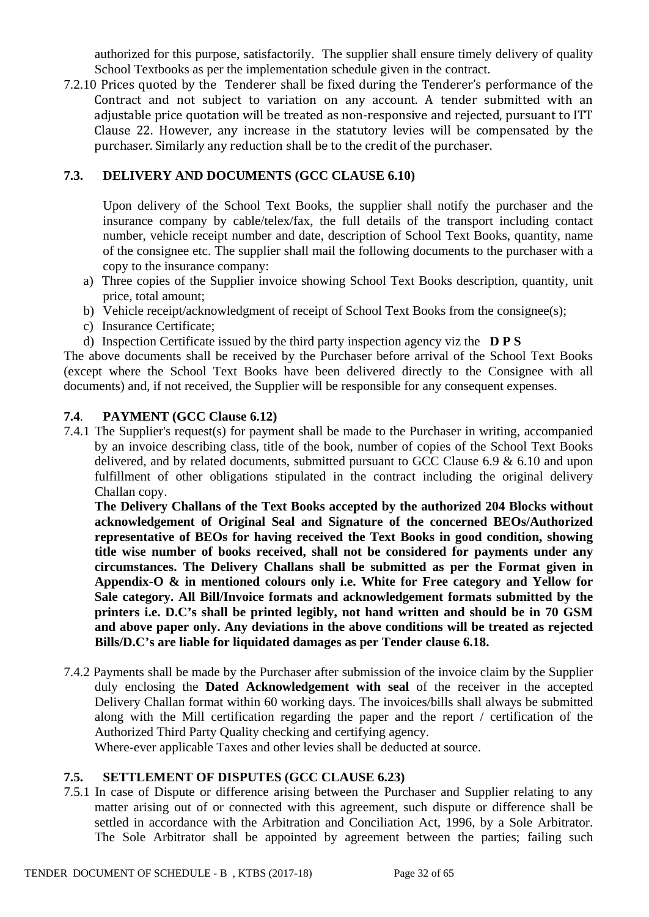authorized for this purpose, satisfactorily. The supplier shall ensure timely delivery of quality School Textbooks as per the implementation schedule given in the contract.

7.2.10 Prices quoted by the Tenderer shall be fixed during the Tenderer's performance of the Contract and not subject to variation on any account. A tender submitted with an adjustable price quotation will be treated as non-responsive and rejected, pursuant to ITT Clause 22. However, any increase in the statutory levies will be compensated by the purchaser. Similarly any reduction shall be to the credit of the purchaser.

### 7.3. DELIVERY AND DOCUMENTS (GCC CLAUSE 6.10)

Upon delivery of the School Text Books, the supplier shall notify the purchaser and the insurance company by cable/telex/fax, the full details of the transport including contact number, vehicle receipt number and date, description of School Text Books, quantity, name of the consignee etc. The supplier shall mail the following documents to the purchaser with a copy to the insurance company:

a) Three copies of the Supplier invoice showing School Text Books description, quantity, unit price, total amount;
b) Vehicle receipt/acknowledgment of receipt of School Text Books from the consignee(s);
c) Insurance Certificate;
d) Inspection Certificate issued by the third party inspection agency viz the **D P S**

The above documents shall be received by the Purchaser before arrival of the School Text Books (except where the School Text Books have been delivered directly to the Consignee with all documents) and, if not received, the Supplier will be responsible for any consequent expenses.

### 7.4. PAYMENT (GCC Clause 6.12)

7.4.1 The Supplier's request(s) for payment shall be made to the Purchaser in writing, accompanied by an invoice describing class, title of the book, number of copies of the School Text Books delivered, and by related documents, submitted pursuant to GCC Clause 6.9 & 6.10 and upon fulfillment of other obligations stipulated in the contract including the original delivery Challan copy.

**The Delivery Challans of the Text Books accepted by the authorized 204 Blocks without acknowledgement of Original Seal and Signature of the concerned BEOs/Authorized representative of BEOs for having received the Text Books in good condition, showing title wise number of books received, shall not be considered for payments under any circumstances. The Delivery Challans shall be submitted as per the Format given in Appendix-O & in mentioned colours only i.e. White for Free category and Yellow for Sale category. All Bill/Invoice formats and acknowledgement formats submitted by the printers i.e. D.C's shall be printed legibly, not hand written and should be in 70 GSM and above paper only. Any deviations in the above conditions will be treated as rejected Bills/D.C's are liable for liquidated damages as per Tender clause 6.18.**

7.4.2 Payments shall be made by the Purchaser after submission of the invoice claim by the Supplier duly enclosing the **Dated Acknowledgement with seal** of the receiver in the accepted Delivery Challan format within 60 working days. The invoices/bills shall always be submitted along with the Mill certification regarding the paper and the report / certification of the Authorized Third Party Quality checking and certifying agency.

Where-ever applicable Taxes and other levies shall be deducted at source.

### 7.5. SETTLEMENT OF DISPUTES (GCC CLAUSE 6.23)

7.5.1 In case of Dispute or difference arising between the Purchaser and Supplier relating to any matter arising out of or connected with this agreement, such dispute or difference shall be settled in accordance with the Arbitration and Conciliation Act, 1996, by a Sole Arbitrator. The Sole Arbitrator shall be appointed by agreement between the parties; failing such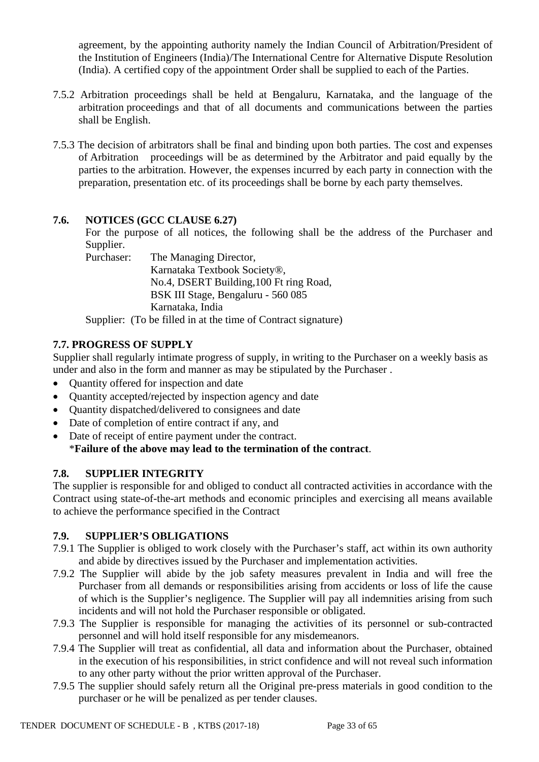agreement, by the appointing authority namely the Indian Council of Arbitration/President of the Institution of Engineers (India)/The International Centre for Alternative Dispute Resolution (India). A certified copy of the appointment Order shall be supplied to each of the Parties.

7.5.2 Arbitration proceedings shall be held at Bengaluru, Karnataka, and the language of the arbitration proceedings and that of all documents and communications between the parties shall be English.

7.5.3 The decision of arbitrators shall be final and binding upon both parties. The cost and expenses of Arbitration proceedings will be as determined by the Arbitrator and paid equally by the parties to the arbitration. However, the expenses incurred by each party in connection with the preparation, presentation etc. of its proceedings shall be borne by each party themselves.

### 7.6. NOTICES (GCC CLAUSE 6.27)

For the purpose of all notices, the following shall be the address of the Purchaser and Supplier.

Purchaser: The Managing Director,
Karnataka Textbook Society®,
No.4, DSERT Building,100 Ft ring Road,
BSK III Stage, Bengaluru - 560 085
Karnataka, India

Supplier: (To be filled in at the time of Contract signature)

### 7.7. PROGRESS OF SUPPLY

Supplier shall regularly intimate progress of supply, in writing to the Purchaser on a weekly basis as under and also in the form and manner as may be stipulated by the Purchaser .

- Quantity offered for inspection and date
- Quantity accepted/rejected by inspection agency and date
- Quantity dispatched/delivered to consignees and date
- Date of completion of entire contract if any, and
- Date of receipt of entire payment under the contract.
  \***Failure of the above may lead to the termination of the contract**.

### 7.8. SUPPLIER INTEGRITY

The supplier is responsible for and obliged to conduct all contracted activities in accordance with the Contract using state-of-the-art methods and economic principles and exercising all means available to achieve the performance specified in the Contract

### 7.9. SUPPLIER'S OBLIGATIONS

7.9.1 The Supplier is obliged to work closely with the Purchaser's staff, act within its own authority and abide by directives issued by the Purchaser and implementation activities.

7.9.2 The Supplier will abide by the job safety measures prevalent in India and will free the Purchaser from all demands or responsibilities arising from accidents or loss of life the cause of which is the Supplier's negligence. The Supplier will pay all indemnities arising from such incidents and will not hold the Purchaser responsible or obligated.

7.9.3 The Supplier is responsible for managing the activities of its personnel or sub-contracted personnel and will hold itself responsible for any misdemeanors.

7.9.4 The Supplier will treat as confidential, all data and information about the Purchaser, obtained in the execution of his responsibilities, in strict confidence and will not reveal such information to any other party without the prior written approval of the Purchaser.

7.9.5 The supplier should safely return all the Original pre-press materials in good condition to the purchaser or he will be penalized as per tender clauses.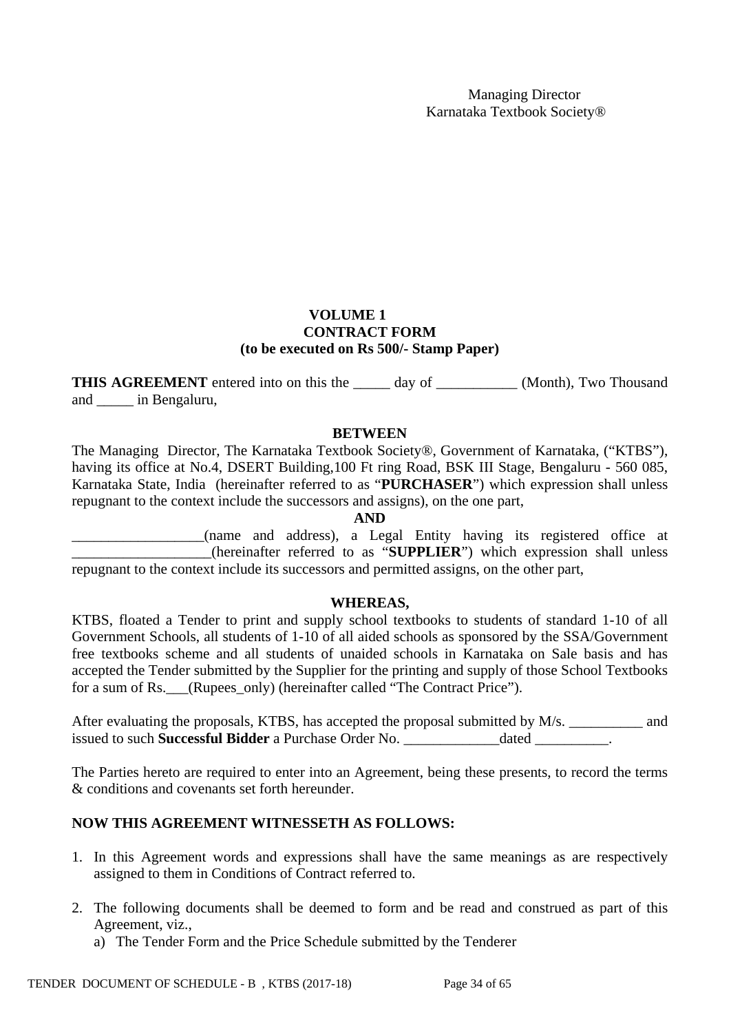Managing Director
Karnataka Textbook Society®

**VOLUME 1**
**CONTRACT FORM**
**(to be executed on Rs 500/- Stamp Paper)**

**THIS AGREEMENT** entered into on this the _____ day of ___________ (Month), Two Thousand and _____ in Bengaluru,

**BETWEEN**

The Managing Director, The Karnataka Textbook Society®, Government of Karnataka, ("KTBS"), having its office at No.4, DSERT Building,100 Ft ring Road, BSK III Stage, Bengaluru - 560 085, Karnataka State, India (hereinafter referred to as "**PURCHASER**") which expression shall unless repugnant to the context include the successors and assigns), on the one part,

**AND**

__________________(name and address), a Legal Entity having its registered office at ___________________(hereinafter referred to as "**SUPPLIER**") which expression shall unless repugnant to the context include its successors and permitted assigns, on the other part,

**WHEREAS,**

KTBS, floated a Tender to print and supply school textbooks to students of standard 1-10 of all Government Schools, all students of 1-10 of all aided schools as sponsored by the SSA/Government free textbooks scheme and all students of unaided schools in Karnataka on Sale basis and has accepted the Tender submitted by the Supplier for the printing and supply of those School Textbooks for a sum of Rs.___(Rupees_only) (hereinafter called "The Contract Price").

After evaluating the proposals, KTBS, has accepted the proposal submitted by M/s. __________ and issued to such **Successful Bidder** a Purchase Order No. _____________dated __________.

The Parties hereto are required to enter into an Agreement, being these presents, to record the terms & conditions and covenants set forth hereunder.

**NOW THIS AGREEMENT WITNESSETH AS FOLLOWS:**

1. In this Agreement words and expressions shall have the same meanings as are respectively assigned to them in Conditions of Contract referred to.

2. The following documents shall be deemed to form and be read and construed as part of this Agreement, viz.,
   a) The Tender Form and the Price Schedule submitted by the Tenderer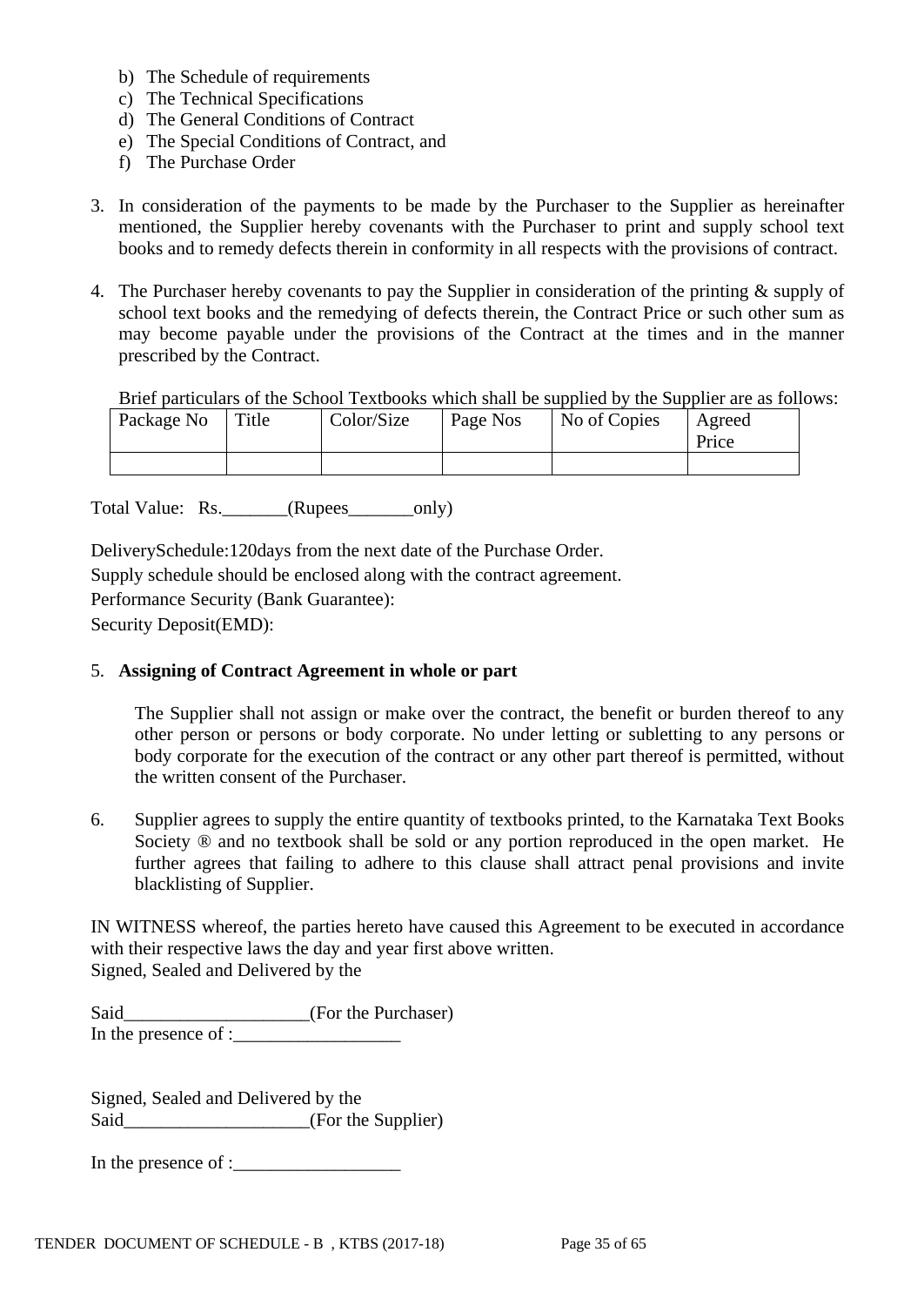b) The Schedule of requirements
c) The Technical Specifications
d) The General Conditions of Contract
e) The Special Conditions of Contract, and
f) The Purchase Order

3. In consideration of the payments to be made by the Purchaser to the Supplier as hereinafter mentioned, the Supplier hereby covenants with the Purchaser to print and supply school text books and to remedy defects therein in conformity in all respects with the provisions of contract.

4. The Purchaser hereby covenants to pay the Supplier in consideration of the printing & supply of school text books and the remedying of defects therein, the Contract Price or such other sum as may become payable under the provisions of the Contract at the times and in the manner prescribed by the Contract.

   Brief particulars of the School Textbooks which shall be supplied by the Supplier are as follows:

| Package No | Title | Color/Size | Page Nos | No of Copies | Agreed Price |
|---|---|---|---|---|---|
| | | | | | |

Total Value: Rs._______(Rupees_______only)

DeliverySchedule:120days from the next date of the Purchase Order.

Supply schedule should be enclosed along with the contract agreement.

Performance Security (Bank Guarantee):

Security Deposit(EMD):

5. **Assigning of Contract Agreement in whole or part**

   The Supplier shall not assign or make over the contract, the benefit or burden thereof to any other person or persons or body corporate. No under letting or subletting to any persons or body corporate for the execution of the contract or any other part thereof is permitted, without the written consent of the Purchaser.

6. Supplier agrees to supply the entire quantity of textbooks printed, to the Karnataka Text Books Society ® and no textbook shall be sold or any portion reproduced in the open market. He further agrees that failing to adhere to this clause shall attract penal provisions and invite blacklisting of Supplier.

IN WITNESS whereof, the parties hereto have caused this Agreement to be executed in accordance with their respective laws the day and year first above written.
Signed, Sealed and Delivered by the

Said____________________(For the Purchaser)
In the presence of :__________________

Signed, Sealed and Delivered by the
Said____________________(For the Supplier)

In the presence of :__________________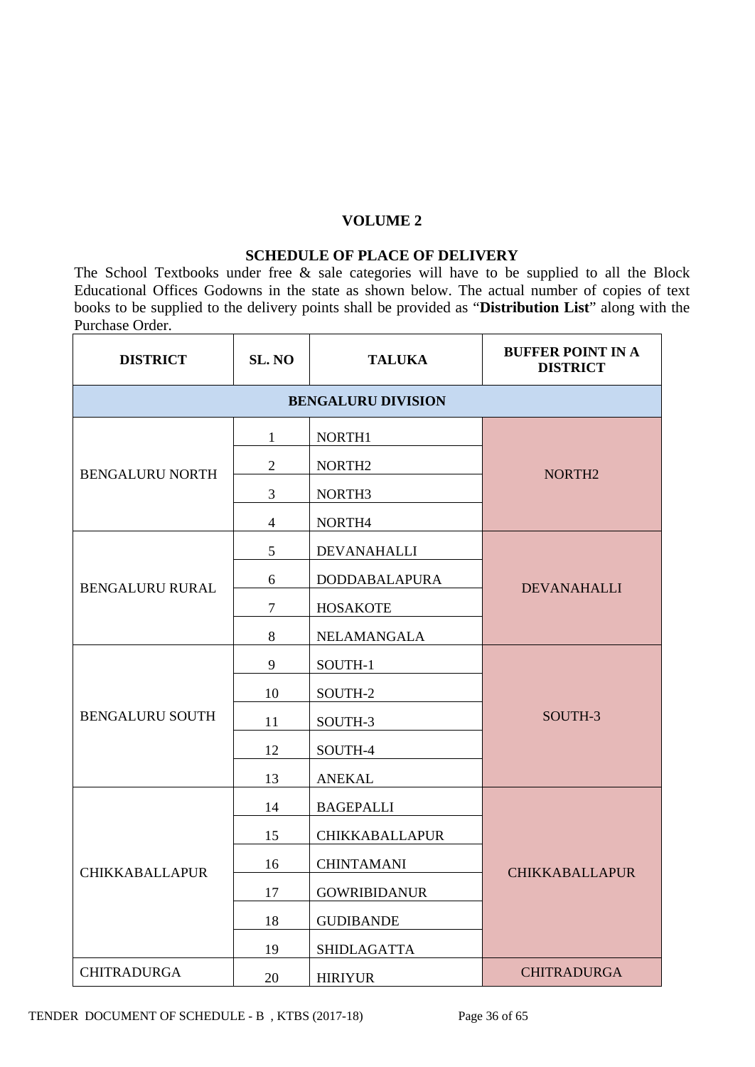## VOLUME 2

### SCHEDULE OF PLACE OF DELIVERY

The School Textbooks under free & sale categories will have to be supplied to all the Block Educational Offices Godowns in the state as shown below. The actual number of copies of text books to be supplied to the delivery points shall be provided as "**Distribution List**" along with the Purchase Order.

| DISTRICT | SL. NO | TALUKA | BUFFER POINT IN A DISTRICT |
|---|---|---|---|
| **BENGALURU DIVISION** | | | |
| BENGALURU NORTH | 1 | NORTH1 | NORTH2 |
| | 2 | NORTH2 | |
| | 3 | NORTH3 | |
| | 4 | NORTH4 | |
| BENGALURU RURAL | 5 | DEVANAHALLI | DEVANAHALLI |
| | 6 | DODDABALAPURA | |
| | 7 | HOSAKOTE | |
| | 8 | NELAMANGALA | |
| BENGALURU SOUTH | 9 | SOUTH-1 | SOUTH-3 |
| | 10 | SOUTH-2 | |
| | 11 | SOUTH-3 | |
| | 12 | SOUTH-4 | |
| | 13 | ANEKAL | |
| CHIKKABALLAPUR | 14 | BAGEPALLI | CHIKKABALLAPUR |
| | 15 | CHIKKABALLAPUR | |
| | 16 | CHINTAMANI | |
| | 17 | GOWRIBIDANUR | |
| | 18 | GUDIBANDE | |
| | 19 | SHIDLAGATTA | |
| CHITRADURGA | 20 | HIRIYUR | CHITRADURGA |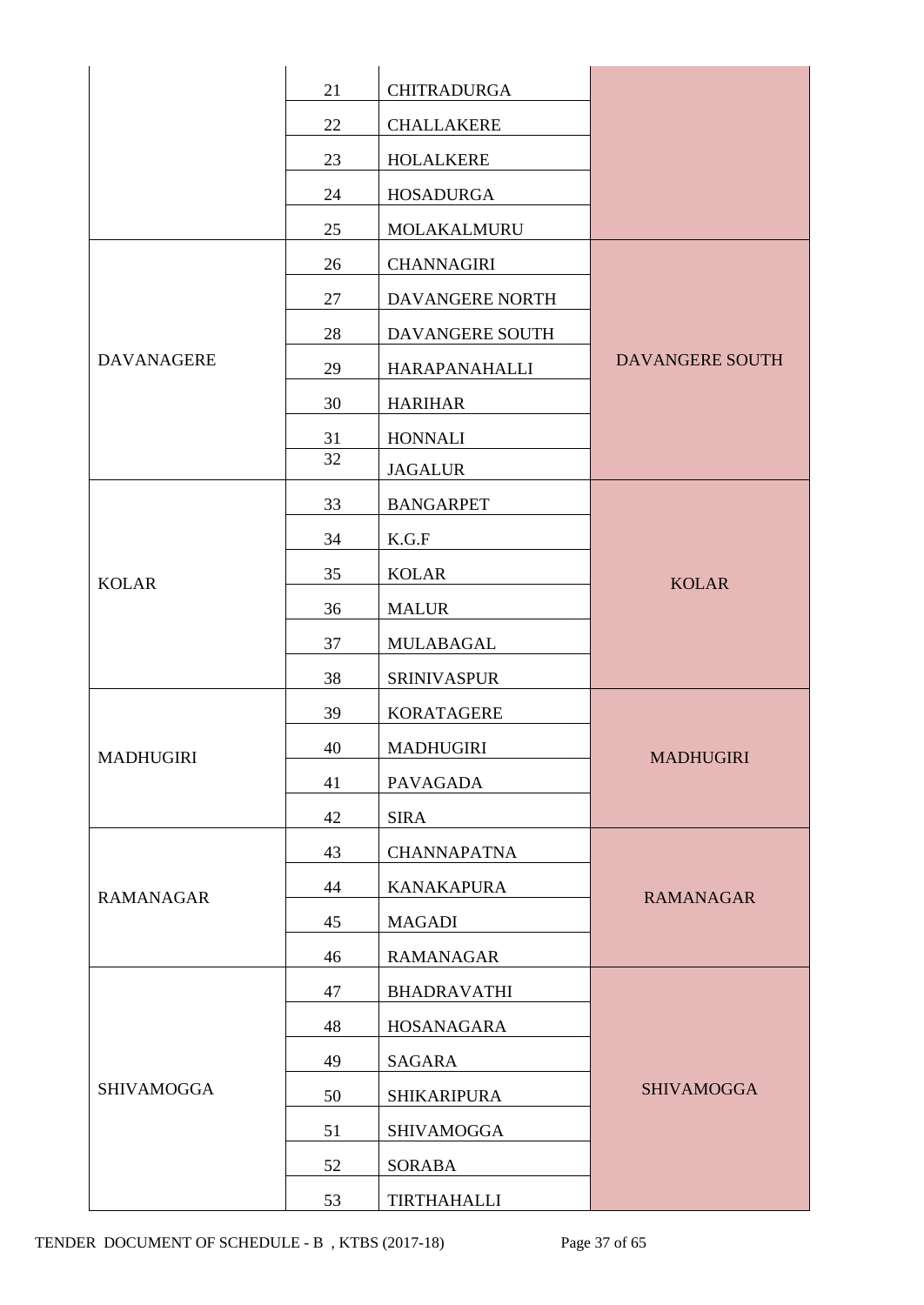| | | | |
|---|---|---|---|
| | 21 | CHITRADURGA | |
| | 22 | CHALLAKERE | |
| | 23 | HOLALKERE | |
| | 24 | HOSADURGA | |
| | 25 | MOLAKALMURU | |
| DAVANAGERE | 26 | CHANNAGIRI | DAVANGERE SOUTH |
| | 27 | DAVANGERE NORTH | |
| | 28 | DAVANGERE SOUTH | |
| | 29 | HARAPANAHALLI | |
| | 30 | HARIHAR | |
| | 31 | HONNALI | |
| | 32 | JAGALUR | |
| KOLAR | 33 | BANGARPET | KOLAR |
| | 34 | K.G.F | |
| | 35 | KOLAR | |
| | 36 | MALUR | |
| | 37 | MULABAGAL | |
| | 38 | SRINIVASPUR | |
| MADHUGIRI | 39 | KORATAGERE | MADHUGIRI |
| | 40 | MADHUGIRI | |
| | 41 | PAVAGADA | |
| | 42 | SIRA | |
| RAMANAGAR | 43 | CHANNAPATNA | RAMANAGAR |
| | 44 | KANAKAPURA | |
| | 45 | MAGADI | |
| | 46 | RAMANAGAR | |
| SHIVAMOGGA | 47 | BHADRAVATHI | SHIVAMOGGA |
| | 48 | HOSANAGARA | |
| | 49 | SAGARA | |
| | 50 | SHIKARIPURA | |
| | 51 | SHIVAMOGGA | |
| | 52 | SORABA | |
| | 53 | TIRTHAHALLI | |

TENDER DOCUMENT OF SCHEDULE - B , KTBS (2017-18)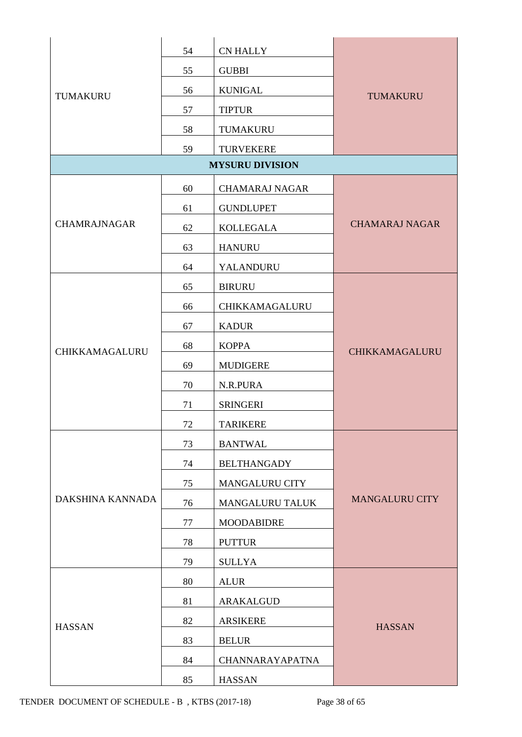| | | | |
|---|---|---|---|
| TUMAKURU | 54 | CN HALLY | TUMAKURU |
| | 55 | GUBBI | |
| | 56 | KUNIGAL | |
| | 57 | TIPTUR | |
| | 58 | TUMAKURU | |
| | 59 | TURVEKERE | |
| **MYSURU DIVISION** | | | |
| CHAMRAJNAGAR | 60 | CHAMARAJ NAGAR | CHAMARAJ NAGAR |
| | 61 | GUNDLUPET | |
| | 62 | KOLLEGALA | |
| | 63 | HANURU | |
| | 64 | YALANDURU | |
| CHIKKAMAGALURU | 65 | BIRURU | CHIKKAMAGALURU |
| | 66 | CHIKKAMAGALURU | |
| | 67 | KADUR | |
| | 68 | KOPPA | |
| | 69 | MUDIGERE | |
| | 70 | N.R.PURA | |
| | 71 | SRINGERI | |
| | 72 | TARIKERE | |
| DAKSHINA KANNADA | 73 | BANTWAL | MANGALURU CITY |
| | 74 | BELTHANGADY | |
| | 75 | MANGALURU CITY | |
| | 76 | MANGALURU TALUK | |
| | 77 | MOODABIDRE | |
| | 78 | PUTTUR | |
| | 79 | SULLYA | |
| HASSAN | 80 | ALUR | HASSAN |
| | 81 | ARAKALGUD | |
| | 82 | ARSIKERE | |
| | 83 | BELUR | |
| | 84 | CHANNARAYAPATNA | |
| | 85 | HASSAN | |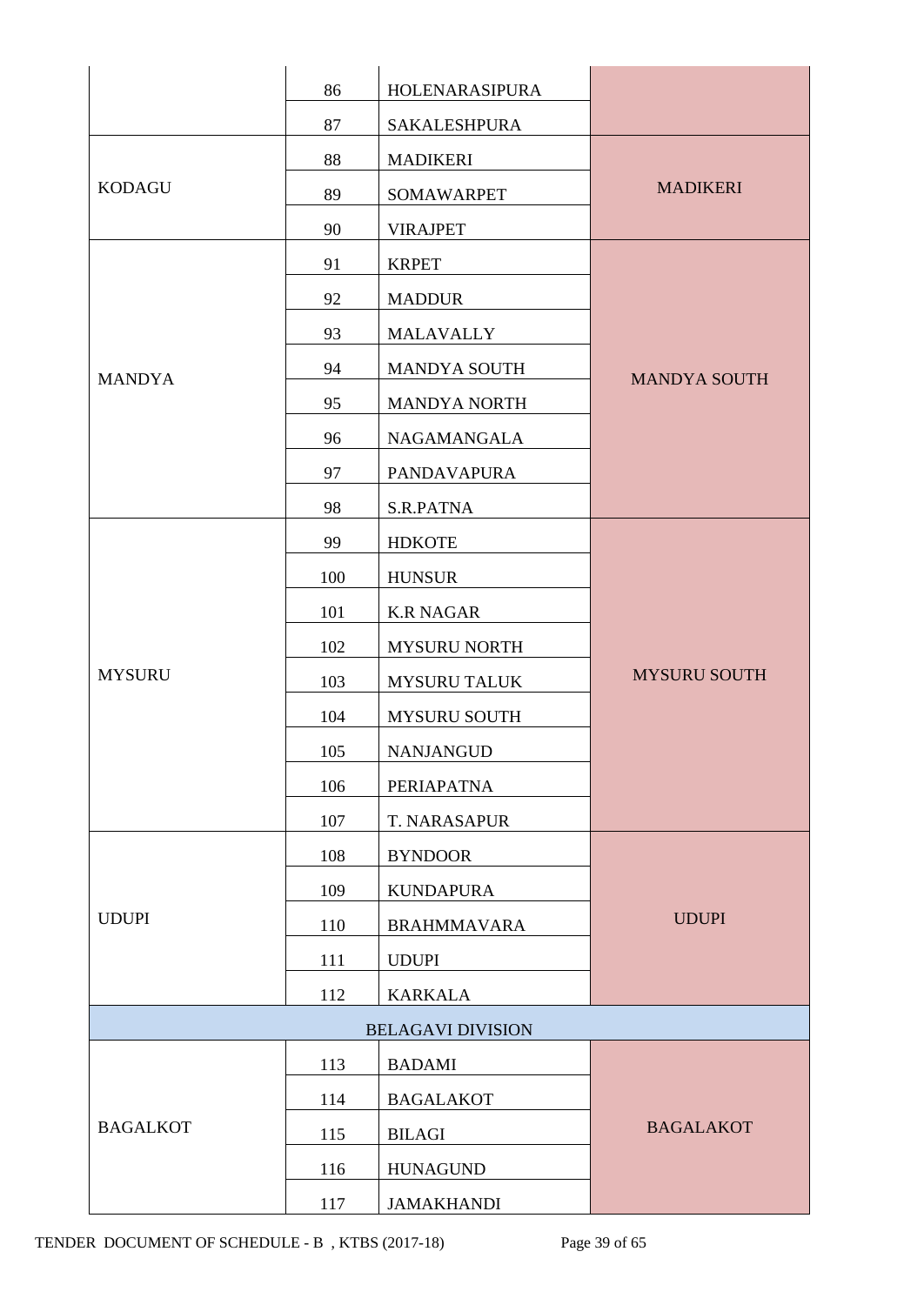| | | | |
|---|---|---|---|
| | 86 | HOLENARASIPURA | |
| | 87 | SAKALESHPURA | |
| KODAGU | 88 | MADIKERI | MADIKERI |
| | 89 | SOMAWARPET | |
| | 90 | VIRAJPET | |
| MANDYA | 91 | KRPET | MANDYA SOUTH |
| | 92 | MADDUR | |
| | 93 | MALAVALLY | |
| | 94 | MANDYA SOUTH | |
| | 95 | MANDYA NORTH | |
| | 96 | NAGAMANGALA | |
| | 97 | PANDAVAPURA | |
| | 98 | S.R.PATNA | |
| MYSURU | 99 | HDKOTE | MYSURU SOUTH |
| | 100 | HUNSUR | |
| | 101 | K.R NAGAR | |
| | 102 | MYSURU NORTH | |
| | 103 | MYSURU TALUK | |
| | 104 | MYSURU SOUTH | |
| | 105 | NANJANGUD | |
| | 106 | PERIAPATNA | |
| | 107 | T. NARASAPUR | |
| UDUPI | 108 | BYNDOOR | UDUPI |
| | 109 | KUNDAPURA | |
| | 110 | BRAHMMAVARA | |
| | 111 | UDUPI | |
| | 112 | KARKALA | |
| BELAGAVI DIVISION | | | |
| BAGALKOT | 113 | BADAMI | BAGALAKOT |
| | 114 | BAGALAKOT | |
| | 115 | BILAGI | |
| | 116 | HUNAGUND | |
| | 117 | JAMAKHANDI | |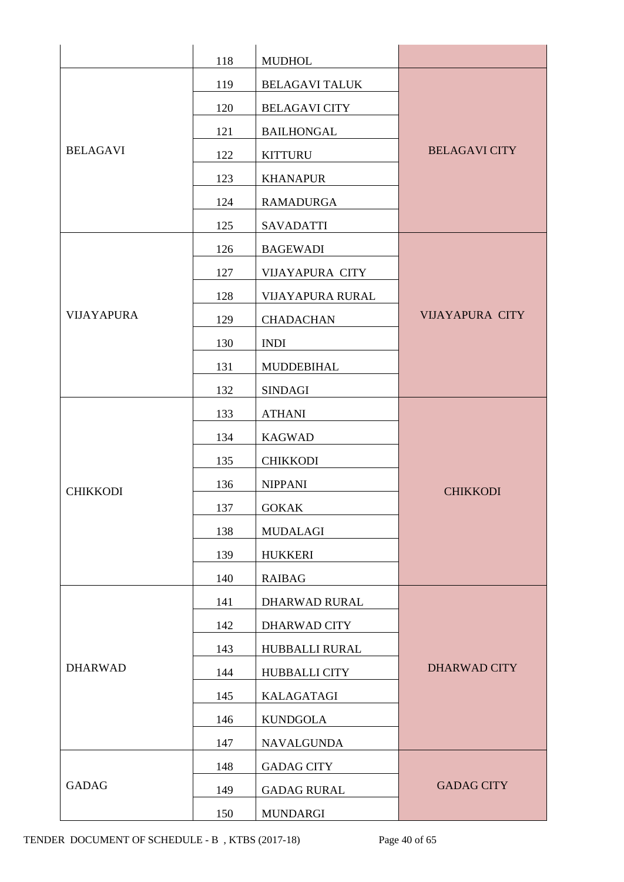| | | | |
|---|---|---|---|
| | 118 | MUDHOL | |
| BELAGAVI | 119 | BELAGAVI TALUK | BELAGAVI CITY |
| | 120 | BELAGAVI CITY | |
| | 121 | BAILHONGAL | |
| | 122 | KITTURU | |
| | 123 | KHANAPUR | |
| | 124 | RAMADURGA | |
| | 125 | SAVADATTI | |
| VIJAYAPURA | 126 | BAGEWADI | VIJAYAPURA CITY |
| | 127 | VIJAYAPURA CITY | |
| | 128 | VIJAYAPURA RURAL | |
| | 129 | CHADACHAN | |
| | 130 | INDI | |
| | 131 | MUDDEBIHAL | |
| | 132 | SINDAGI | |
| CHIKKODI | 133 | ATHANI | CHIKKODI |
| | 134 | KAGWAD | |
| | 135 | CHIKKODI | |
| | 136 | NIPPANI | |
| | 137 | GOKAK | |
| | 138 | MUDALAGI | |
| | 139 | HUKKERI | |
| | 140 | RAIBAG | |
| DHARWAD | 141 | DHARWAD RURAL | DHARWAD CITY |
| | 142 | DHARWAD CITY | |
| | 143 | HUBBALLI RURAL | |
| | 144 | HUBBALLI CITY | |
| | 145 | KALAGATAGI | |
| | 146 | KUNDGOLA | |
| | 147 | NAVALGUNDA | |
| GADAG | 148 | GADAG CITY | GADAG CITY |
| | 149 | GADAG RURAL | |
| | 150 | MUNDARGI | |

TENDER DOCUMENT OF SCHEDULE - B , KTBS (2017-18)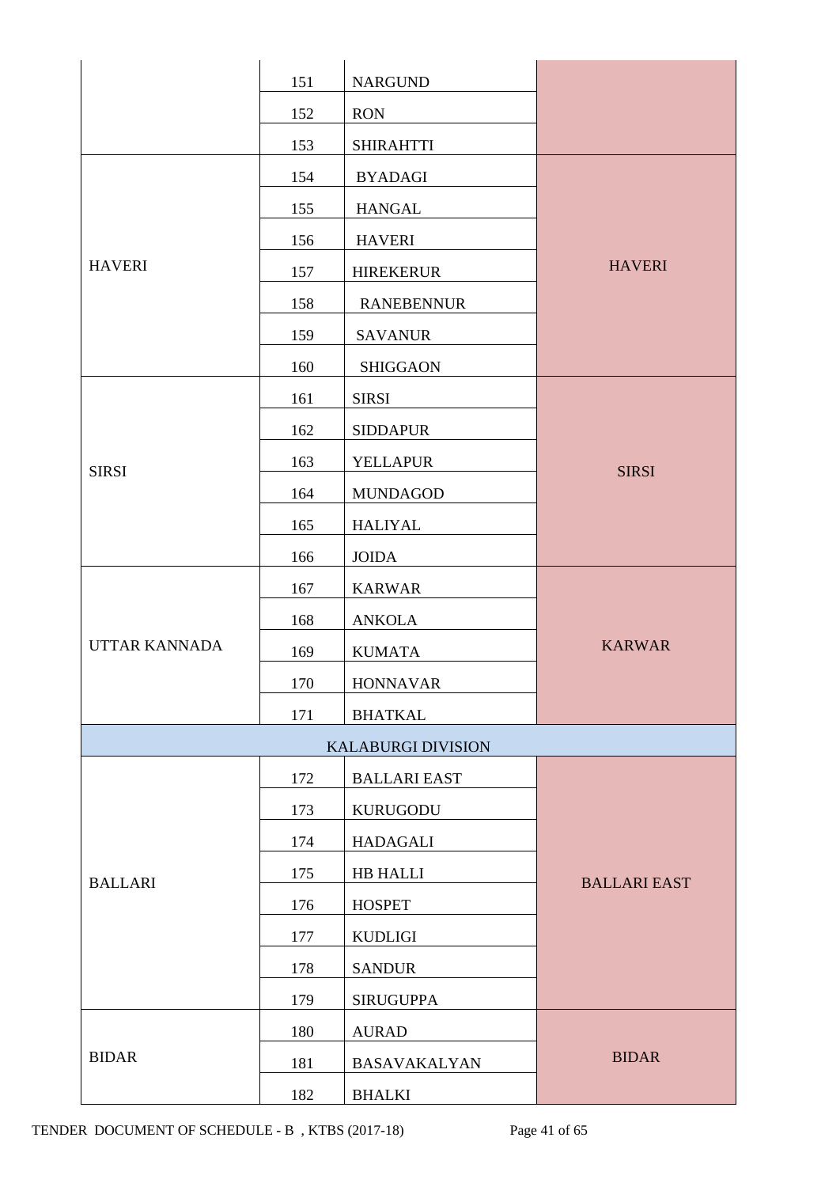| | | | |
|---|---|---|---|
| | 151 | NARGUND | |
| | 152 | RON | |
| | 153 | SHIRAHTTI | |
| HAVERI | 154 | BYADAGI | HAVERI |
| | 155 | HANGAL | |
| | 156 | HAVERI | |
| | 157 | HIREKERUR | |
| | 158 | RANEBENNUR | |
| | 159 | SAVANUR | |
| | 160 | SHIGGAON | |
| SIRSI | 161 | SIRSI | SIRSI |
| | 162 | SIDDAPUR | |
| | 163 | YELLAPUR | |
| | 164 | MUNDAGOD | |
| | 165 | HALIYAL | |
| | 166 | JOIDA | |
| UTTAR KANNADA | 167 | KARWAR | KARWAR |
| | 168 | ANKOLA | |
| | 169 | KUMATA | |
| | 170 | HONNAVAR | |
| | 171 | BHATKAL | |
| KALABURGI DIVISION | | | |
| BALLARI | 172 | BALLARI EAST | BALLARI EAST |
| | 173 | KURUGODU | |
| | 174 | HADAGALI | |
| | 175 | HB HALLI | |
| | 176 | HOSPET | |
| | 177 | KUDLIGI | |
| | 178 | SANDUR | |
| | 179 | SIRUGUPPA | |
| BIDAR | 180 | AURAD | BIDAR |
| | 181 | BASAVAKALYAN | |
| | 182 | BHALKI | |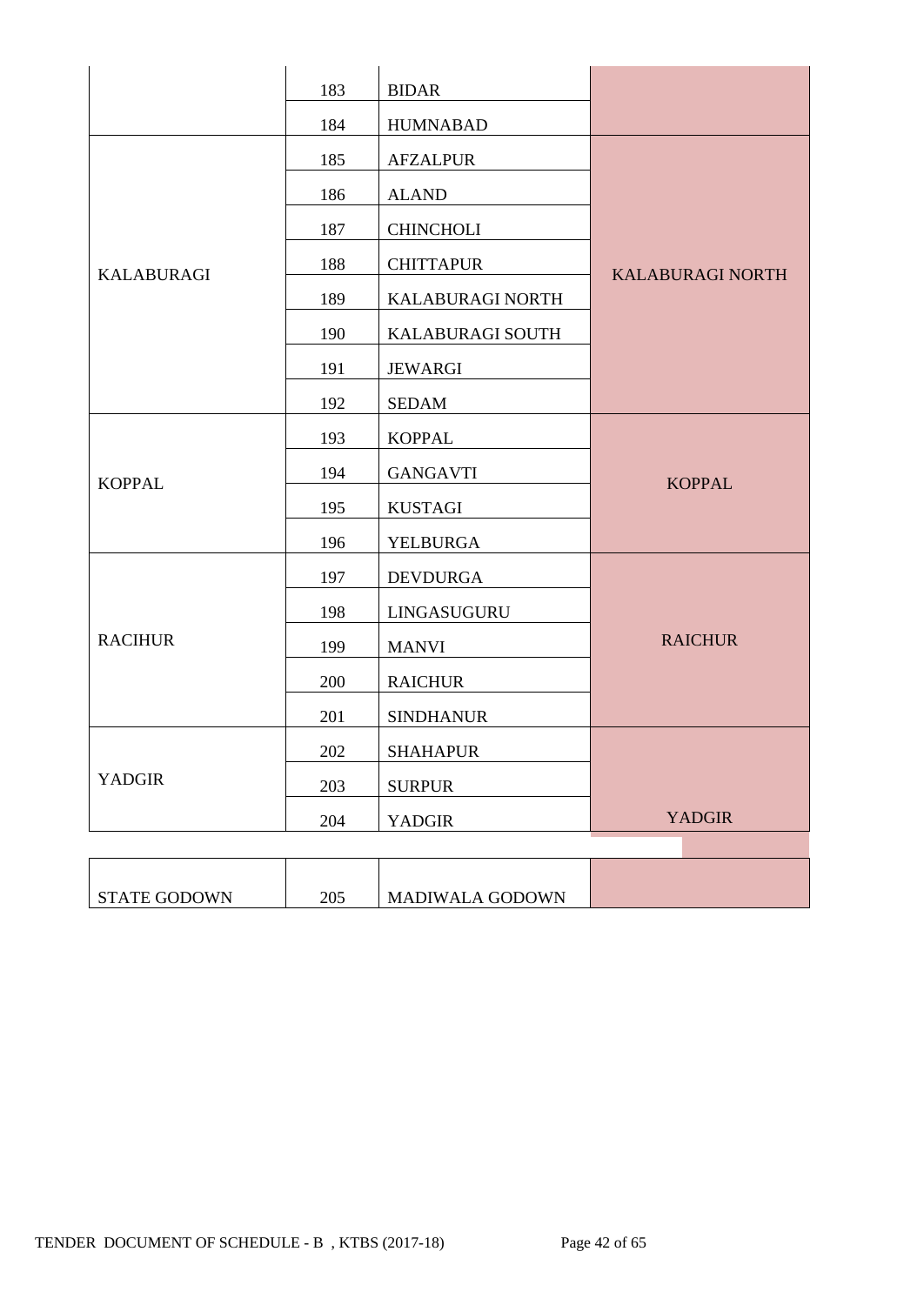| | | | |
|---|---|---|---|
| | 183 | BIDAR | |
| | 184 | HUMNABAD | |
| KALABURAGI | 185 | AFZALPUR | KALABURAGI NORTH |
| | 186 | ALAND | |
| | 187 | CHINCHOLI | |
| | 188 | CHITTAPUR | |
| | 189 | KALABURAGI NORTH | |
| | 190 | KALABURAGI SOUTH | |
| | 191 | JEWARGI | |
| | 192 | SEDAM | |
| KOPPAL | 193 | KOPPAL | KOPPAL |
| | 194 | GANGAVTI | |
| | 195 | KUSTAGI | |
| | 196 | YELBURGA | |
| RACIHUR | 197 | DEVDURGA | RAICHUR |
| | 198 | LINGASUGURU | |
| | 199 | MANVI | |
| | 200 | RAICHUR | |
| | 201 | SINDHANUR | |
| YADGIR | 202 | SHAHAPUR | YADGIR |
| | 203 | SURPUR | |
| | 204 | YADGIR | |

| | | | |
|---|---|---|---|
| STATE GODOWN | 205 | MADIWALA GODOWN | |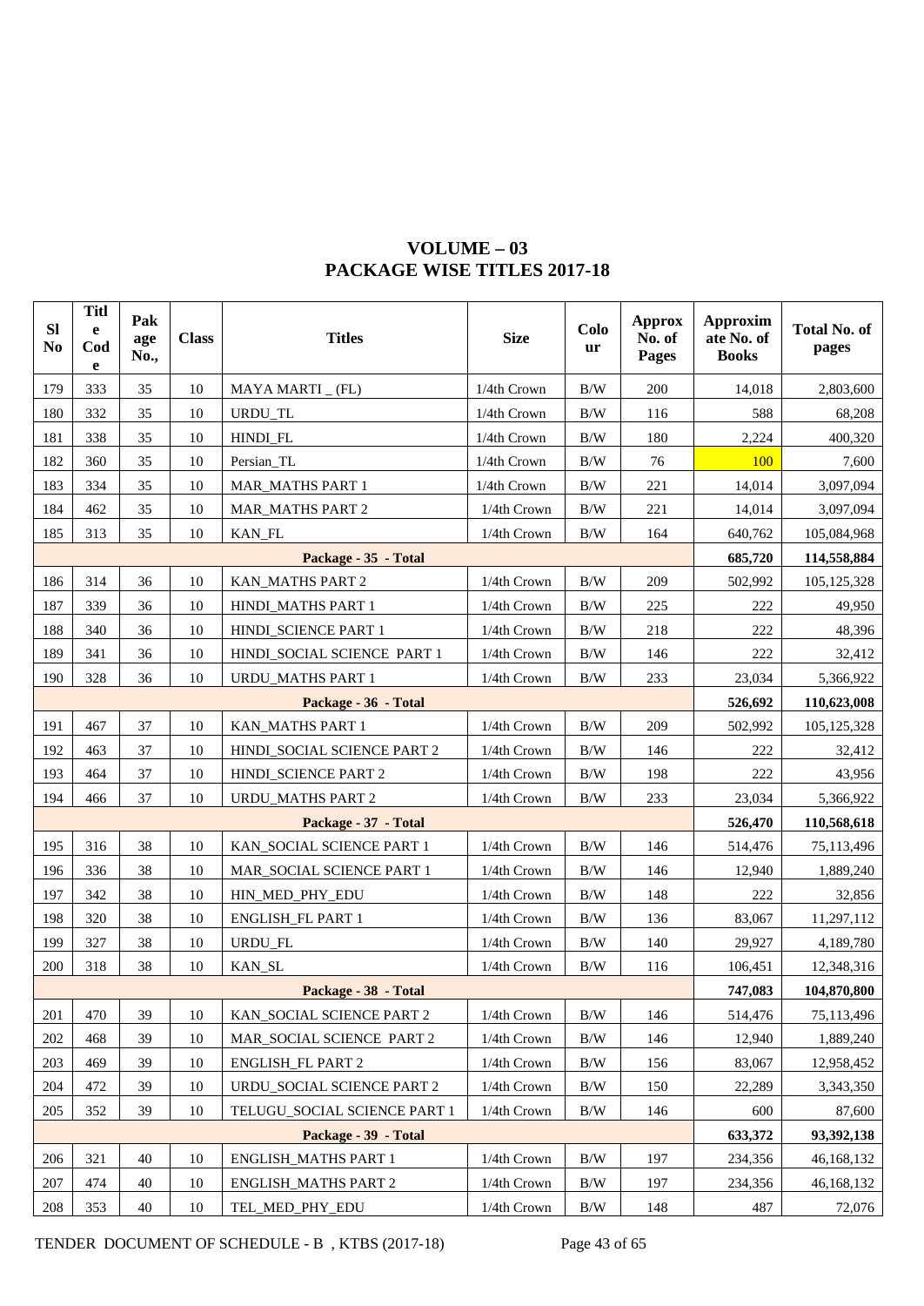# VOLUME – 03
## PACKAGE WISE TITLES 2017-18

| Sl No | Title Code | Package No., | Class | Titles | Size | Colour | Approx No. of Pages | Approximate No. of Books | Total No. of pages |
|---|---|---|---|---|---|---|---|---|---|
| 179 | 333 | 35 | 10 | MAYA MARTI _ (FL) | 1/4th Crown | B/W | 200 | 14,018 | 2,803,600 |
| 180 | 332 | 35 | 10 | URDU_TL | 1/4th Crown | B/W | 116 | 588 | 68,208 |
| 181 | 338 | 35 | 10 | HINDI_FL | 1/4th Crown | B/W | 180 | 2,224 | 400,320 |
| 182 | 360 | 35 | 10 | Persian_TL | 1/4th Crown | B/W | 76 | 100 | 7,600 |
| 183 | 334 | 35 | 10 | MAR_MATHS PART 1 | 1/4th Crown | B/W | 221 | 14,014 | 3,097,094 |
| 184 | 462 | 35 | 10 | MAR_MATHS PART 2 | 1/4th Crown | B/W | 221 | 14,014 | 3,097,094 |
| 185 | 313 | 35 | 10 | KAN_FL | 1/4th Crown | B/W | 164 | 640,762 | 105,084,968 |
| | | | | **Package - 35 - Total** | | | | **685,720** | **114,558,884** |
| 186 | 314 | 36 | 10 | KAN_MATHS PART 2 | 1/4th Crown | B/W | 209 | 502,992 | 105,125,328 |
| 187 | 339 | 36 | 10 | HINDI_MATHS PART 1 | 1/4th Crown | B/W | 225 | 222 | 49,950 |
| 188 | 340 | 36 | 10 | HINDI_SCIENCE PART 1 | 1/4th Crown | B/W | 218 | 222 | 48,396 |
| 189 | 341 | 36 | 10 | HINDI_SOCIAL SCIENCE PART 1 | 1/4th Crown | B/W | 146 | 222 | 32,412 |
| 190 | 328 | 36 | 10 | URDU_MATHS PART 1 | 1/4th Crown | B/W | 233 | 23,034 | 5,366,922 |
| | | | | **Package - 36 - Total** | | | | **526,692** | **110,623,008** |
| 191 | 467 | 37 | 10 | KAN_MATHS PART 1 | 1/4th Crown | B/W | 209 | 502,992 | 105,125,328 |
| 192 | 463 | 37 | 10 | HINDI_SOCIAL SCIENCE PART 2 | 1/4th Crown | B/W | 146 | 222 | 32,412 |
| 193 | 464 | 37 | 10 | HINDI_SCIENCE PART 2 | 1/4th Crown | B/W | 198 | 222 | 43,956 |
| 194 | 466 | 37 | 10 | URDU_MATHS PART 2 | 1/4th Crown | B/W | 233 | 23,034 | 5,366,922 |
| | | | | **Package - 37 - Total** | | | | **526,470** | **110,568,618** |
| 195 | 316 | 38 | 10 | KAN_SOCIAL SCIENCE PART 1 | 1/4th Crown | B/W | 146 | 514,476 | 75,113,496 |
| 196 | 336 | 38 | 10 | MAR_SOCIAL SCIENCE PART 1 | 1/4th Crown | B/W | 146 | 12,940 | 1,889,240 |
| 197 | 342 | 38 | 10 | HIN_MED_PHY_EDU | 1/4th Crown | B/W | 148 | 222 | 32,856 |
| 198 | 320 | 38 | 10 | ENGLISH_FL PART 1 | 1/4th Crown | B/W | 136 | 83,067 | 11,297,112 |
| 199 | 327 | 38 | 10 | URDU_FL | 1/4th Crown | B/W | 140 | 29,927 | 4,189,780 |
| 200 | 318 | 38 | 10 | KAN_SL | 1/4th Crown | B/W | 116 | 106,451 | 12,348,316 |
| | | | | **Package - 38 - Total** | | | | **747,083** | **104,870,800** |
| 201 | 470 | 39 | 10 | KAN_SOCIAL SCIENCE PART 2 | 1/4th Crown | B/W | 146 | 514,476 | 75,113,496 |
| 202 | 468 | 39 | 10 | MAR_SOCIAL SCIENCE PART 2 | 1/4th Crown | B/W | 146 | 12,940 | 1,889,240 |
| 203 | 469 | 39 | 10 | ENGLISH_FL PART 2 | 1/4th Crown | B/W | 156 | 83,067 | 12,958,452 |
| 204 | 472 | 39 | 10 | URDU_SOCIAL SCIENCE PART 2 | 1/4th Crown | B/W | 150 | 22,289 | 3,343,350 |
| 205 | 352 | 39 | 10 | TELUGU_SOCIAL SCIENCE PART 1 | 1/4th Crown | B/W | 146 | 600 | 87,600 |
| | | | | **Package - 39 - Total** | | | | **633,372** | **93,392,138** |
| 206 | 321 | 40 | 10 | ENGLISH_MATHS PART 1 | 1/4th Crown | B/W | 197 | 234,356 | 46,168,132 |
| 207 | 474 | 40 | 10 | ENGLISH_MATHS PART 2 | 1/4th Crown | B/W | 197 | 234,356 | 46,168,132 |
| 208 | 353 | 40 | 10 | TEL_MED_PHY_EDU | 1/4th Crown | B/W | 148 | 487 | 72,076 |

TENDER DOCUMENT OF SCHEDULE - B , KTBS (2017-18)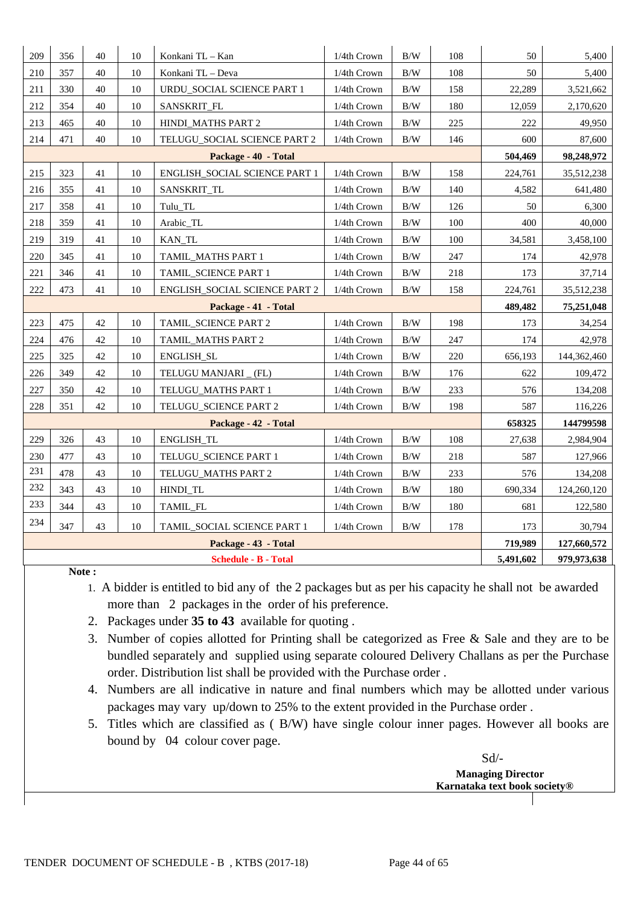| | | | | | | | | | |
|---|---|---|---|---|---|---|---|---|---|
| 209 | 356 | 40 | 10 | Konkani TL – Kan | 1/4th Crown | B/W | 108 | 50 | 5,400 |
| 210 | 357 | 40 | 10 | Konkani TL – Deva | 1/4th Crown | B/W | 108 | 50 | 5,400 |
| 211 | 330 | 40 | 10 | URDU_SOCIAL SCIENCE PART 1 | 1/4th Crown | B/W | 158 | 22,289 | 3,521,662 |
| 212 | 354 | 40 | 10 | SANSKRIT_FL | 1/4th Crown | B/W | 180 | 12,059 | 2,170,620 |
| 213 | 465 | 40 | 10 | HINDI_MATHS PART 2 | 1/4th Crown | B/W | 225 | 222 | 49,950 |
| 214 | 471 | 40 | 10 | TELUGU_SOCIAL SCIENCE PART 2 | 1/4th Crown | B/W | 146 | 600 | 87,600 |
| | | | | **Package - 40 - Total** | | | | **504,469** | **98,248,972** |
| 215 | 323 | 41 | 10 | ENGLISH_SOCIAL SCIENCE PART 1 | 1/4th Crown | B/W | 158 | 224,761 | 35,512,238 |
| 216 | 355 | 41 | 10 | SANSKRIT_TL | 1/4th Crown | B/W | 140 | 4,582 | 641,480 |
| 217 | 358 | 41 | 10 | Tulu_TL | 1/4th Crown | B/W | 126 | 50 | 6,300 |
| 218 | 359 | 41 | 10 | Arabic_TL | 1/4th Crown | B/W | 100 | 400 | 40,000 |
| 219 | 319 | 41 | 10 | KAN_TL | 1/4th Crown | B/W | 100 | 34,581 | 3,458,100 |
| 220 | 345 | 41 | 10 | TAMIL_MATHS PART 1 | 1/4th Crown | B/W | 247 | 174 | 42,978 |
| 221 | 346 | 41 | 10 | TAMIL_SCIENCE PART 1 | 1/4th Crown | B/W | 218 | 173 | 37,714 |
| 222 | 473 | 41 | 10 | ENGLISH_SOCIAL SCIENCE PART 2 | 1/4th Crown | B/W | 158 | 224,761 | 35,512,238 |
| | | | | **Package - 41 - Total** | | | | **489,482** | **75,251,048** |
| 223 | 475 | 42 | 10 | TAMIL_SCIENCE PART 2 | 1/4th Crown | B/W | 198 | 173 | 34,254 |
| 224 | 476 | 42 | 10 | TAMIL_MATHS PART 2 | 1/4th Crown | B/W | 247 | 174 | 42,978 |
| 225 | 325 | 42 | 10 | ENGLISH_SL | 1/4th Crown | B/W | 220 | 656,193 | 144,362,460 |
| 226 | 349 | 42 | 10 | TELUGU MANJARI _ (FL) | 1/4th Crown | B/W | 176 | 622 | 109,472 |
| 227 | 350 | 42 | 10 | TELUGU_MATHS PART 1 | 1/4th Crown | B/W | 233 | 576 | 134,208 |
| 228 | 351 | 42 | 10 | TELUGU_SCIENCE PART 2 | 1/4th Crown | B/W | 198 | 587 | 116,226 |
| | | | | **Package - 42 - Total** | | | | **658325** | **144799598** |
| 229 | 326 | 43 | 10 | ENGLISH_TL | 1/4th Crown | B/W | 108 | 27,638 | 2,984,904 |
| 230 | 477 | 43 | 10 | TELUGU_SCIENCE PART 1 | 1/4th Crown | B/W | 218 | 587 | 127,966 |
| 231 | 478 | 43 | 10 | TELUGU_MATHS PART 2 | 1/4th Crown | B/W | 233 | 576 | 134,208 |
| 232 | 343 | 43 | 10 | HINDI_TL | 1/4th Crown | B/W | 180 | 690,334 | 124,260,120 |
| 233 | 344 | 43 | 10 | TAMIL_FL | 1/4th Crown | B/W | 180 | 681 | 122,580 |
| 234 | 347 | 43 | 10 | TAMIL_SOCIAL SCIENCE PART 1 | 1/4th Crown | B/W | 178 | 173 | 30,794 |
| | | | | **Package - 43 - Total** | | | | **719,989** | **127,660,572** |
| | | | | **Schedule - B - Total** | | | | **5,491,602** | **979,973,638** |

**Note :**

1. A bidder is entitled to bid any of the 2 packages but as per his capacity he shall not be awarded more than 2 packages in the order of his preference.
2. Packages under **35 to 43** available for quoting .
3. Number of copies allotted for Printing shall be categorized as Free & Sale and they are to be bundled separately and supplied using separate coloured Delivery Challans as per the Purchase order. Distribution list shall be provided with the Purchase order .
4. Numbers are all indicative in nature and final numbers which may be allotted under various packages may vary up/down to 25% to the extent provided in the Purchase order .
5. Titles which are classified as ( B/W) have single colour inner pages. However all books are bound by 04 colour cover page.

Sd/-

**Managing Director**
**Karnataka text book society®**

TENDER DOCUMENT OF SCHEDULE - B , KTBS (2017-18)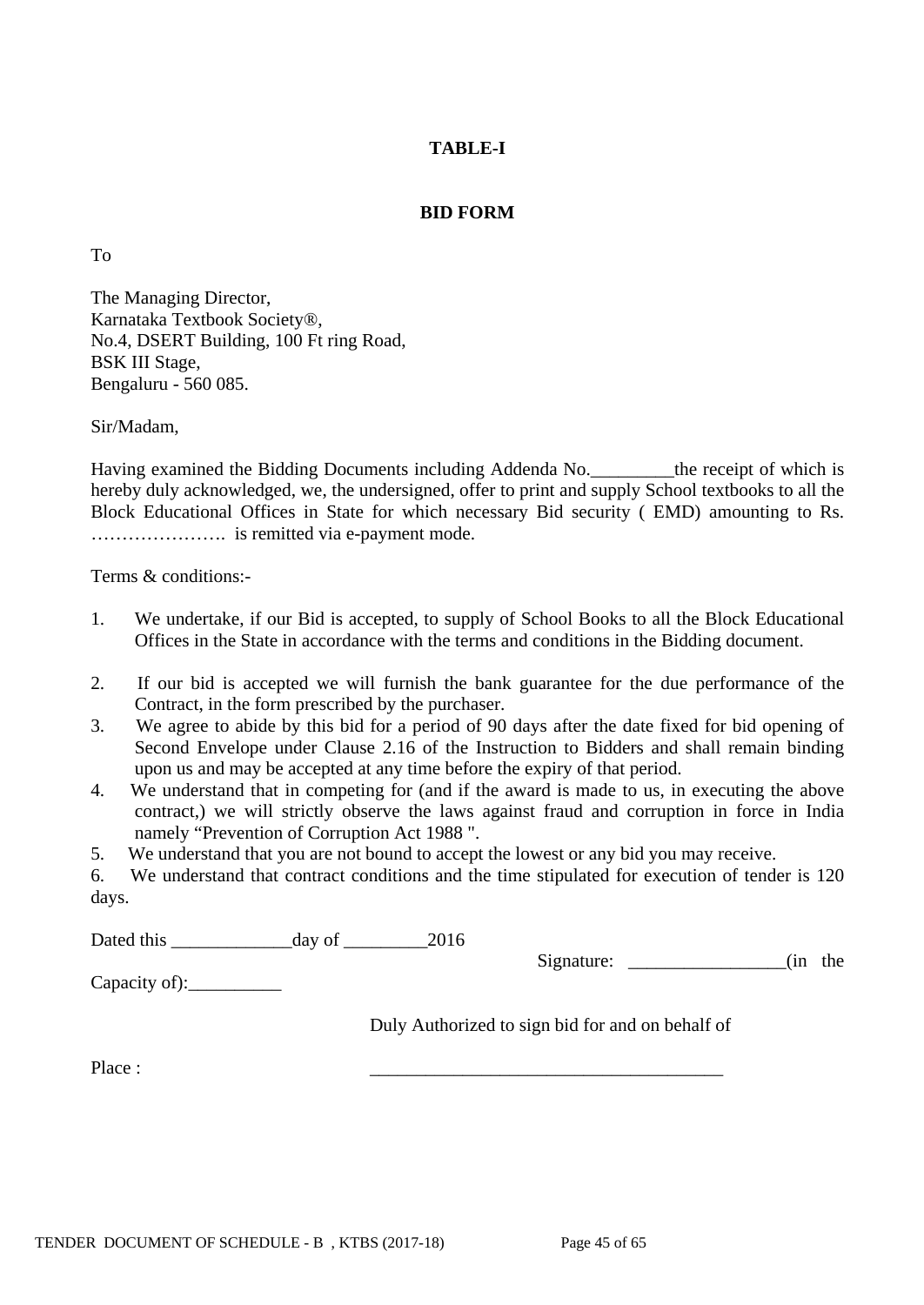**TABLE-I**

**BID FORM**

To

The Managing Director,
Karnataka Textbook Society®,
No.4, DSERT Building, 100 Ft ring Road,
BSK III Stage,
Bengaluru - 560 085.

Sir/Madam,

Having examined the Bidding Documents including Addenda No._________the receipt of which is hereby duly acknowledged, we, the undersigned, offer to print and supply School textbooks to all the Block Educational Offices in State for which necessary Bid security ( EMD) amounting to Rs. …………………. is remitted via e-payment mode.

Terms & conditions:-

1. We undertake, if our Bid is accepted, to supply of School Books to all the Block Educational Offices in the State in accordance with the terms and conditions in the Bidding document.

2. If our bid is accepted we will furnish the bank guarantee for the due performance of the Contract, in the form prescribed by the purchaser.
3. We agree to abide by this bid for a period of 90 days after the date fixed for bid opening of Second Envelope under Clause 2.16 of the Instruction to Bidders and shall remain binding upon us and may be accepted at any time before the expiry of that period.
4. We understand that in competing for (and if the award is made to us, in executing the above contract,) we will strictly observe the laws against fraud and corruption in force in India namely "Prevention of Corruption Act 1988 ".
5. We understand that you are not bound to accept the lowest or any bid you may receive.
6. We understand that contract conditions and the time stipulated for execution of tender is 120 days.

Dated this _____________day of _________2016

Signature: _________________(in the Capacity of):__________

Duly Authorized to sign bid for and on behalf of

Place : ______________________________________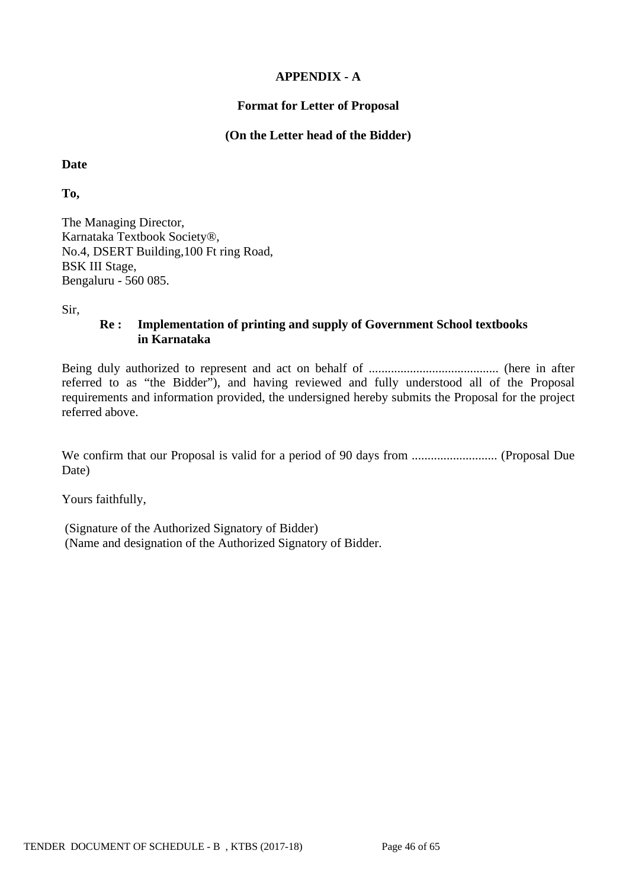**APPENDIX - A**

**Format for Letter of Proposal**

**(On the Letter head of the Bidder)**

**Date**

**To,**

The Managing Director,
Karnataka Textbook Society®,
No.4, DSERT Building,100 Ft ring Road,
BSK III Stage,
Bengaluru - 560 085.

Sir,

**Re : Implementation of printing and supply of Government School textbooks in Karnataka**

Being duly authorized to represent and act on behalf of ......................................... (here in after referred to as "the Bidder"), and having reviewed and fully understood all of the Proposal requirements and information provided, the undersigned hereby submits the Proposal for the project referred above.

We confirm that our Proposal is valid for a period of 90 days from ........................... (Proposal Due Date)

Yours faithfully,

(Signature of the Authorized Signatory of Bidder)
(Name and designation of the Authorized Signatory of Bidder.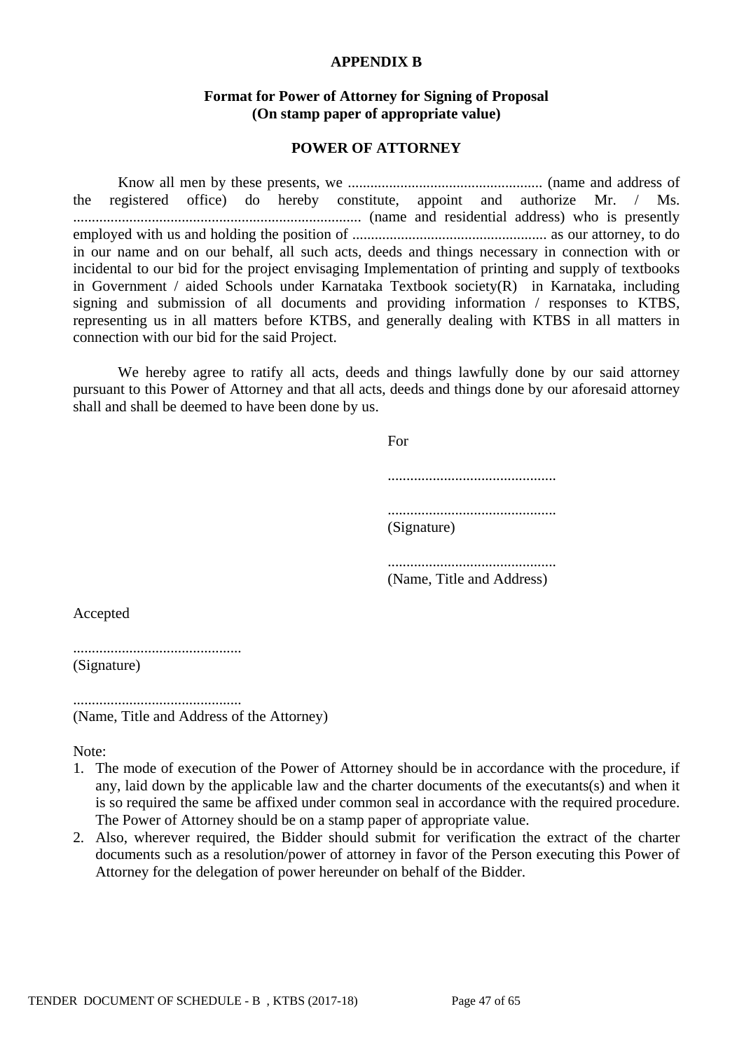**APPENDIX B**

**Format for Power of Attorney for Signing of Proposal**
**(On stamp paper of appropriate value)**

**POWER OF ATTORNEY**

Know all men by these presents, we .................................................... (name and address of the registered office) do hereby constitute, appoint and authorize Mr. / Ms. ............................................................................ (name and residential address) who is presently employed with us and holding the position of .................................................... as our attorney, to do in our name and on our behalf, all such acts, deeds and things necessary in connection with or incidental to our bid for the project envisaging Implementation of printing and supply of textbooks in Government / aided Schools under Karnataka Textbook society(R) in Karnataka, including signing and submission of all documents and providing information / responses to KTBS, representing us in all matters before KTBS, and generally dealing with KTBS in all matters in connection with our bid for the said Project.

We hereby agree to ratify all acts, deeds and things lawfully done by our said attorney pursuant to this Power of Attorney and that all acts, deeds and things done by our aforesaid attorney shall and shall be deemed to have been done by us.

For

.............................................

.............................................
(Signature)

.............................................
(Name, Title and Address)

Accepted

.............................................
(Signature)

.............................................
(Name, Title and Address of the Attorney)

Note:

1. The mode of execution of the Power of Attorney should be in accordance with the procedure, if any, laid down by the applicable law and the charter documents of the executants(s) and when it is so required the same be affixed under common seal in accordance with the required procedure. The Power of Attorney should be on a stamp paper of appropriate value.
2. Also, wherever required, the Bidder should submit for verification the extract of the charter documents such as a resolution/power of attorney in favor of the Person executing this Power of Attorney for the delegation of power hereunder on behalf of the Bidder.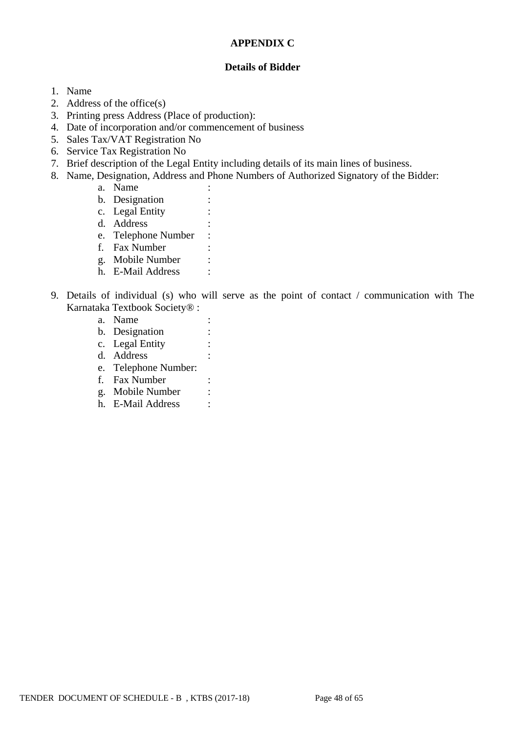**APPENDIX C**

**Details of Bidder**

1. Name
2. Address of the office(s)
3. Printing press Address (Place of production):
4. Date of incorporation and/or commencement of business
5. Sales Tax/VAT Registration No
6. Service Tax Registration No
7. Brief description of the Legal Entity including details of its main lines of business.
8. Name, Designation, Address and Phone Numbers of Authorized Signatory of the Bidder:
    a. Name :
    b. Designation :
    c. Legal Entity :
    d. Address :
    e. Telephone Number :
    f. Fax Number :
    g. Mobile Number :
    h. E-Mail Address :

9. Details of individual (s) who will serve as the point of contact / communication with The Karnataka Textbook Society® :
    a. Name :
    b. Designation :
    c. Legal Entity :
    d. Address :
    e. Telephone Number:
    f. Fax Number :
    g. Mobile Number :
    h. E-Mail Address :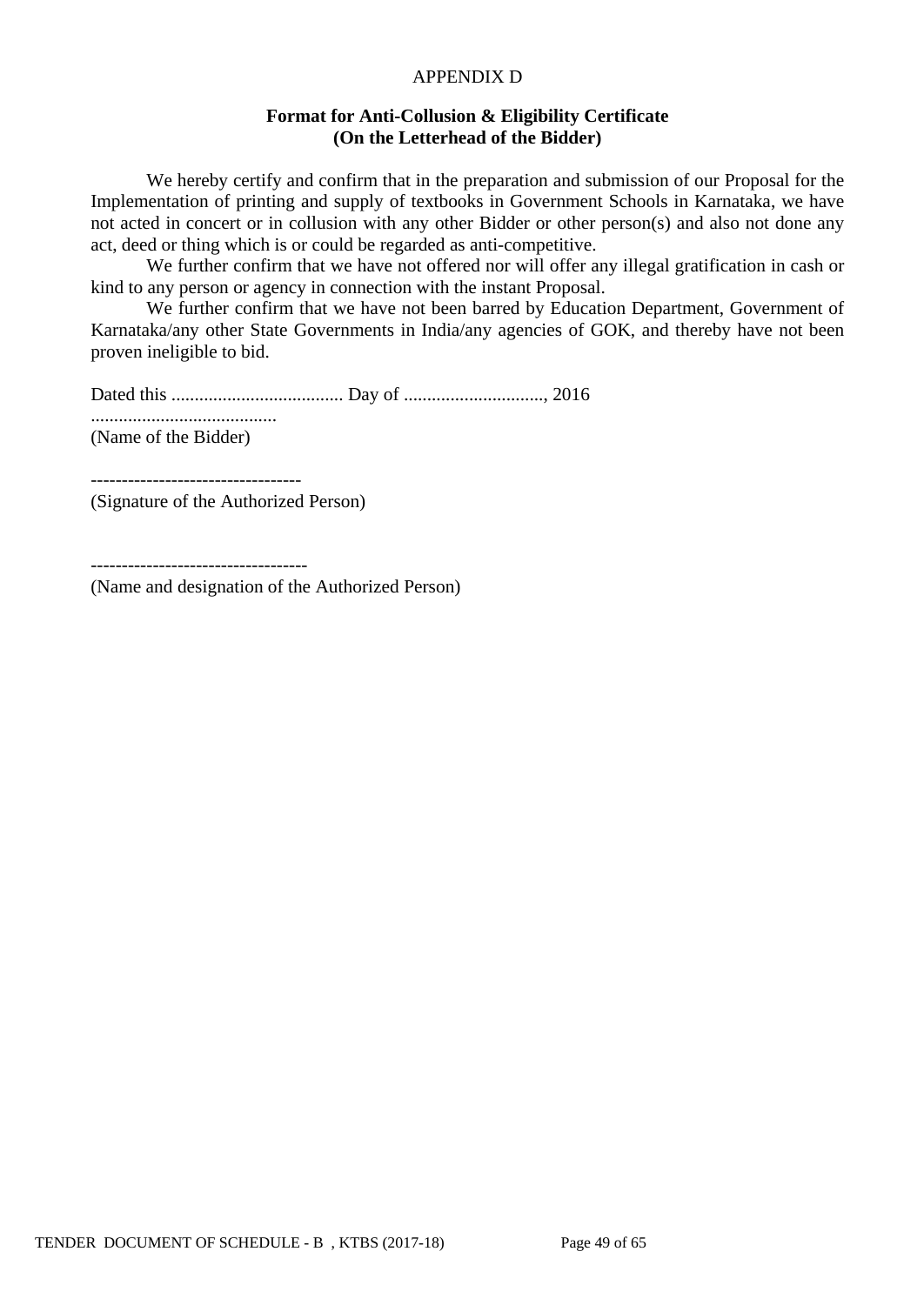APPENDIX D

**Format for Anti-Collusion & Eligibility Certificate**
**(On the Letterhead of the Bidder)**

We hereby certify and confirm that in the preparation and submission of our Proposal for the Implementation of printing and supply of textbooks in Government Schools in Karnataka, we have not acted in concert or in collusion with any other Bidder or other person(s) and also not done any act, deed or thing which is or could be regarded as anti-competitive.

We further confirm that we have not offered nor will offer any illegal gratification in cash or kind to any person or agency in connection with the instant Proposal.

We further confirm that we have not been barred by Education Department, Government of Karnataka/any other State Governments in India/any agencies of GOK, and thereby have not been proven ineligible to bid.

Dated this ..................................... Day of .............................., 2016

........................................
(Name of the Bidder)

---------------------------------
(Signature of the Authorized Person)

----------------------------------
(Name and designation of the Authorized Person)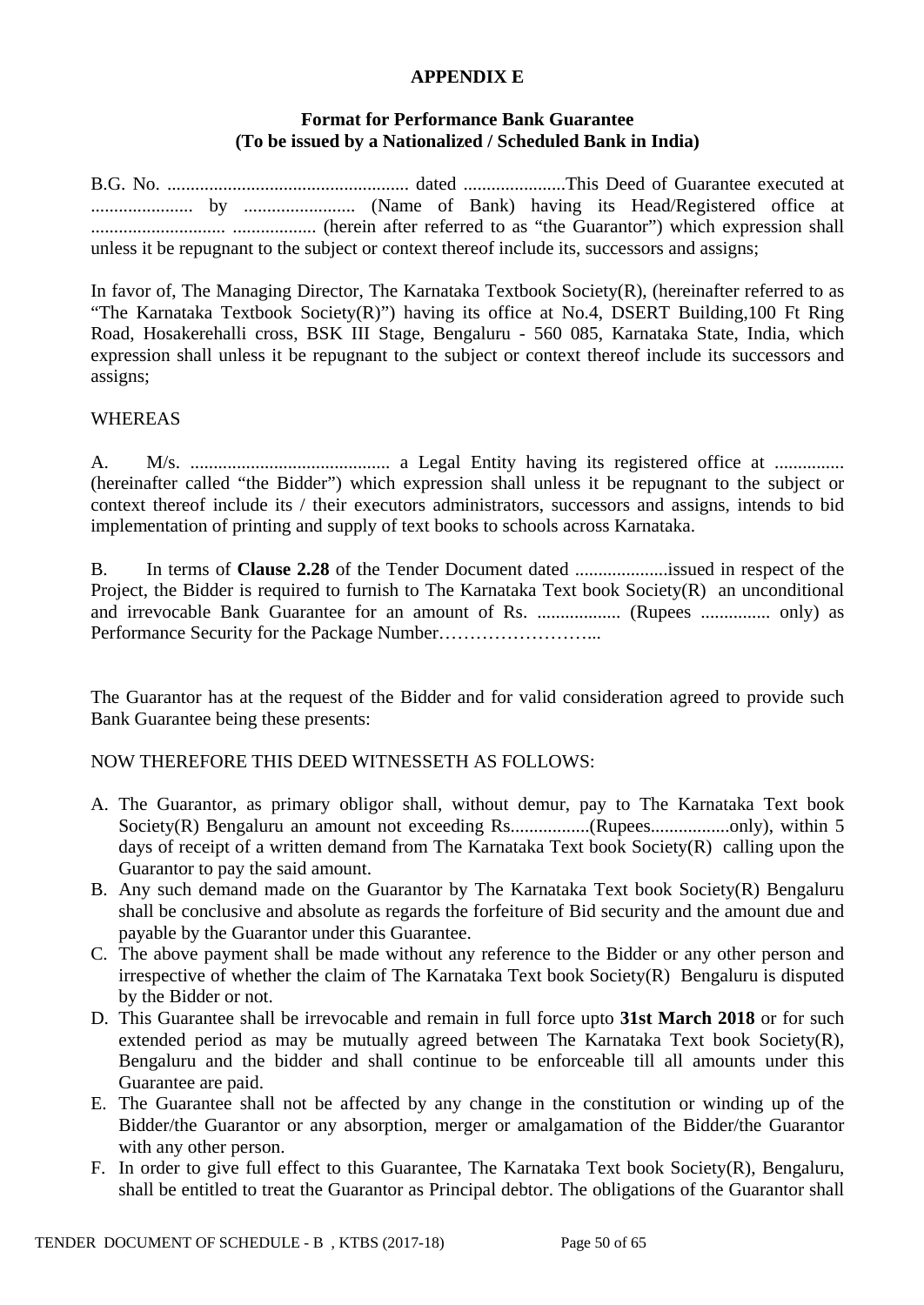**APPENDIX E**

**Format for Performance Bank Guarantee**
**(To be issued by a Nationalized / Scheduled Bank in India)**

B.G. No. .................................................... dated ......................This Deed of Guarantee executed at ...................... by ........................ (Name of Bank) having its Head/Registered office at ............................. .................. (herein after referred to as “the Guarantor”) which expression shall unless it be repugnant to the subject or context thereof include its, successors and assigns;

In favor of, The Managing Director, The Karnataka Textbook Society(R), (hereinafter referred to as “The Karnataka Textbook Society(R)”) having its office at No.4, DSERT Building,100 Ft Ring Road, Hosakerehalli cross, BSK III Stage, Bengaluru - 560 085, Karnataka State, India, which expression shall unless it be repugnant to the subject or context thereof include its successors and assigns;

WHEREAS

A. M/s. ........................................... a Legal Entity having its registered office at ............... (hereinafter called “the Bidder”) which expression shall unless it be repugnant to the subject or context thereof include its / their executors administrators, successors and assigns, intends to bid implementation of printing and supply of text books to schools across Karnataka.

B. In terms of **Clause 2.28** of the Tender Document dated ....................issued in respect of the Project, the Bidder is required to furnish to The Karnataka Text book Society(R) an unconditional and irrevocable Bank Guarantee for an amount of Rs. .................. (Rupees ............... only) as Performance Security for the Package Number……………………...

The Guarantor has at the request of the Bidder and for valid consideration agreed to provide such Bank Guarantee being these presents:

NOW THEREFORE THIS DEED WITNESSETH AS FOLLOWS:

A. The Guarantor, as primary obligor shall, without demur, pay to The Karnataka Text book Society(R) Bengaluru an amount not exceeding Rs.................(Rupees.................only), within 5 days of receipt of a written demand from The Karnataka Text book Society(R) calling upon the Guarantor to pay the said amount.
B. Any such demand made on the Guarantor by The Karnataka Text book Society(R) Bengaluru shall be conclusive and absolute as regards the forfeiture of Bid security and the amount due and payable by the Guarantor under this Guarantee.
C. The above payment shall be made without any reference to the Bidder or any other person and irrespective of whether the claim of The Karnataka Text book Society(R) Bengaluru is disputed by the Bidder or not.
D. This Guarantee shall be irrevocable and remain in full force upto **31st March 2018** or for such extended period as may be mutually agreed between The Karnataka Text book Society(R), Bengaluru and the bidder and shall continue to be enforceable till all amounts under this Guarantee are paid.
E. The Guarantee shall not be affected by any change in the constitution or winding up of the Bidder/the Guarantor or any absorption, merger or amalgamation of the Bidder/the Guarantor with any other person.
F. In order to give full effect to this Guarantee, The Karnataka Text book Society(R), Bengaluru, shall be entitled to treat the Guarantor as Principal debtor. The obligations of the Guarantor shall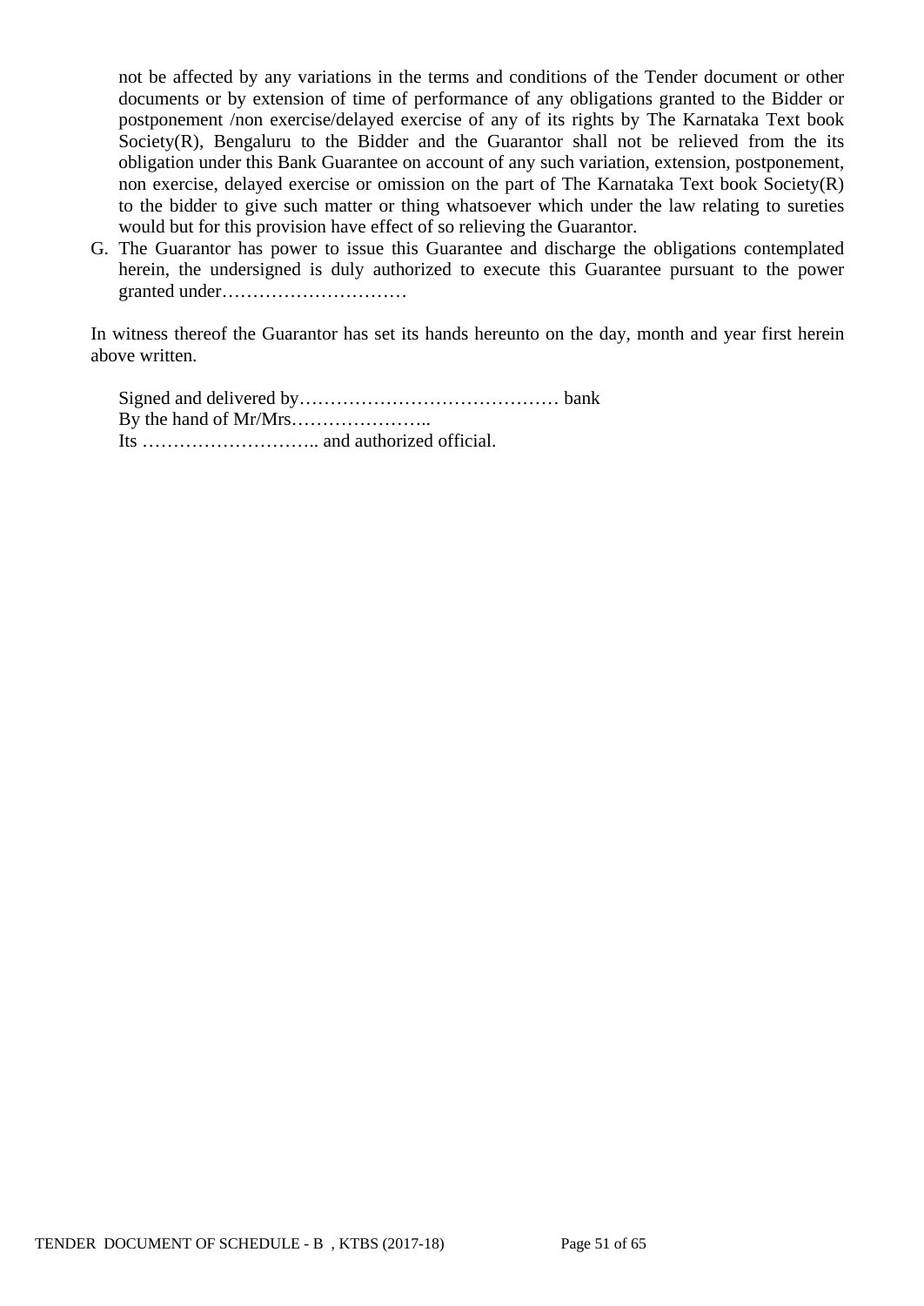not be affected by any variations in the terms and conditions of the Tender document or other documents or by extension of time of performance of any obligations granted to the Bidder or postponement /non exercise/delayed exercise of any of its rights by The Karnataka Text book Society(R), Bengaluru to the Bidder and the Guarantor shall not be relieved from the its obligation under this Bank Guarantee on account of any such variation, extension, postponement, non exercise, delayed exercise or omission on the part of The Karnataka Text book Society(R) to the bidder to give such matter or thing whatsoever which under the law relating to sureties would but for this provision have effect of so relieving the Guarantor.

G. The Guarantor has power to issue this Guarantee and discharge the obligations contemplated herein, the undersigned is duly authorized to execute this Guarantee pursuant to the power granted under…………………………

In witness thereof the Guarantor has set its hands hereunto on the day, month and year first herein above written.

Signed and delivered by…………………………………… bank
By the hand of Mr/Mrs…………………..
Its ……………………….. and authorized official.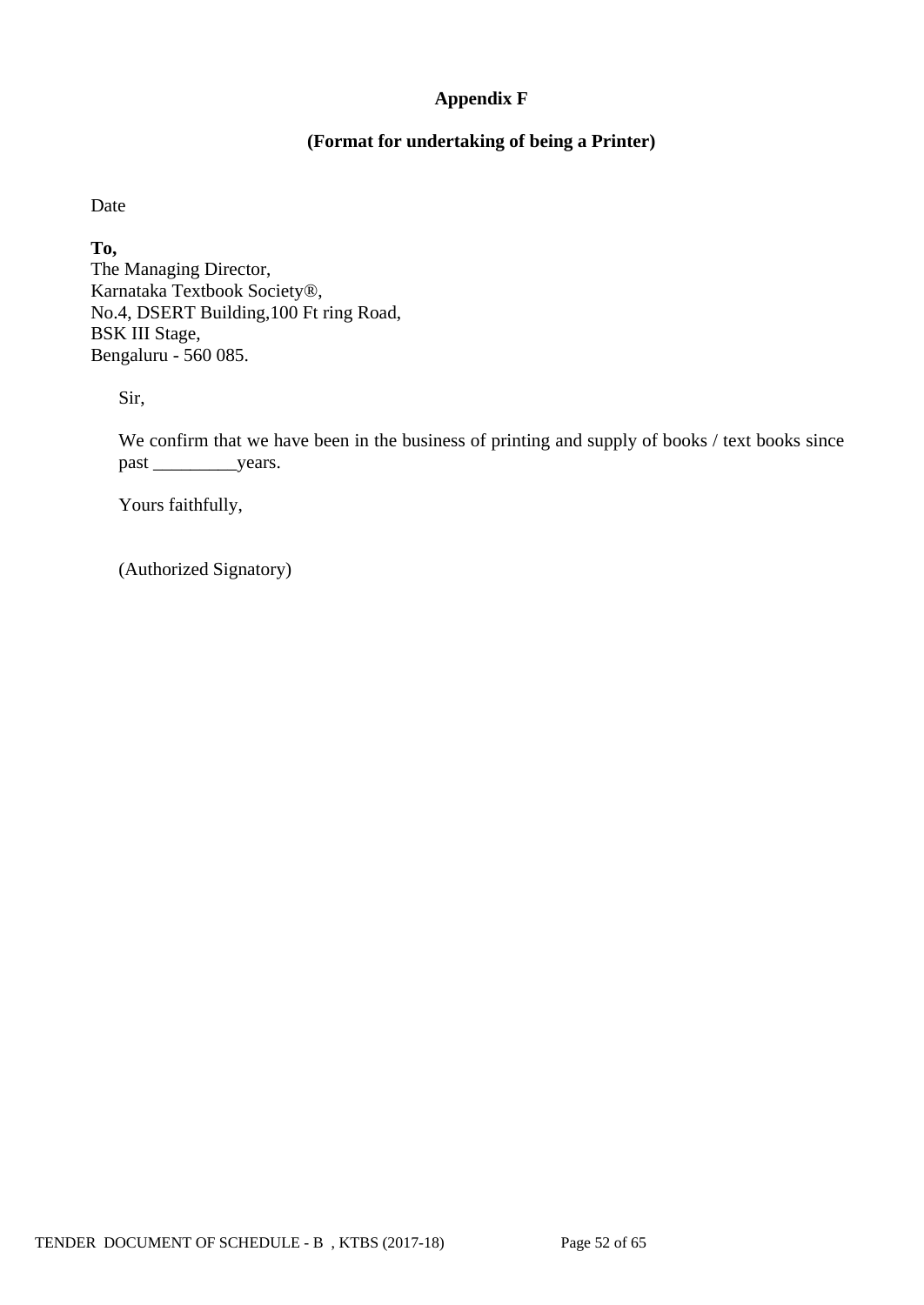**Appendix F**

**(Format for undertaking of being a Printer)**

Date

**To,**
The Managing Director,
Karnataka Textbook Society®,
No.4, DSERT Building,100 Ft ring Road,
BSK III Stage,
Bengaluru - 560 085.

Sir,

We confirm that we have been in the business of printing and supply of books / text books since past _________years.

Yours faithfully,

(Authorized Signatory)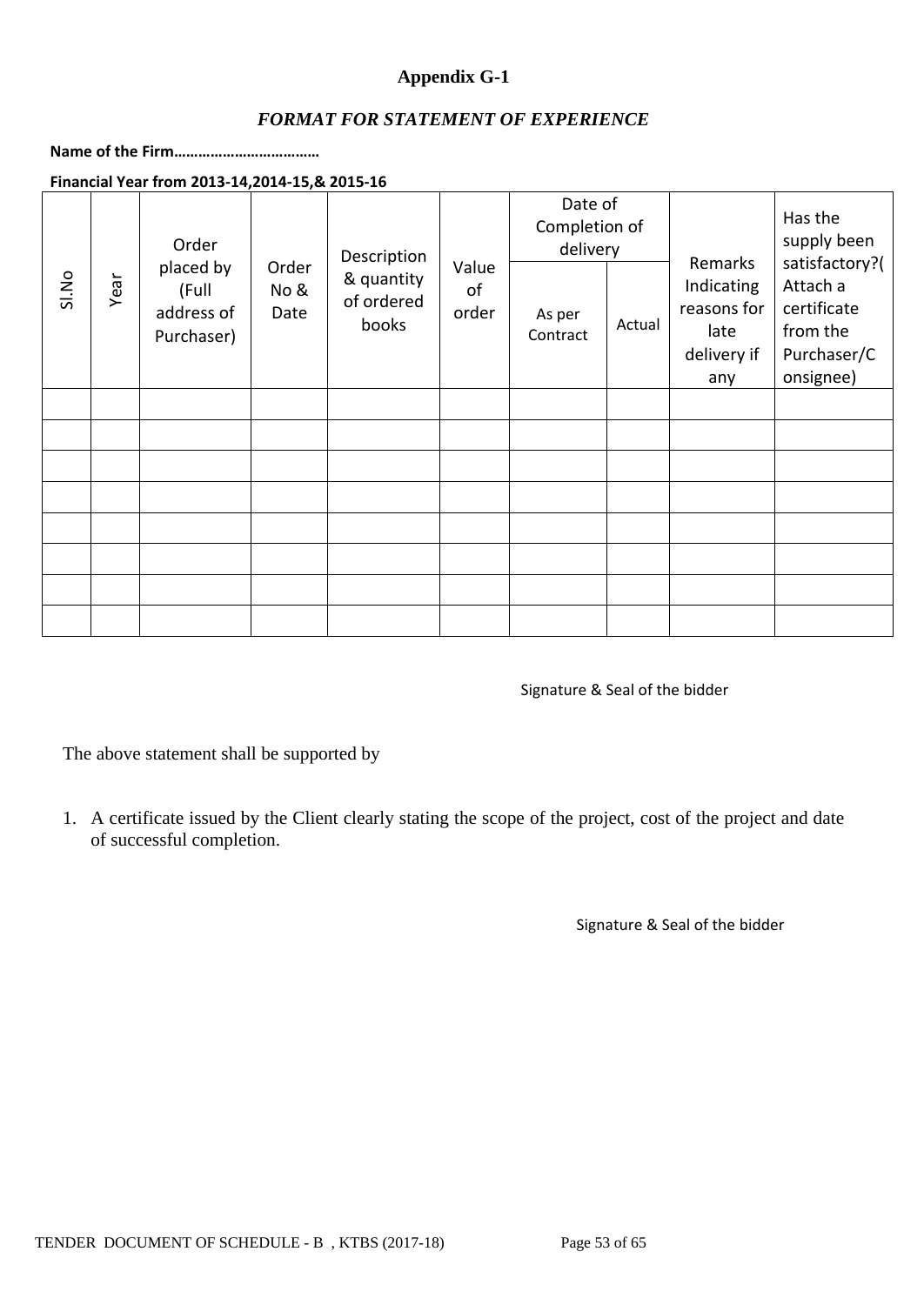# Appendix G-1

## *FORMAT FOR STATEMENT OF EXPERIENCE*

**Name of the Firm………………………………**

**Financial Year from 2013-14,2014-15,& 2015-16**

| Sl.No | Year | Order placed by (Full address of Purchaser) | Order No & Date | Description & quantity of ordered books | Value of order | Date of Completion of delivery | | Remarks Indicating reasons for late delivery if any | Has the supply been satisfactory?( Attach a certificate from the Purchaser/Consignee) |
|---|---|---|---|---|---|---|---|---|---|
| | | | | | | As per Contract | Actual | | |
| | | | | | | | | | |
| | | | | | | | | | |
| | | | | | | | | | |
| | | | | | | | | | |
| | | | | | | | | | |
| | | | | | | | | | |
| | | | | | | | | | |
| | | | | | | | | | |

Signature & Seal of the bidder

The above statement shall be supported by

1. A certificate issued by the Client clearly stating the scope of the project, cost of the project and date of successful completion.

Signature & Seal of the bidder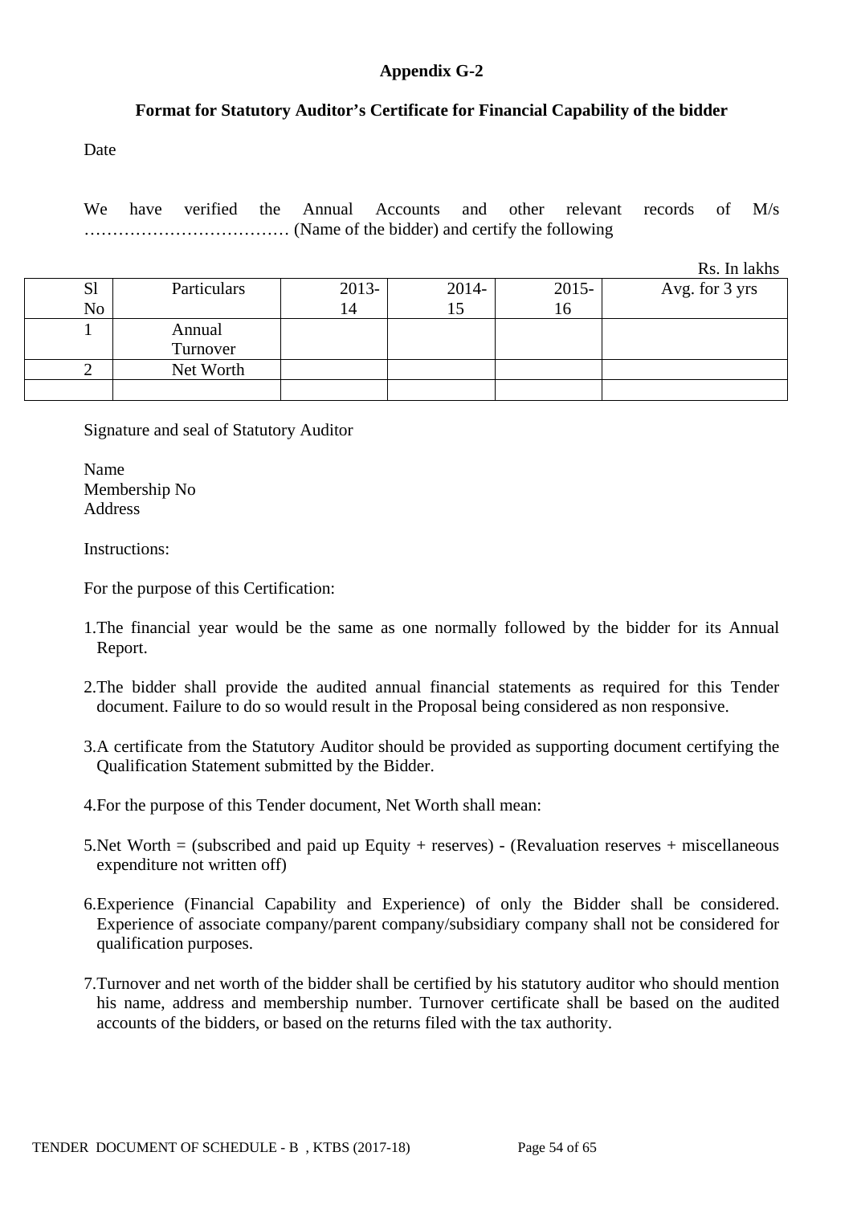# Appendix G-2

## Format for Statutory Auditor's Certificate for Financial Capability of the bidder

Date

We have verified the Annual Accounts and other relevant records of M/s ……………………………… (Name of the bidder) and certify the following

Rs. In lakhs

| Sl No | Particulars | 2013-14 | 2014-15 | 2015-16 | Avg. for 3 yrs |
|---|---|---|---|---|---|
| 1 | Annual Turnover | | | | |
| 2 | Net Worth | | | | |
| | | | | | |

Signature and seal of Statutory Auditor

Name
Membership No
Address

Instructions:

For the purpose of this Certification:

1. The financial year would be the same as one normally followed by the bidder for its Annual Report.
2. The bidder shall provide the audited annual financial statements as required for this Tender document. Failure to do so would result in the Proposal being considered as non responsive.
3. A certificate from the Statutory Auditor should be provided as supporting document certifying the Qualification Statement submitted by the Bidder.
4. For the purpose of this Tender document, Net Worth shall mean:
5. Net Worth = (subscribed and paid up Equity + reserves) - (Revaluation reserves + miscellaneous expenditure not written off)
6. Experience (Financial Capability and Experience) of only the Bidder shall be considered. Experience of associate company/parent company/subsidiary company shall not be considered for qualification purposes.
7. Turnover and net worth of the bidder shall be certified by his statutory auditor who should mention his name, address and membership number. Turnover certificate shall be based on the audited accounts of the bidders, or based on the returns filed with the tax authority.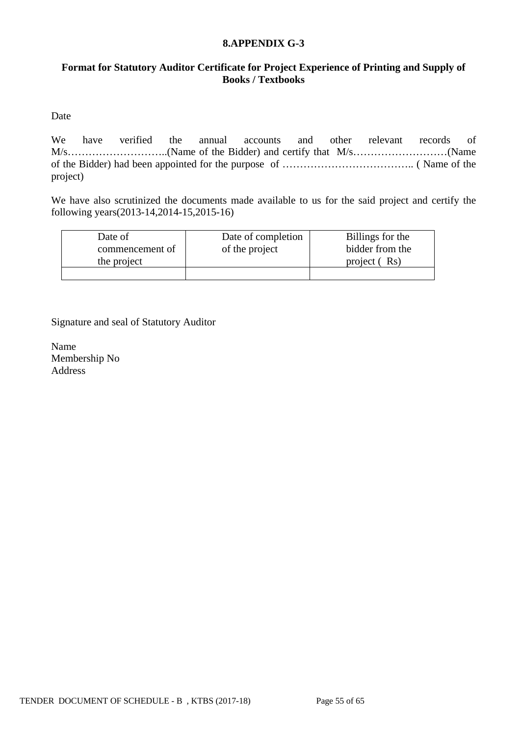**8.APPENDIX G-3**

**Format for Statutory Auditor Certificate for Project Experience of Printing and Supply of Books / Textbooks**

Date

We have verified the annual accounts and other relevant records of M/s………………………..(Name of the Bidder) and certify that M/s………………………(Name of the Bidder) had been appointed for the purpose of ……………………………….. ( Name of the project)

We have also scrutinized the documents made available to us for the said project and certify the following years(2013-14,2014-15,2015-16)

| Date of commencement of the project | Date of completion of the project | Billings for the bidder from the project ( Rs) |
|---|---|---|
| | | |

Signature and seal of Statutory Auditor

Name
Membership No
Address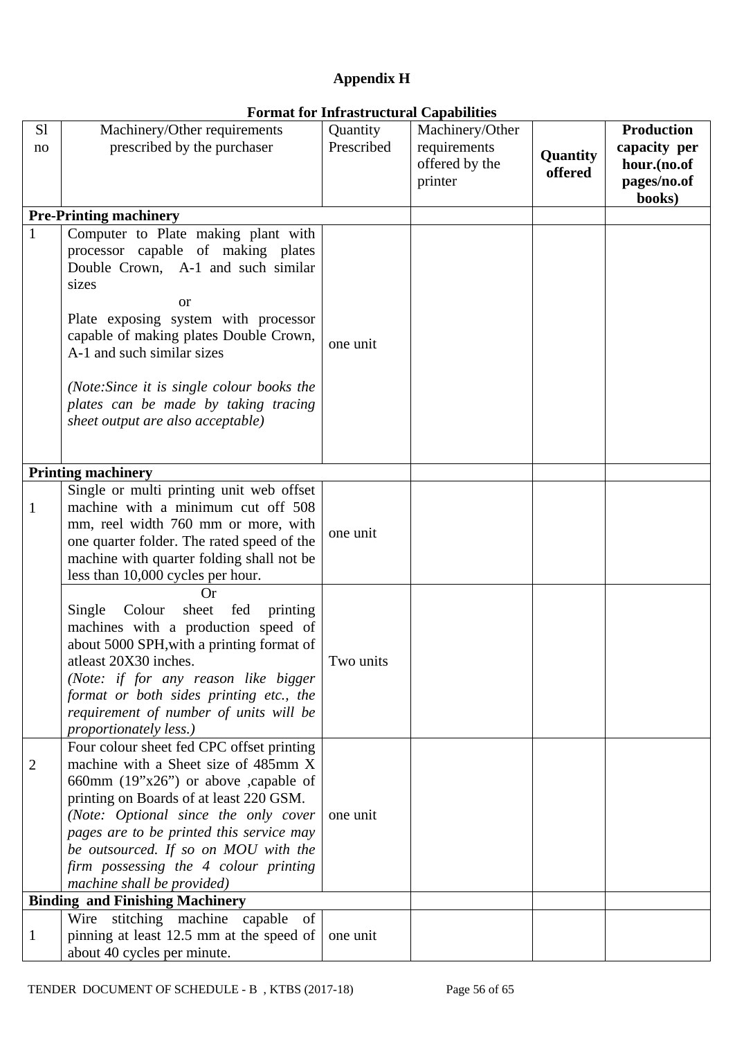## Appendix H

### Format for Infrastructural Capabilities

| Sl no | Machinery/Other requirements prescribed by the purchaser | Quantity Prescribed | Machinery/Other requirements offered by the printer | **Quantity offered** | **Production capacity per hour.(no.of pages/no.of books)** |
|---|---|---|---|---|---|
| **Pre-Printing machinery** | | | | | |
| 1 | Computer to Plate making plant with processor capable of making plates Double Crown, A-1 and such similar sizes<br>or<br>Plate exposing system with processor capable of making plates Double Crown, A-1 and such similar sizes<br><br>*(Note:Since it is single colour books the plates can be made by taking tracing sheet output are also acceptable)* | one unit | | | |
| **Printing machinery** | | | | | |
| 1 | Single or multi printing unit web offset machine with a minimum cut off 508 mm, reel width 760 mm or more, with one quarter folder. The rated speed of the machine with quarter folding shall not be less than 10,000 cycles per hour. | one unit | | | |
| | Or<br>Single Colour sheet fed printing machines with a production speed of about 5000 SPH,with a printing format of atleast 20X30 inches.<br>*(Note: if for any reason like bigger format or both sides printing etc., the requirement of number of units will be proportionately less.)* | Two units | | | |
| 2 | Four colour sheet fed CPC offset printing machine with a Sheet size of 485mm X 660mm (19”x26”) or above ,capable of printing on Boards of at least 220 GSM.<br>*(Note: Optional since the only cover pages are to be printed this service may be outsourced. If so on MOU with the firm possessing the 4 colour printing machine shall be provided)* | one unit | | | |
| **Binding and Finishing Machinery** | | | | | |
| 1 | Wire stitching machine capable of pinning at least 12.5 mm at the speed of about 40 cycles per minute. | one unit | | | |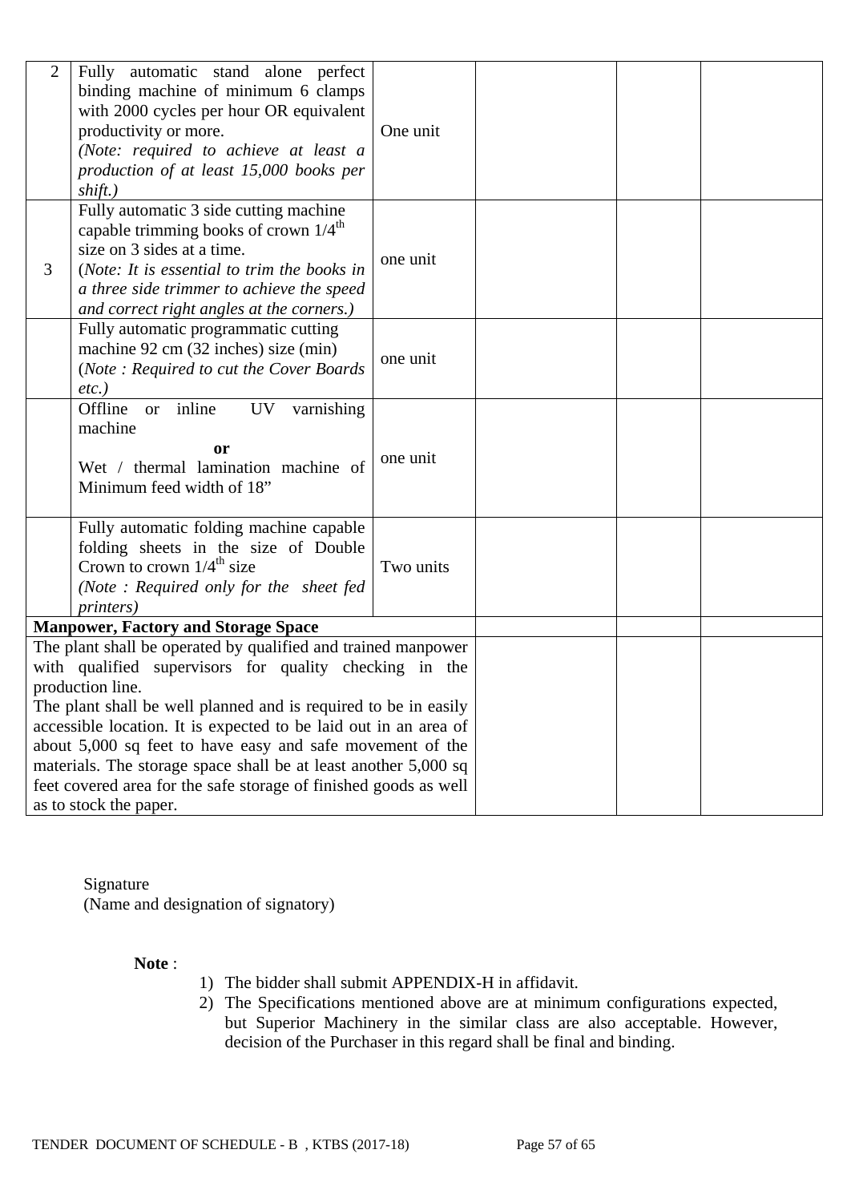| | | | | | |
|---|---|---|---|---|---|
| 2 | Fully automatic stand alone perfect binding machine of minimum 6 clamps with 2000 cycles per hour OR equivalent productivity or more. *(Note: required to achieve at least a production of at least 15,000 books per shift.)* | One unit | | | |
| 3 | Fully automatic 3 side cutting machine capable trimming books of crown 1/4th size on 3 sides at a time. (*Note: It is essential to trim the books in a three side trimmer to achieve the speed and correct right angles at the corners.)* | one unit | | | |
| | Fully automatic programmatic cutting machine 92 cm (32 inches) size (min) (*Note : Required to cut the Cover Boards etc.)* | one unit | | | |
| | Offline or inline UV varnishing machine **or** Wet / thermal lamination machine of Minimum feed width of 18" | one unit | | | |
| | Fully automatic folding machine capable folding sheets in the size of Double Crown to crown 1/4th size *(Note : Required only for the sheet fed printers)* | Two units | | | |
| **Manpower, Factory and Storage Space** | | | | | |
| The plant shall be operated by qualified and trained manpower with qualified supervisors for quality checking in the production line. The plant shall be well planned and is required to be in easily accessible location. It is expected to be laid out in an area of about 5,000 sq feet to have easy and safe movement of the materials. The storage space shall be at least another 5,000 sq feet covered area for the safe storage of finished goods as well as to stock the paper. | | | | | |

Signature
(Name and designation of signatory)

**Note** :

1) The bidder shall submit APPENDIX-H in affidavit.
2) The Specifications mentioned above are at minimum configurations expected, but Superior Machinery in the similar class are also acceptable. However, decision of the Purchaser in this regard shall be final and binding.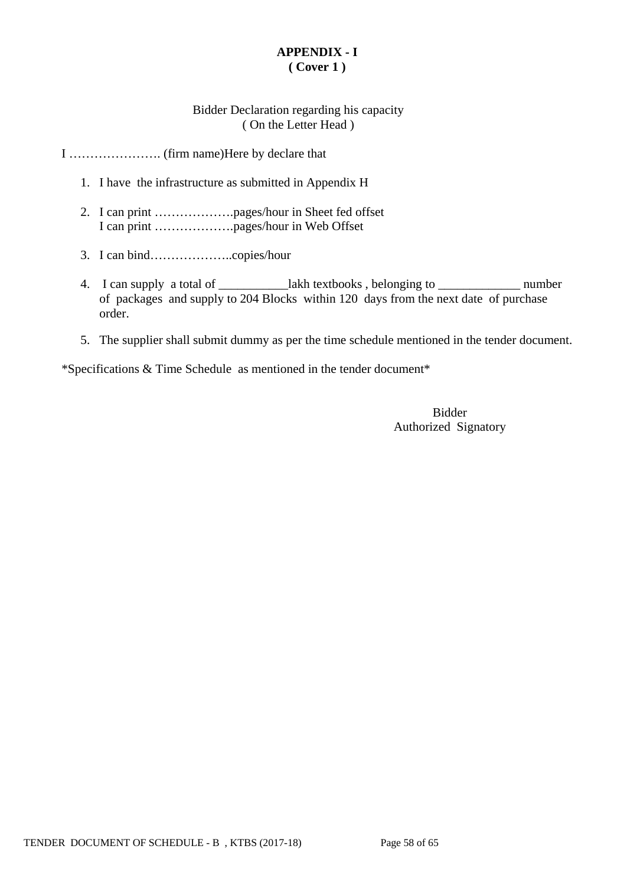**APPENDIX - I**
**( Cover 1 )**

Bidder Declaration regarding his capacity
( On the Letter Head )

I …………………. (firm name)Here by declare that

1. I have the infrastructure as submitted in Appendix H

2. I can print ……………….pages/hour in Sheet fed offset
   I can print ……………….pages/hour in Web Offset

3. I can bind………………..copies/hour

4. I can supply a total of ___________lakh textbooks , belonging to _____________ number of packages and supply to 204 Blocks within 120 days from the next date of purchase order.

5. The supplier shall submit dummy as per the time schedule mentioned in the tender document.

*Specifications & Time Schedule as mentioned in the tender document*

Bidder
Authorized Signatory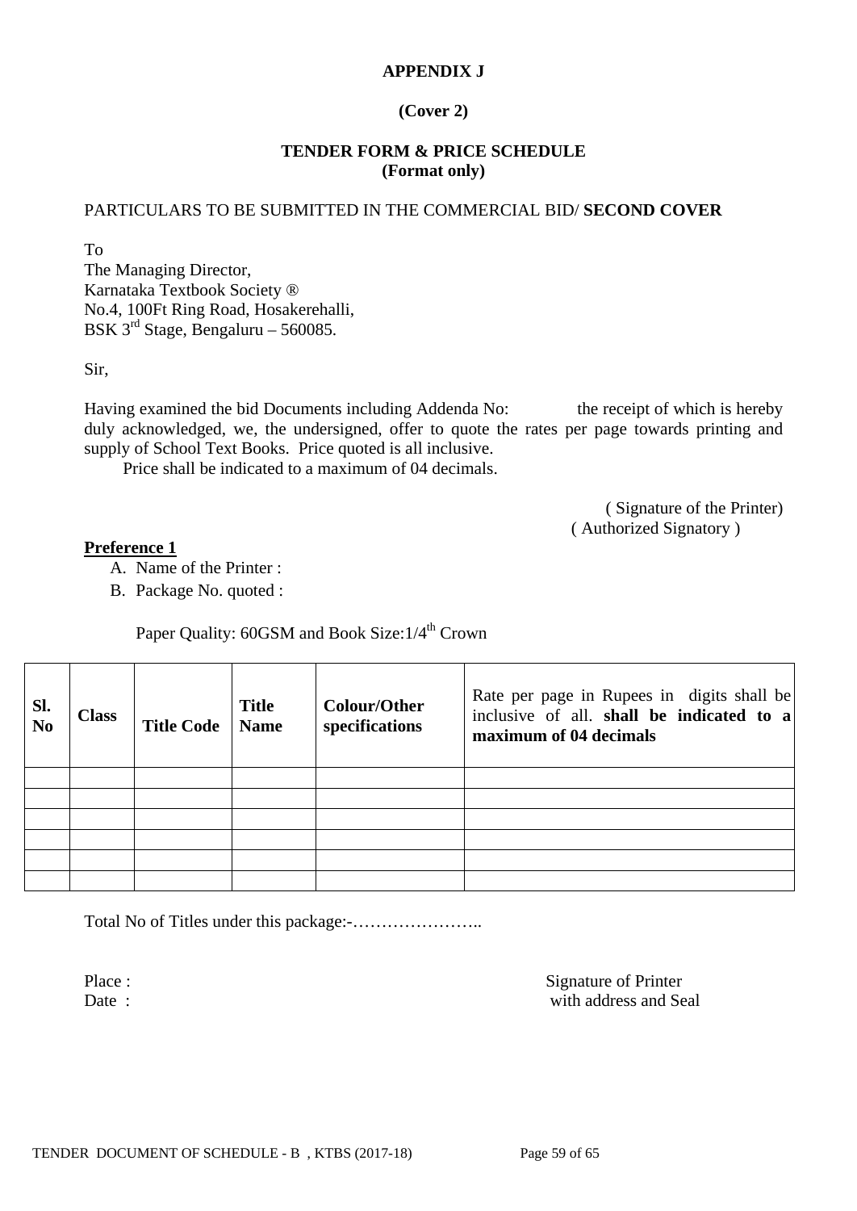**APPENDIX J**

**(Cover 2)**

**TENDER FORM & PRICE SCHEDULE**
**(Format only)**

PARTICULARS TO BE SUBMITTED IN THE COMMERCIAL BID/ **SECOND COVER**

To
The Managing Director,
Karnataka Textbook Society ®
No.4, 100Ft Ring Road, Hosakerehalli,
BSK 3rd Stage, Bengaluru – 560085.

Sir,

Having examined the bid Documents including Addenda No: the receipt of which is hereby duly acknowledged, we, the undersigned, offer to quote the rates per page towards printing and supply of School Text Books. Price quoted is all inclusive.

Price shall be indicated to a maximum of 04 decimals.

( Signature of the Printer)
( Authorized Signatory )

**Preference 1**

A. Name of the Printer :
B. Package No. quoted :

Paper Quality: 60GSM and Book Size:1/4th Crown

| Sl. No | Class | Title Code | Title Name | Colour/Other specifications | Rate per page in Rupees in digits shall be inclusive of all. **shall be indicated to a maximum of 04 decimals** |
|---|---|---|---|---|---|
| | | | | | |
| | | | | | |
| | | | | | |
| | | | | | |
| | | | | | |
| | | | | | |

Total No of Titles under this package:-…………………..

Place :
Date :

Signature of Printer
with address and Seal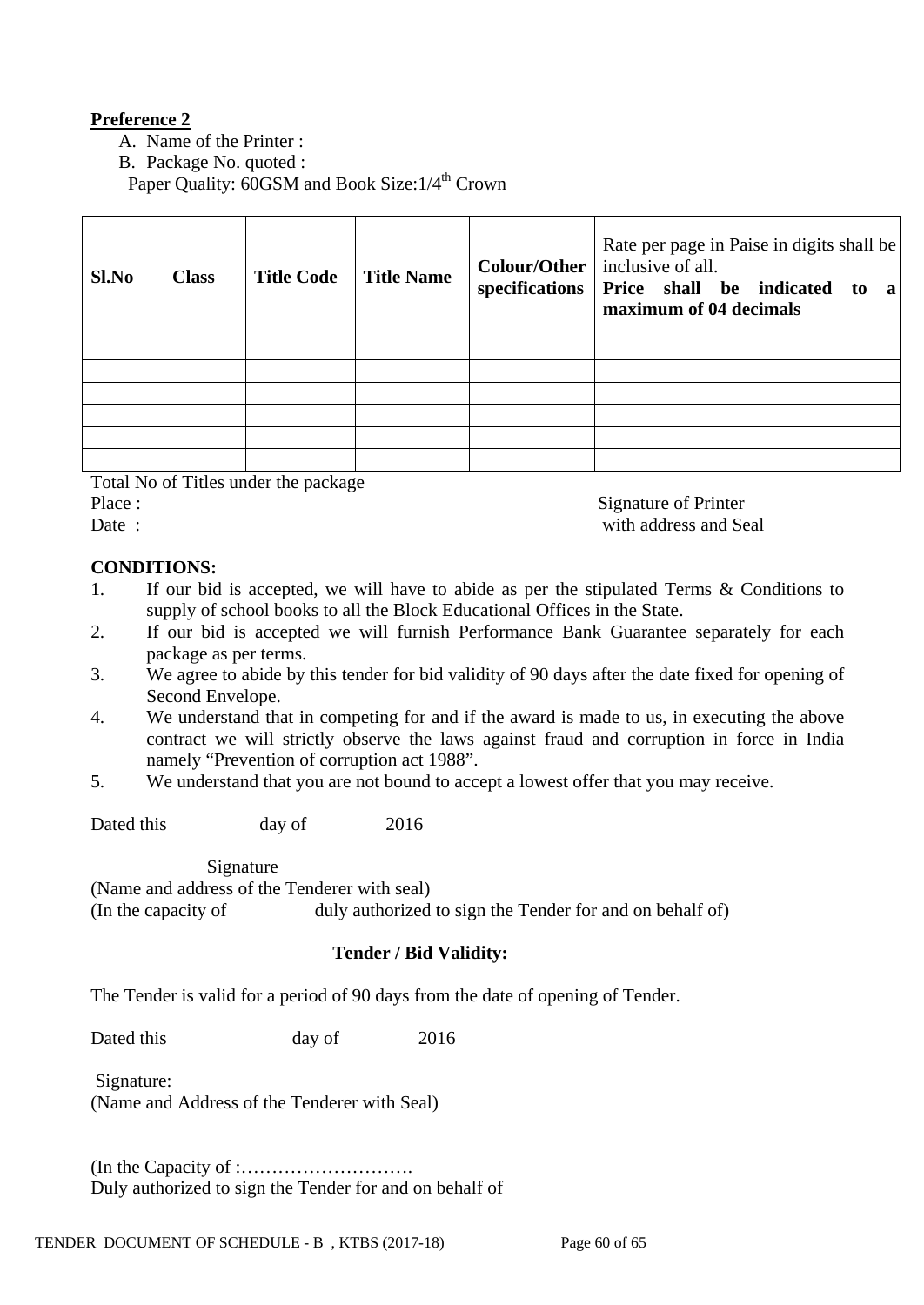**Preference 2**

A. Name of the Printer :
B. Package No. quoted :

Paper Quality: 60GSM and Book Size:1/4$^{th}$ Crown

| Sl.No | Class | Title Code | Title Name | Colour/Other specifications | Rate per page in Paise in digits shall be inclusive of all. **Price shall be indicated to a maximum of 04 decimals** |
|---|---|---|---|---|---|
| | | | | | |
| | | | | | |
| | | | | | |
| | | | | | |
| | | | | | |
| | | | | | |

Total No of Titles under the package

Place : Signature of Printer

Date : with address and Seal

**CONDITIONS:**

1. If our bid is accepted, we will have to abide as per the stipulated Terms & Conditions to supply of school books to all the Block Educational Offices in the State.
2. If our bid is accepted we will furnish Performance Bank Guarantee separately for each package as per terms.
3. We agree to abide by this tender for bid validity of 90 days after the date fixed for opening of Second Envelope.
4. We understand that in competing for and if the award is made to us, in executing the above contract we will strictly observe the laws against fraud and corruption in force in India namely "Prevention of corruption act 1988".
5. We understand that you are not bound to accept a lowest offer that you may receive.

Dated this day of 2016

Signature

(Name and address of the Tenderer with seal)

(In the capacity of duly authorized to sign the Tender for and on behalf of)

**Tender / Bid Validity:**

The Tender is valid for a period of 90 days from the date of opening of Tender.

Dated this day of 2016

Signature:

(Name and Address of the Tenderer with Seal)

(In the Capacity of :……………………….

Duly authorized to sign the Tender for and on behalf of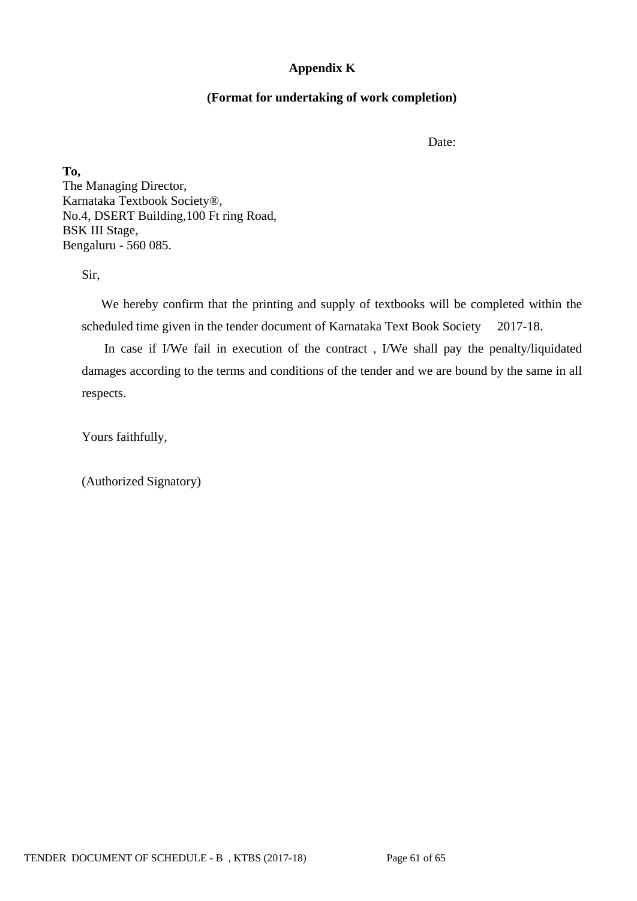**Appendix K**

**(Format for undertaking of work completion)**

Date:

**To,**
The Managing Director,
Karnataka Textbook Society®,
No.4, DSERT Building,100 Ft ring Road,
BSK III Stage,
Bengaluru - 560 085.

Sir,

We hereby confirm that the printing and supply of textbooks will be completed within the scheduled time given in the tender document of Karnataka Text Book Society 2017-18.

In case if I/We fail in execution of the contract , I/We shall pay the penalty/liquidated damages according to the terms and conditions of the tender and we are bound by the same in all respects.

Yours faithfully,

(Authorized Signatory)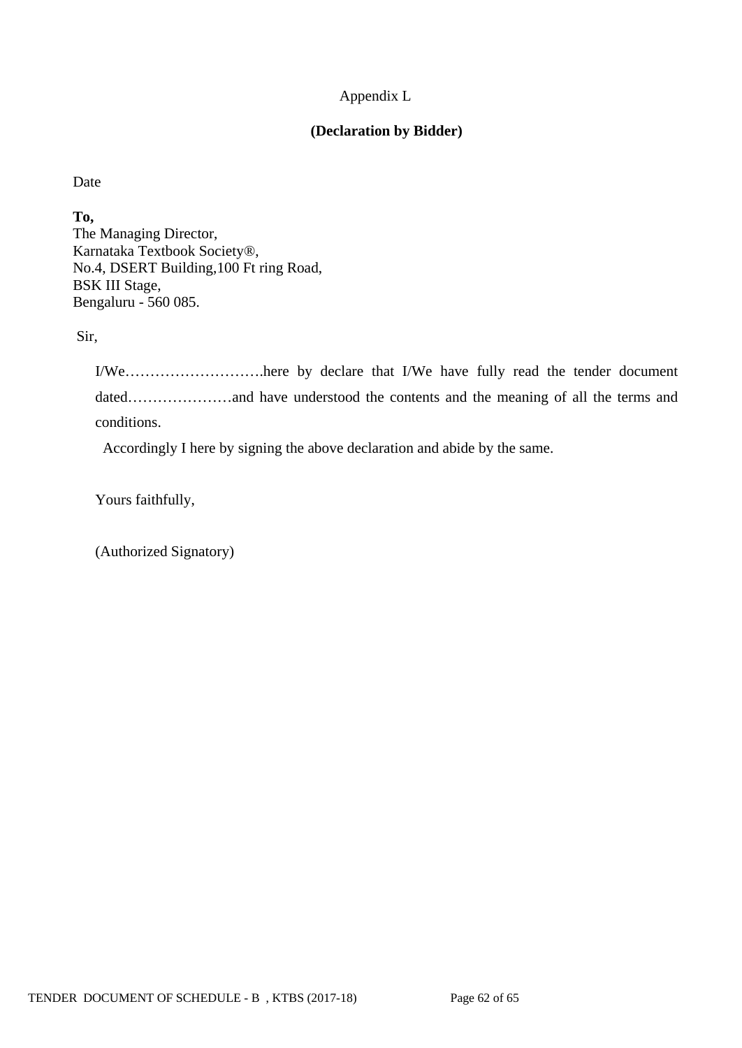Appendix L

**(Declaration by Bidder)**

Date

**To,**
The Managing Director,
Karnataka Textbook Society®,
No.4, DSERT Building,100 Ft ring Road,
BSK III Stage,
Bengaluru - 560 085.

Sir,

I/We……………………….here by declare that I/We have fully read the tender document dated…………………and have understood the contents and the meaning of all the terms and conditions.

Accordingly I here by signing the above declaration and abide by the same.

Yours faithfully,

(Authorized Signatory)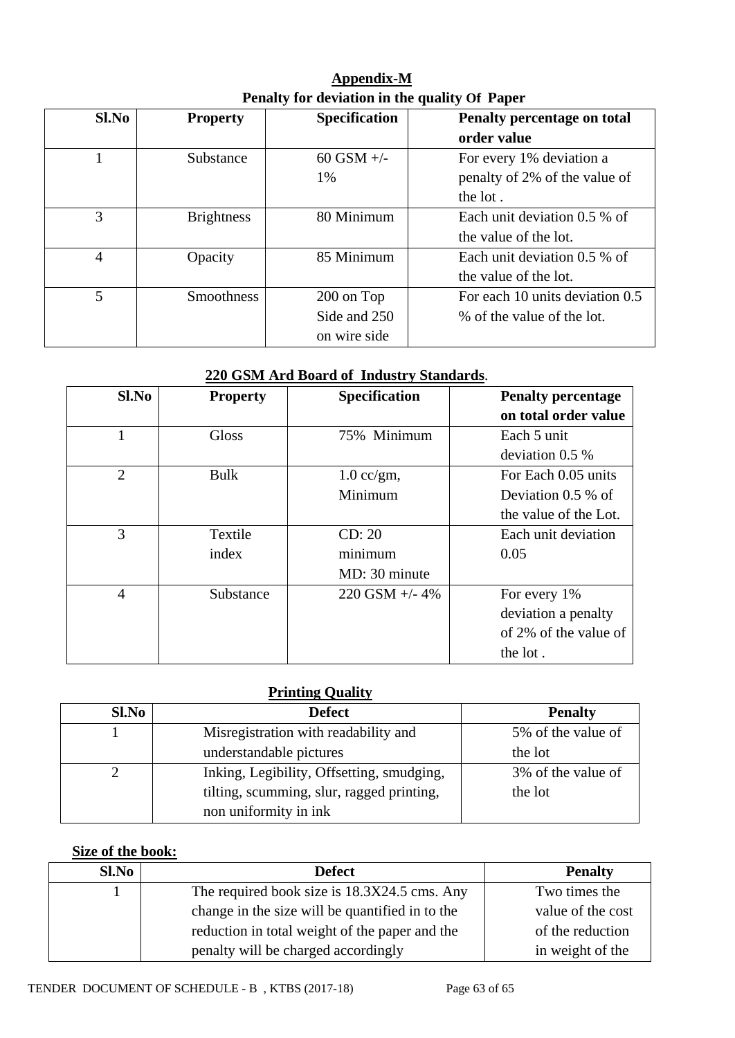## Appendix-M

### Penalty for deviation in the quality Of Paper

| Sl.No | Property | Specification | Penalty percentage on total order value |
|---|---|---|---|
| 1 | Substance | 60 GSM +/- 1% | For every 1% deviation a penalty of 2% of the value of the lot . |
| 3 | Brightness | 80 Minimum | Each unit deviation 0.5 % of the value of the lot. |
| 4 | Opacity | 85 Minimum | Each unit deviation 0.5 % of the value of the lot. |
| 5 | Smoothness | 200 on Top Side and 250 on wire side | For each 10 units deviation 0.5 % of the value of the lot. |

### 220 GSM Ard Board of Industry Standards.

| Sl.No | Property | Specification | Penalty percentage on total order value |
|---|---|---|---|
| 1 | Gloss | 75% Minimum | Each 5 unit deviation 0.5 % |
| 2 | Bulk | 1.0 cc/gm, Minimum | For Each 0.05 units Deviation 0.5 % of the value of the Lot. |
| 3 | Textile index | CD: 20 minimum MD: 30 minute | Each unit deviation 0.05 |
| 4 | Substance | 220 GSM +/- 4% | For every 1% deviation a penalty of 2% of the value of the lot . |

### Printing Quality

| Sl.No | Defect | Penalty |
|---|---|---|
| 1 | Misregistration with readability and understandable pictures | 5% of the value of the lot |
| 2 | Inking, Legibility, Offsetting, smudging, tilting, scumming, slur, ragged printing, non uniformity in ink | 3% of the value of the lot |

### Size of the book:

| Sl.No | Defect | Penalty |
|---|---|---|
| 1 | The required book size is 18.3X24.5 cms. Any change in the size will be quantified in to the reduction in total weight of the paper and the penalty will be charged accordingly | Two times the value of the cost of the reduction in weight of the |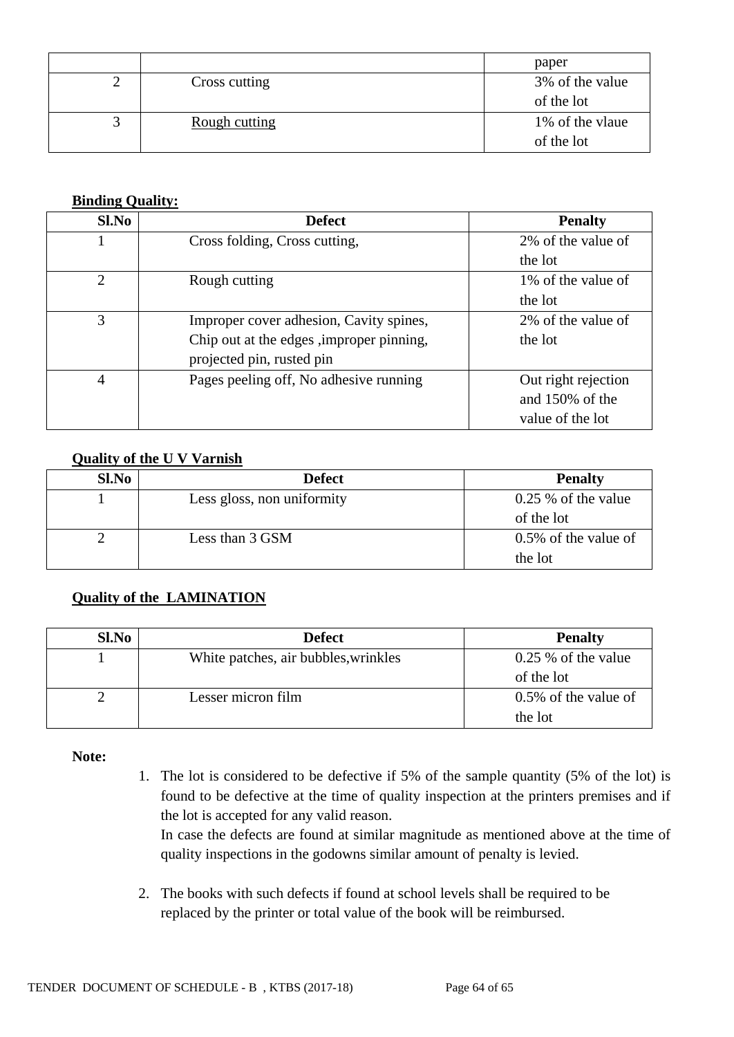| | | paper |
|---|---|---|
| 2 | Cross cutting | 3% of the value of the lot |
| 3 | Rough cutting | 1% of the vlaue of the lot |

**Binding Quality:**

| Sl.No | Defect | Penalty |
|---|---|---|
| 1 | Cross folding, Cross cutting, | 2% of the value of the lot |
| 2 | Rough cutting | 1% of the value of the lot |
| 3 | Improper cover adhesion, Cavity spines, Chip out at the edges ,improper pinning, projected pin, rusted pin | 2% of the value of the lot |
| 4 | Pages peeling off, No adhesive running | Out right rejection and 150% of the value of the lot |

**Quality of the U V Varnish**

| Sl.No | Defect | Penalty |
|---|---|---|
| 1 | Less gloss, non uniformity | 0.25 % of the value of the lot |
| 2 | Less than 3 GSM | 0.5% of the value of the lot |

**Quality of the LAMINATION**

| Sl.No | Defect | Penalty |
|---|---|---|
| 1 | White patches, air bubbles,wrinkles | 0.25 % of the value of the lot |
| 2 | Lesser micron film | 0.5% of the value of the lot |

**Note:**

1. The lot is considered to be defective if 5% of the sample quantity (5% of the lot) is found to be defective at the time of quality inspection at the printers premises and if the lot is accepted for any valid reason.
   In case the defects are found at similar magnitude as mentioned above at the time of quality inspections in the godowns similar amount of penalty is levied.

2. The books with such defects if found at school levels shall be required to be replaced by the printer or total value of the book will be reimbursed.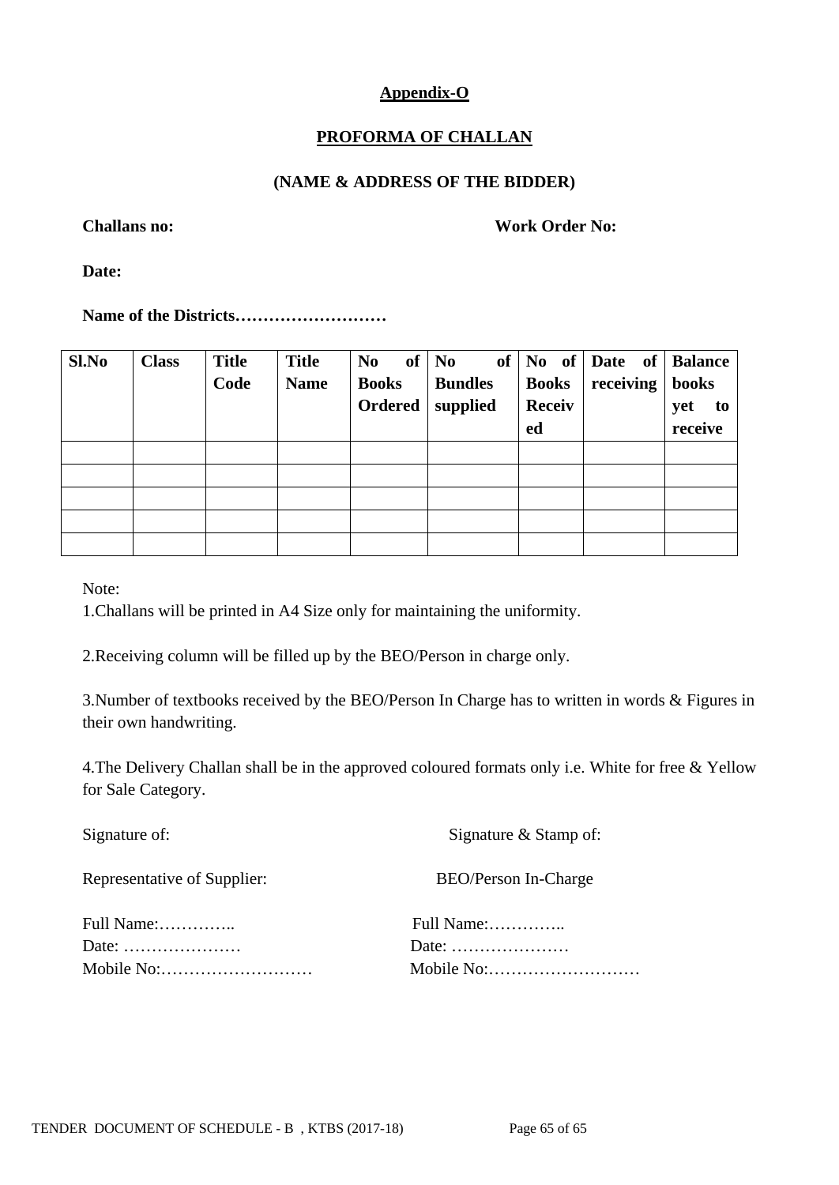**Appendix-O**

**PROFORMA OF CHALLAN**

**(NAME & ADDRESS OF THE BIDDER)**

**Challans no:** **Work Order No:**

**Date:**

**Name of the Districts………………………**

| Sl.No | Class | Title Code | Title Name | No of Books Ordered | No of Bundles supplied | No of Books Received | Date of receiving | Balance books yet to receive |
|---|---|---|---|---|---|---|---|---|
| | | | | | | | | |
| | | | | | | | | |
| | | | | | | | | |
| | | | | | | | | |
| | | | | | | | | |

Note:

1.Challans will be printed in A4 Size only for maintaining the uniformity.

2.Receiving column will be filled up by the BEO/Person in charge only.

3.Number of textbooks received by the BEO/Person In Charge has to written in words & Figures in their own handwriting.

4.The Delivery Challan shall be in the approved coloured formats only i.e. White for free & Yellow for Sale Category.

Signature of:

Representative of Supplier:

Full Name:…………..
Date: …………………
Mobile No:………………………

Signature & Stamp of:

BEO/Person In-Charge

Full Name:…………..
Date: …………………
Mobile No:………………………